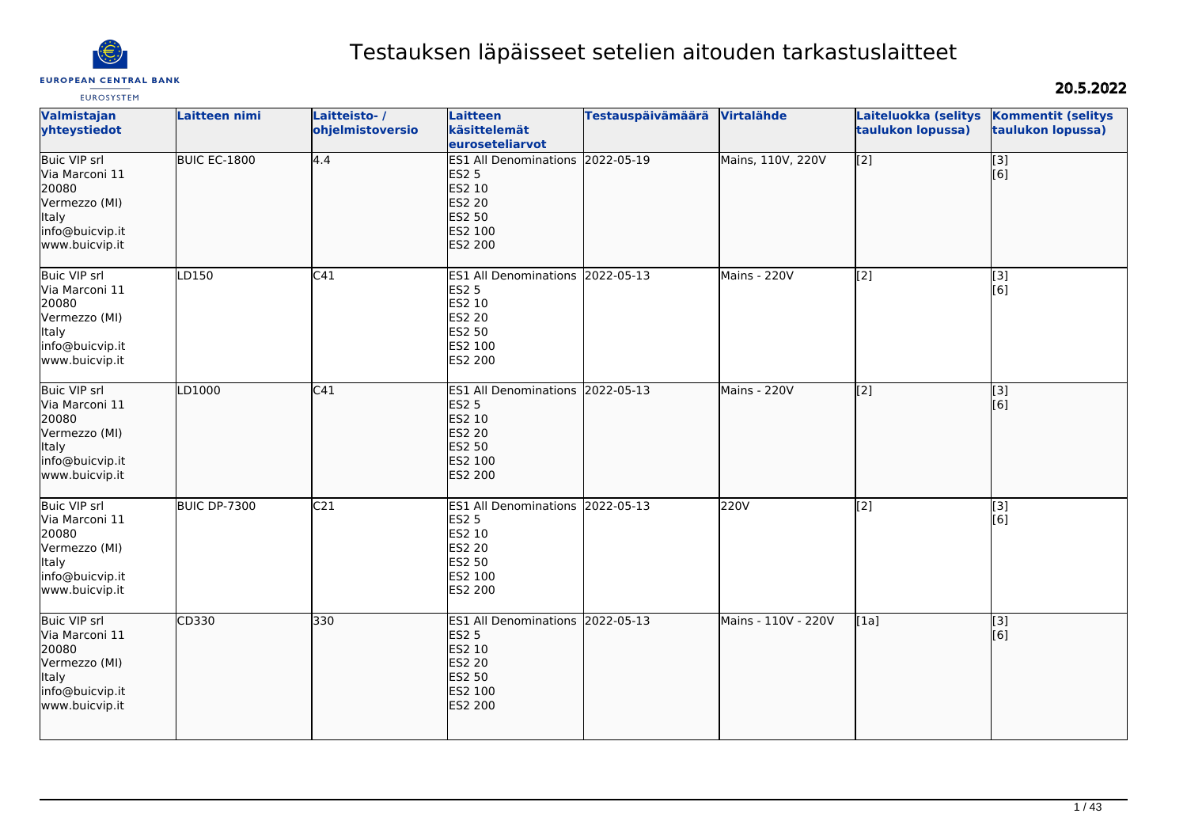# Testauksen läpäisseet setelien aitouden tarkastuslaitteet

**20.5.2022**

| Valmistajan yhteystiedot | Laitteen nimi | Laitteisto- / ohjelmistoversio | Laitteen käsittelemät euroseteliarvot | Testauspäivämäärä | Virtalähde | Laiteluokka (selitys taulukon lopussa) | Kommentit (selitys taulukon lopussa) |
|---|---|---|---|---|---|---|---|
| Buic VIP srl<br>Via Marconi 11<br>20080<br>Vermezzo (MI)<br>Italy<br>info@buicvip.it<br>www.buicvip.it | BUIC EC-1800 | 4.4 | ES1 All Denominations<br>ES2 5<br>ES2 10<br>ES2 20<br>ES2 50<br>ES2 100<br>ES2 200 | 2022-05-19 | Mains, 110V, 220V | [2] | [3]<br>[6] |
| Buic VIP srl<br>Via Marconi 11<br>20080<br>Vermezzo (MI)<br>Italy<br>info@buicvip.it<br>www.buicvip.it | LD150 | C41 | ES1 All Denominations<br>ES2 5<br>ES2 10<br>ES2 20<br>ES2 50<br>ES2 100<br>ES2 200 | 2022-05-13 | Mains - 220V | [2] | [3]<br>[6] |
| Buic VIP srl<br>Via Marconi 11<br>20080<br>Vermezzo (MI)<br>Italy<br>info@buicvip.it<br>www.buicvip.it | LD1000 | C41 | ES1 All Denominations<br>ES2 5<br>ES2 10<br>ES2 20<br>ES2 50<br>ES2 100<br>ES2 200 | 2022-05-13 | Mains - 220V | [2] | [3]<br>[6] |
| Buic VIP srl<br>Via Marconi 11<br>20080<br>Vermezzo (MI)<br>Italy<br>info@buicvip.it<br>www.buicvip.it | BUIC DP-7300 | C21 | ES1 All Denominations<br>ES2 5<br>ES2 10<br>ES2 20<br>ES2 50<br>ES2 100<br>ES2 200 | 2022-05-13 | 220V | [2] | [3]<br>[6] |
| Buic VIP srl<br>Via Marconi 11<br>20080<br>Vermezzo (MI)<br>Italy<br>info@buicvip.it<br>www.buicvip.it | CD330 | 330 | ES1 All Denominations<br>ES2 5<br>ES2 10<br>ES2 20<br>ES2 50<br>ES2 100<br>ES2 200 | 2022-05-13 | Mains - 110V - 220V | [1a] | [3]<br>[6] |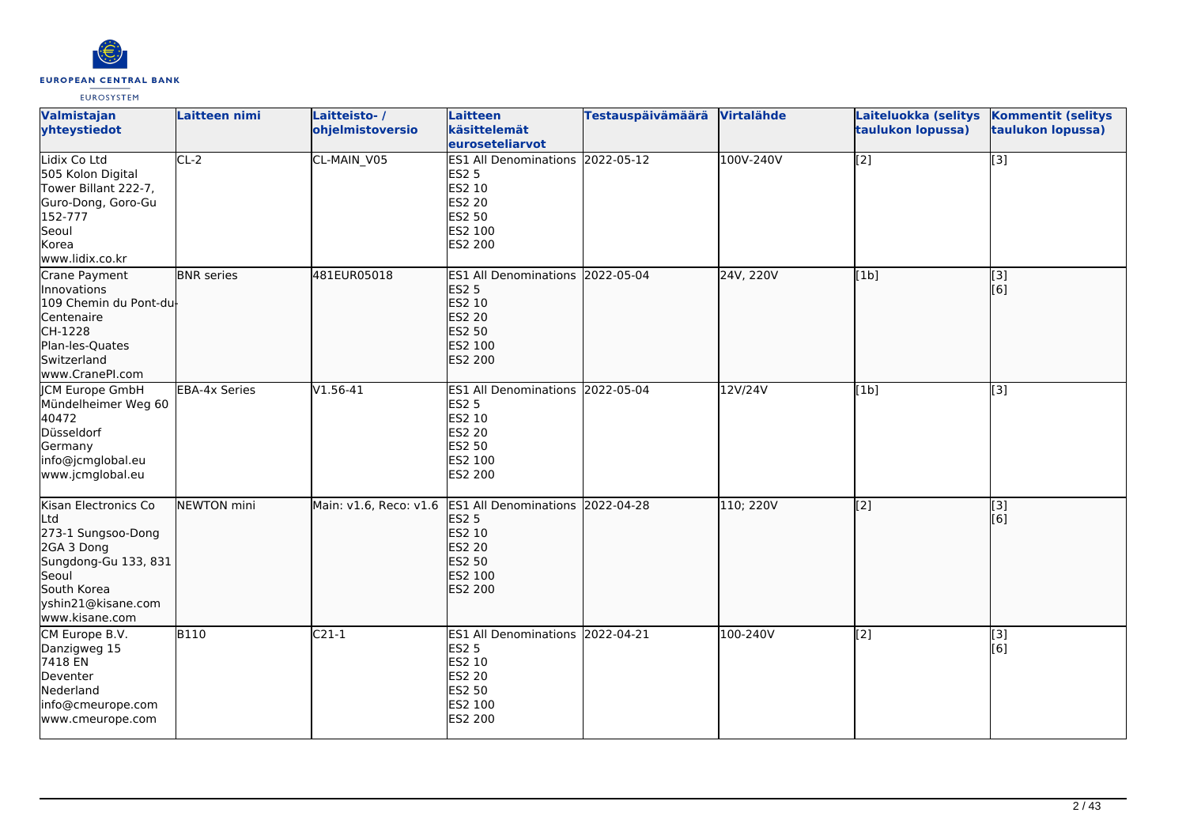| Valmistajan yhteystiedot | Laitteen nimi | Laitteisto- / ohjelmistoversio | Laitteen käsittelemät euroseteliarvot | Testauspäivämäärä | Virtalähde | Laiteluokka (selitys taulukon lopussa) | Kommentit (selitys taulukon lopussa) |
|---|---|---|---|---|---|---|---|
| Lidix Co Ltd<br>505 Kolon Digital Tower Billant 222-7, Guro-Dong, Goro-Gu<br>152-777<br>Seoul<br>Korea<br>www.lidix.co.kr | CL-2 | CL-MAIN_V05 | ES1 All Denominations<br>ES2 5<br>ES2 10<br>ES2 20<br>ES2 50<br>ES2 100<br>ES2 200 | 2022-05-12 | 100V-240V | [2] | [3] |
| Crane Payment Innovations<br>109 Chemin du Pont-du-Centenaire<br>CH-1228<br>Plan-les-Quates<br>Switzerland<br>www.CranePI.com | BNR series | 481EUR05018 | ES1 All Denominations<br>ES2 5<br>ES2 10<br>ES2 20<br>ES2 50<br>ES2 100<br>ES2 200 | 2022-05-04 | 24V, 220V | [1b] | [3]<br>[6] |
| JCM Europe GmbH<br>Mündelheimer Weg 60<br>40472<br>Düsseldorf<br>Germany<br>info@jcmglobal.eu<br>www.jcmglobal.eu | EBA-4x Series | V1.56-41 | ES1 All Denominations<br>ES2 5<br>ES2 10<br>ES2 20<br>ES2 50<br>ES2 100<br>ES2 200 | 2022-05-04 | 12V/24V | [1b] | [3] |
| Kisan Electronics Co Ltd<br>273-1 Sungsoo-Dong 2GA 3 Dong<br>Sungdong-Gu 133, 831<br>Seoul<br>South Korea<br>yshin21@kisane.com<br>www.kisane.com | NEWTON mini | Main: v1.6, Reco: v1.6 | ES1 All Denominations<br>ES2 5<br>ES2 10<br>ES2 20<br>ES2 50<br>ES2 100<br>ES2 200 | 2022-04-28 | 110; 220V | [2] | [3]<br>[6] |
| CM Europe B.V.<br>Danzigweg 15<br>7418 EN<br>Deventer<br>Nederland<br>info@cmeurope.com<br>www.cmeurope.com | B110 | C21-1 | ES1 All Denominations<br>ES2 5<br>ES2 10<br>ES2 20<br>ES2 50<br>ES2 100<br>ES2 200 | 2022-04-21 | 100-240V | [2] | [3]<br>[6] |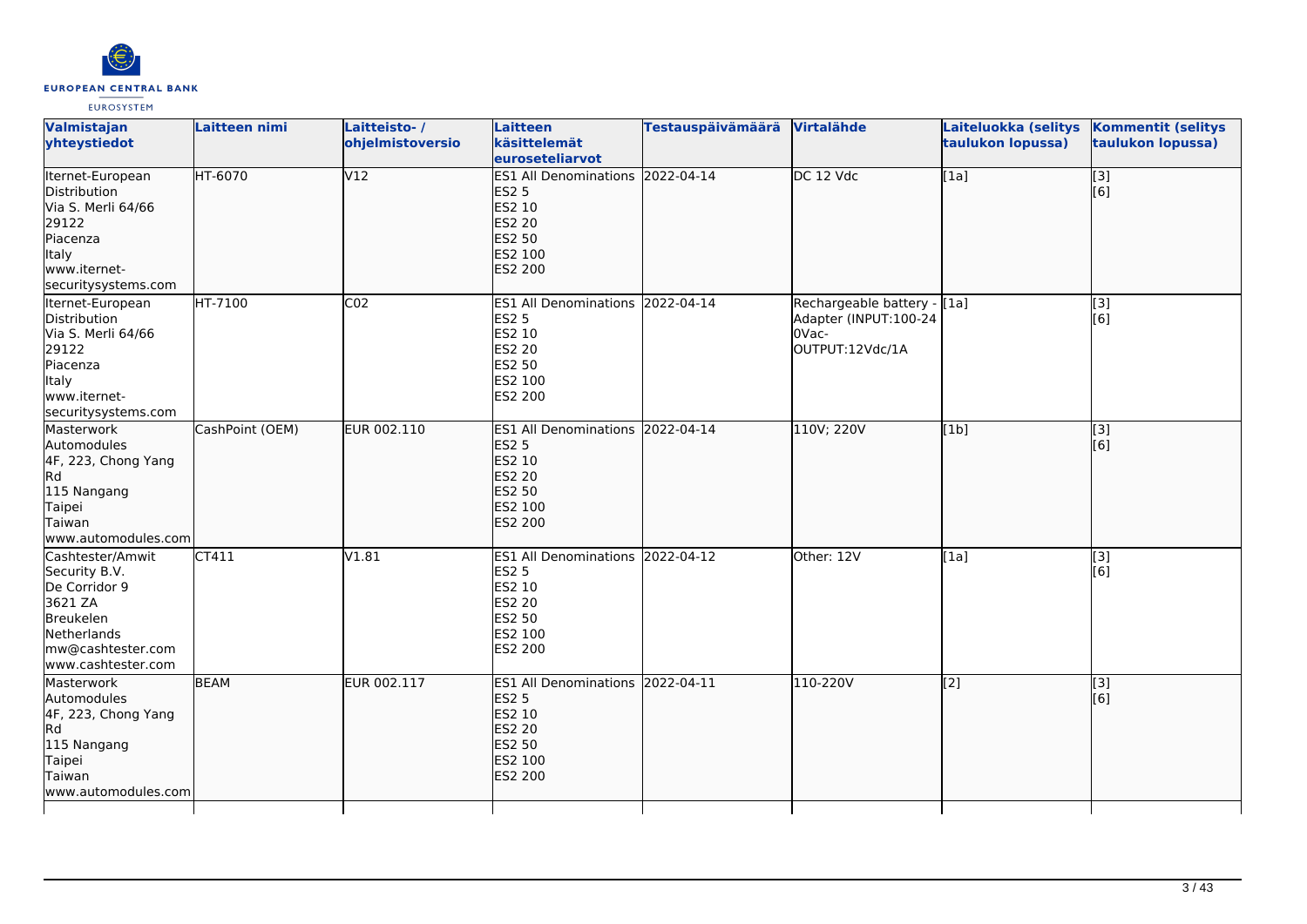| Valmistajan yhteystiedot | Laitteen nimi | Laitteisto- / ohjelmistoversio | Laitteen käsittelemät euroseteliarvot | Testauspäivämäärä | Virtalähde | Laiteluokka (selitys taulukon lopussa) | Kommentit (selitys taulukon lopussa) |
| --- | --- | --- | --- | --- | --- | --- | --- |
| Iternet-European Distribution<br>Via S. Merli 64/66<br>29122<br>Piacenza<br>Italy<br>www.iternet-securitysystems.com | HT-6070 | V12 | ES1 All Denominations<br>ES2 5<br>ES2 10<br>ES2 20<br>ES2 50<br>ES2 100<br>ES2 200 | 2022-04-14 | DC 12 Vdc | [1a] | [3]<br>[6] |
| Iternet-European Distribution<br>Via S. Merli 64/66<br>29122<br>Piacenza<br>Italy<br>www.iternet-securitysystems.com | HT-7100 | C02 | ES1 All Denominations<br>ES2 5<br>ES2 10<br>ES2 20<br>ES2 50<br>ES2 100<br>ES2 200 | 2022-04-14 | Rechargeable battery - Adapter (INPUT:100-240Vac-OUTPUT:12Vdc/1A | [1a] | [3]<br>[6] |
| Masterwork Automodules<br>4F, 223, Chong Yang Rd<br>115 Nangang<br>Taipei<br>Taiwan<br>www.automodules.com | CashPoint (OEM) | EUR 002.110 | ES1 All Denominations<br>ES2 5<br>ES2 10<br>ES2 20<br>ES2 50<br>ES2 100<br>ES2 200 | 2022-04-14 | 110V; 220V | [1b] | [3]<br>[6] |
| Cashtester/Amwit Security B.V.<br>De Corridor 9<br>3621 ZA<br>Breukelen<br>Netherlands<br>mw@cashtester.com<br>www.cashtester.com | CT411 | V1.81 | ES1 All Denominations<br>ES2 5<br>ES2 10<br>ES2 20<br>ES2 50<br>ES2 100<br>ES2 200 | 2022-04-12 | Other: 12V | [1a] | [3]<br>[6] |
| Masterwork Automodules<br>4F, 223, Chong Yang Rd<br>115 Nangang<br>Taipei<br>Taiwan<br>www.automodules.com | BEAM | EUR 002.117 | ES1 All Denominations<br>ES2 5<br>ES2 10<br>ES2 20<br>ES2 50<br>ES2 100<br>ES2 200 | 2022-04-11 | 110-220V | [2] | [3]<br>[6] |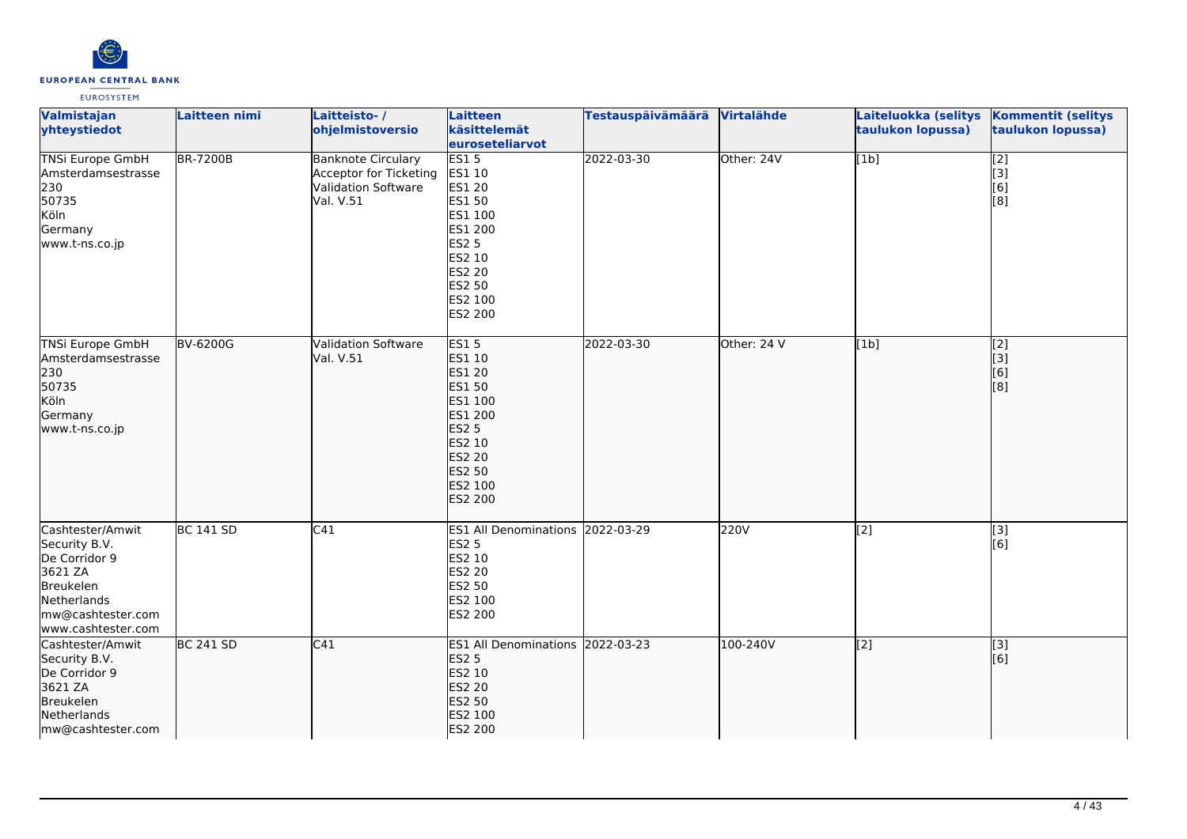| Valmistajan yhteystiedot | Laitteen nimi | Laitteisto- / ohjelmistoversio | Laitteen käsittelemät euroseteliarvot | Testauspäivämäärä | Virtalähde | Laiteluokka (selitys taulukon lopussa) | Kommentit (selitys taulukon lopussa) |
|---|---|---|---|---|---|---|---|
| TNSi Europe GmbH<br>Amsterdamsestrasse 230<br>50735<br>Köln<br>Germany<br>www.t-ns.co.jp | BR-7200B | Banknote Circulary Acceptor for Ticketing Validation Software Val. V.51 | ES1 5<br>ES1 10<br>ES1 20<br>ES1 50<br>ES1 100<br>ES1 200<br>ES2 5<br>ES2 10<br>ES2 20<br>ES2 50<br>ES2 100<br>ES2 200 | 2022-03-30 | Other: 24V | [1b] | [2]<br>[3]<br>[6]<br>[8] |
| TNSi Europe GmbH<br>Amsterdamsestrasse 230<br>50735<br>Köln<br>Germany<br>www.t-ns.co.jp | BV-6200G | Validation Software Val. V.51 | ES1 5<br>ES1 10<br>ES1 20<br>ES1 50<br>ES1 100<br>ES1 200<br>ES2 5<br>ES2 10<br>ES2 20<br>ES2 50<br>ES2 100<br>ES2 200 | 2022-03-30 | Other: 24 V | [1b] | [2]<br>[3]<br>[6]<br>[8] |
| Cashtester/Amwit Security B.V.<br>De Corridor 9<br>3621 ZA<br>Breukelen<br>Netherlands<br>mw@cashtester.com<br>www.cashtester.com | BC 141 SD | C41 | ES1 All Denominations<br>ES2 5<br>ES2 10<br>ES2 20<br>ES2 50<br>ES2 100<br>ES2 200 | 2022-03-29 | 220V | [2] | [3]<br>[6] |
| Cashtester/Amwit Security B.V.<br>De Corridor 9<br>3621 ZA<br>Breukelen<br>Netherlands<br>mw@cashtester.com | BC 241 SD | C41 | ES1 All Denominations<br>ES2 5<br>ES2 10<br>ES2 20<br>ES2 50<br>ES2 100<br>ES2 200 | 2022-03-23 | 100-240V | [2] | [3]<br>[6] |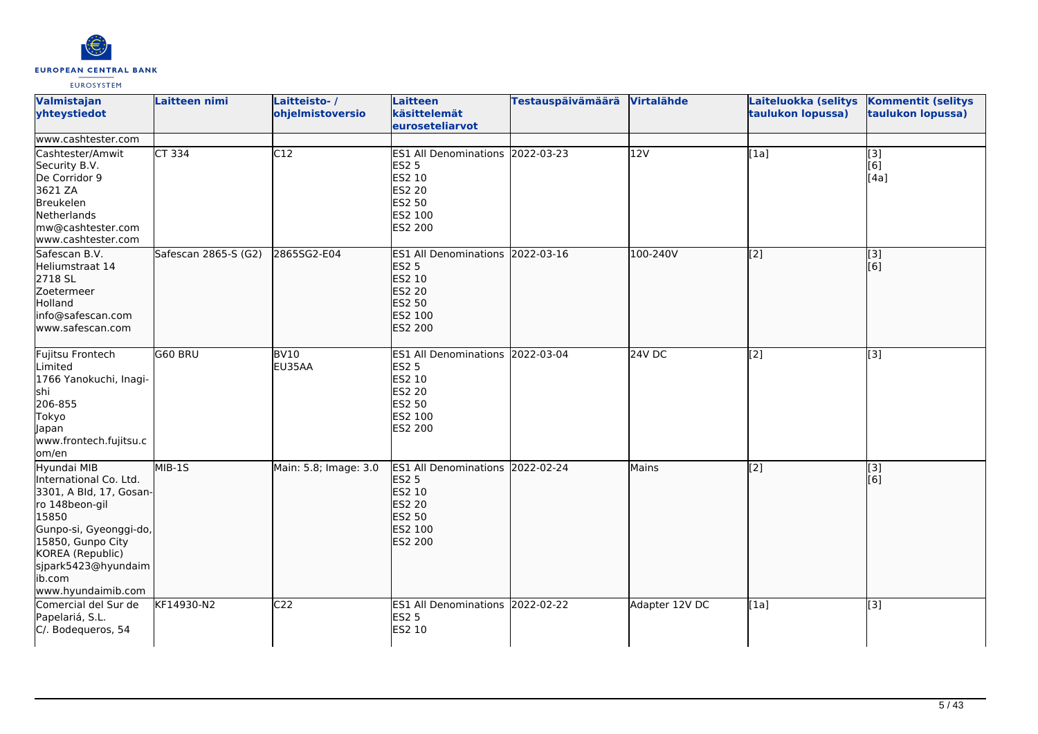| Valmistajan yhteystiedot | Laitteen nimi | Laitteisto- / ohjelmistoversio | Laitteen käsittelemät euroseteliarvot | Testauspäivämäärä | Virtalähde | Laiteluokka (selitys taulukon lopussa) | Kommentit (selitys taulukon lopussa) |
|---|---|---|---|---|---|---|---|
| www.cashtester.com | | | | | | | |
| Cashtester/Amwit Security B.V.<br>De Corridor 9<br>3621 ZA<br>Breukelen<br>Netherlands<br>mw@cashtester.com<br>www.cashtester.com | CT 334 | C12 | ES1 All Denominations<br>ES2 5<br>ES2 10<br>ES2 20<br>ES2 50<br>ES2 100<br>ES2 200 | 2022-03-23 | 12V | [1a] | [3]<br>[6]<br>[4a] |
| Safescan B.V.<br>Heliumstraat 14<br>2718 SL<br>Zoetermeer<br>Holland<br>info@safescan.com<br>www.safescan.com | Safescan 2865-S (G2) | 2865SG2-E04 | ES1 All Denominations<br>ES2 5<br>ES2 10<br>ES2 20<br>ES2 50<br>ES2 100<br>ES2 200 | 2022-03-16 | 100-240V | [2] | [3]<br>[6] |
| Fujitsu Frontech Limited<br>1766 Yanokuchi, Inagi-shi<br>206-855<br>Tokyo<br>Japan<br>www.frontech.fujitsu.com/en | G60 BRU | BV10<br>EU35AA | ES1 All Denominations<br>ES2 5<br>ES2 10<br>ES2 20<br>ES2 50<br>ES2 100<br>ES2 200 | 2022-03-04 | 24V DC | [2] | [3] |
| Hyundai MIB International Co. Ltd.<br>3301, A Bld, 17, Gosan-ro 148beon-gil<br>15850<br>Gunpo-si, Gyeonggi-do, 15850, Gunpo City<br>KOREA (Republic)<br>sjpark5423@hyundaimib.com<br>www.hyundaimib.com | MIB-1S | Main: 5.8; Image: 3.0 | ES1 All Denominations<br>ES2 5<br>ES2 10<br>ES2 20<br>ES2 50<br>ES2 100<br>ES2 200 | 2022-02-24 | Mains | [2] | [3]<br>[6] |
| Comercial del Sur de Papelariá, S.L.<br>C/. Bodequeros, 54 | KF14930-N2 | C22 | ES1 All Denominations<br>ES2 5<br>ES2 10 | 2022-02-22 | Adapter 12V DC | [1a] | [3] |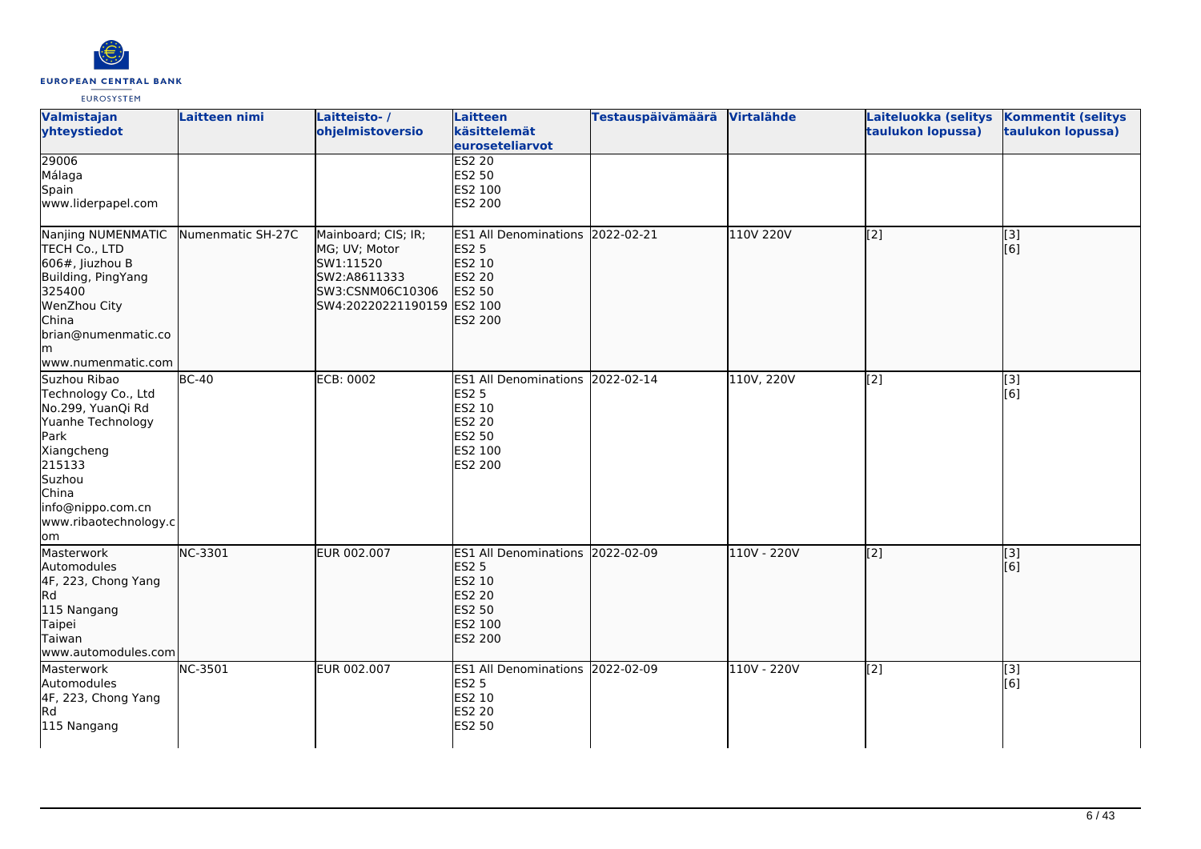| Valmistajan yhteystiedot | Laitteen nimi | Laitteisto- / ohjelmistoversio | Laitteen käsittelemät euroseteliarvot | Testauspäivämäärä | Virtalähde | Laiteluokka (selitys taulukon lopussa) | Kommentit (selitys taulukon lopussa) |
|---|---|---|---|---|---|---|---|
| 29006<br>Málaga<br>Spain<br>www.liderpapel.com | | | ES2 20<br>ES2 50<br>ES2 100<br>ES2 200 | | | | |
| Nanjing NUMENMATIC TECH Co., LTD<br>606#, Jiuzhou B Building, PingYang<br>325400<br>WenZhou City<br>China<br>brian@numenmatic.com<br>www.numenmatic.com | Numenmatic SH-27C | Mainboard; CIS; IR; MG; UV; Motor<br>SW1:11520<br>SW2:A8611333<br>SW3:CSNM06C10306<br>SW4:20220221190159 | ES1 All Denominations<br>ES2 5<br>ES2 10<br>ES2 20<br>ES2 50<br>ES2 100<br>ES2 200 | 2022-02-21 | 110V 220V | [2] | [3]<br>[6] |
| Suzhou Ribao Technology Co., Ltd<br>No.299, YuanQi Rd<br>Yuanhe Technology Park<br>Xiangcheng<br>215133<br>Suzhou<br>China<br>info@nippo.com.cn<br>www.ribaotechnology.com | BC-40 | ECB: 0002 | ES1 All Denominations<br>ES2 5<br>ES2 10<br>ES2 20<br>ES2 50<br>ES2 100<br>ES2 200 | 2022-02-14 | 110V, 220V | [2] | [3]<br>[6] |
| Masterwork Automodules<br>4F, 223, Chong Yang Rd<br>115 Nangang<br>Taipei<br>Taiwan<br>www.automodules.com | NC-3301 | EUR 002.007 | ES1 All Denominations<br>ES2 5<br>ES2 10<br>ES2 20<br>ES2 50<br>ES2 100<br>ES2 200 | 2022-02-09 | 110V - 220V | [2] | [3]<br>[6] |
| Masterwork Automodules<br>4F, 223, Chong Yang Rd<br>115 Nangang | NC-3501 | EUR 002.007 | ES1 All Denominations<br>ES2 5<br>ES2 10<br>ES2 20<br>ES2 50 | 2022-02-09 | 110V - 220V | [2] | [3]<br>[6] |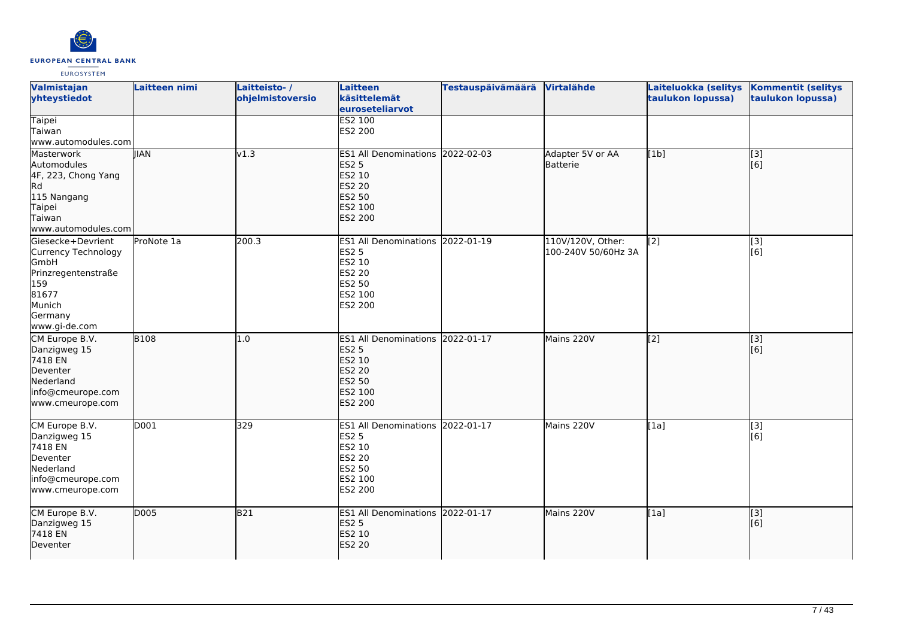| Valmistajan yhteystiedot | Laitteen nimi | Laitteisto- / ohjelmistoversio | Laitteen käsittelemät euroseteliarvot | Testauspäivämäärä | Virtalähde | Laiteluokka (selitys taulukon lopussa) | Kommentit (selitys taulukon lopussa) |
|---|---|---|---|---|---|---|---|
| Taipei<br>Taiwan<br>www.automodules.com | | | ES2 100<br>ES2 200 | | | | |
| Masterwork Automodules<br>4F, 223, Chong Yang Rd<br>115 Nangang<br>Taipei<br>Taiwan<br>www.automodules.com | JIAN | v1.3 | ES1 All Denominations<br>ES2 5<br>ES2 10<br>ES2 20<br>ES2 50<br>ES2 100<br>ES2 200 | 2022-02-03 | Adapter 5V or AA Batterie | [1b] | [3]<br>[6] |
| Giesecke+Devrient Currency Technology GmbH<br>Prinzregentenstraße 159<br>81677<br>Munich<br>Germany<br>www.gi-de.com | ProNote 1a | 200.3 | ES1 All Denominations<br>ES2 5<br>ES2 10<br>ES2 20<br>ES2 50<br>ES2 100<br>ES2 200 | 2022-01-19 | 110V/120V, Other: 100-240V 50/60Hz 3A | [2] | [3]<br>[6] |
| CM Europe B.V.<br>Danzigweg 15<br>7418 EN<br>Deventer<br>Nederland<br>info@cmeurope.com<br>www.cmeurope.com | B108 | 1.0 | ES1 All Denominations<br>ES2 5<br>ES2 10<br>ES2 20<br>ES2 50<br>ES2 100<br>ES2 200 | 2022-01-17 | Mains 220V | [2] | [3]<br>[6] |
| CM Europe B.V.<br>Danzigweg 15<br>7418 EN<br>Deventer<br>Nederland<br>info@cmeurope.com<br>www.cmeurope.com | D001 | 329 | ES1 All Denominations<br>ES2 5<br>ES2 10<br>ES2 20<br>ES2 50<br>ES2 100<br>ES2 200 | 2022-01-17 | Mains 220V | [1a] | [3]<br>[6] |
| CM Europe B.V.<br>Danzigweg 15<br>7418 EN<br>Deventer | D005 | B21 | ES1 All Denominations<br>ES2 5<br>ES2 10<br>ES2 20 | 2022-01-17 | Mains 220V | [1a] | [3]<br>[6] |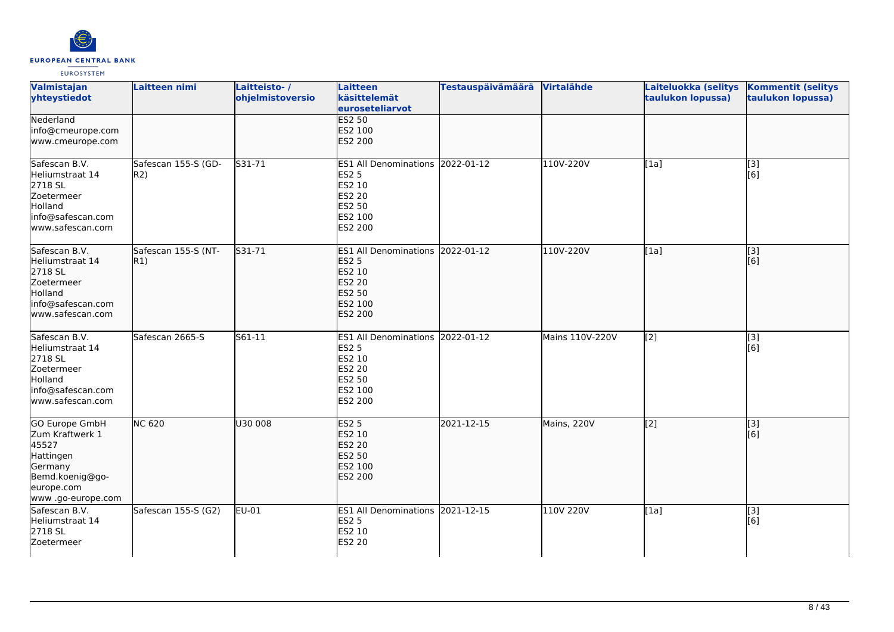| Valmistajan yhteystiedot | Laitteen nimi | Laitteisto- / ohjelmistoversio | Laitteen käsittelemät euroseteliarvot | Testauspäivämäärä | Virtalähde | Laiteluokka (selitys taulukon lopussa) | Kommentit (selitys taulukon lopussa) |
|---|---|---|---|---|---|---|---|
| Nederland<br>info@cmeurope.com<br>www.cmeurope.com | | | ES2 50<br>ES2 100<br>ES2 200 | | | | |
| Safescan B.V.<br>Heliumstraat 14<br>2718 SL<br>Zoetermeer<br>Holland<br>info@safescan.com<br>www.safescan.com | Safescan 155-S (GD-R2) | S31-71 | ES1 All Denominations<br>ES2 5<br>ES2 10<br>ES2 20<br>ES2 50<br>ES2 100<br>ES2 200 | 2022-01-12 | 110V-220V | [1a] | [3]<br>[6] |
| Safescan B.V.<br>Heliumstraat 14<br>2718 SL<br>Zoetermeer<br>Holland<br>info@safescan.com<br>www.safescan.com | Safescan 155-S (NT-R1) | S31-71 | ES1 All Denominations<br>ES2 5<br>ES2 10<br>ES2 20<br>ES2 50<br>ES2 100<br>ES2 200 | 2022-01-12 | 110V-220V | [1a] | [3]<br>[6] |
| Safescan B.V.<br>Heliumstraat 14<br>2718 SL<br>Zoetermeer<br>Holland<br>info@safescan.com<br>www.safescan.com | Safescan 2665-S | S61-11 | ES1 All Denominations<br>ES2 5<br>ES2 10<br>ES2 20<br>ES2 50<br>ES2 100<br>ES2 200 | 2022-01-12 | Mains 110V-220V | [2] | [3]<br>[6] |
| GO Europe GmbH<br>Zum Kraftwerk 1<br>45527<br>Hattingen<br>Germany<br>Bemd.koenig@go-europe.com<br>www .go-europe.com | NC 620 | U30 008 | ES2 5<br>ES2 10<br>ES2 20<br>ES2 50<br>ES2 100<br>ES2 200 | 2021-12-15 | Mains, 220V | [2] | [3]<br>[6] |
| Safescan B.V.<br>Heliumstraat 14<br>2718 SL<br>Zoetermeer | Safescan 155-S (G2) | EU-01 | ES1 All Denominations<br>ES2 5<br>ES2 10<br>ES2 20 | 2021-12-15 | 110V 220V | [1a] | [3]<br>[6] |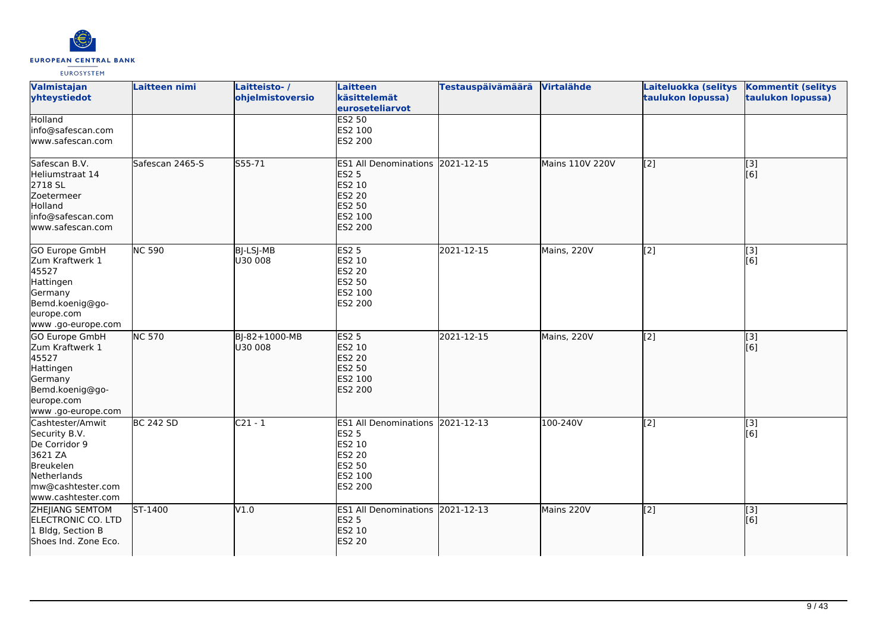| Valmistajan yhteystiedot | Laitteen nimi | Laitteisto- / ohjelmistoversio | Laitteen käsittelemät euroseteliarvot | Testauspäivämäärä | Virtalähde | Laiteluokka (selitys taulukon lopussa) | Kommentit (selitys taulukon lopussa) |
|---|---|---|---|---|---|---|---|
| Holland<br>info@safescan.com<br>www.safescan.com | | | ES2 50<br>ES2 100<br>ES2 200 | | | | |
| Safescan B.V.<br>Heliumstraat 14<br>2718 SL<br>Zoetermeer<br>Holland<br>info@safescan.com<br>www.safescan.com | Safescan 2465-S | S55-71 | ES1 All Denominations<br>ES2 5<br>ES2 10<br>ES2 20<br>ES2 50<br>ES2 100<br>ES2 200 | 2021-12-15 | Mains 110V 220V | [2] | [3]<br>[6] |
| GO Europe GmbH<br>Zum Kraftwerk 1<br>45527<br>Hattingen<br>Germany<br>Bemd.koenig@go-europe.com<br>www .go-europe.com | NC 590 | BJ-LSJ-MB<br>U30 008 | ES2 5<br>ES2 10<br>ES2 20<br>ES2 50<br>ES2 100<br>ES2 200 | 2021-12-15 | Mains, 220V | [2] | [3]<br>[6] |
| GO Europe GmbH<br>Zum Kraftwerk 1<br>45527<br>Hattingen<br>Germany<br>Bemd.koenig@go-europe.com<br>www .go-europe.com | NC 570 | BJ-82+1000-MB<br>U30 008 | ES2 5<br>ES2 10<br>ES2 20<br>ES2 50<br>ES2 100<br>ES2 200 | 2021-12-15 | Mains, 220V | [2] | [3]<br>[6] |
| Cashtester/Amwit Security B.V.<br>De Corridor 9<br>3621 ZA<br>Breukelen<br>Netherlands<br>mw@cashtester.com<br>www.cashtester.com | BC 242 SD | C21 - 1 | ES1 All Denominations<br>ES2 5<br>ES2 10<br>ES2 20<br>ES2 50<br>ES2 100<br>ES2 200 | 2021-12-13 | 100-240V | [2] | [3]<br>[6] |
| ZHEJIANG SEMTOM ELECTRONIC CO. LTD<br>1 Bldg, Section B<br>Shoes Ind. Zone Eco. | ST-1400 | V1.0 | ES1 All Denominations<br>ES2 5<br>ES2 10<br>ES2 20 | 2021-12-13 | Mains 220V | [2] | [3]<br>[6] |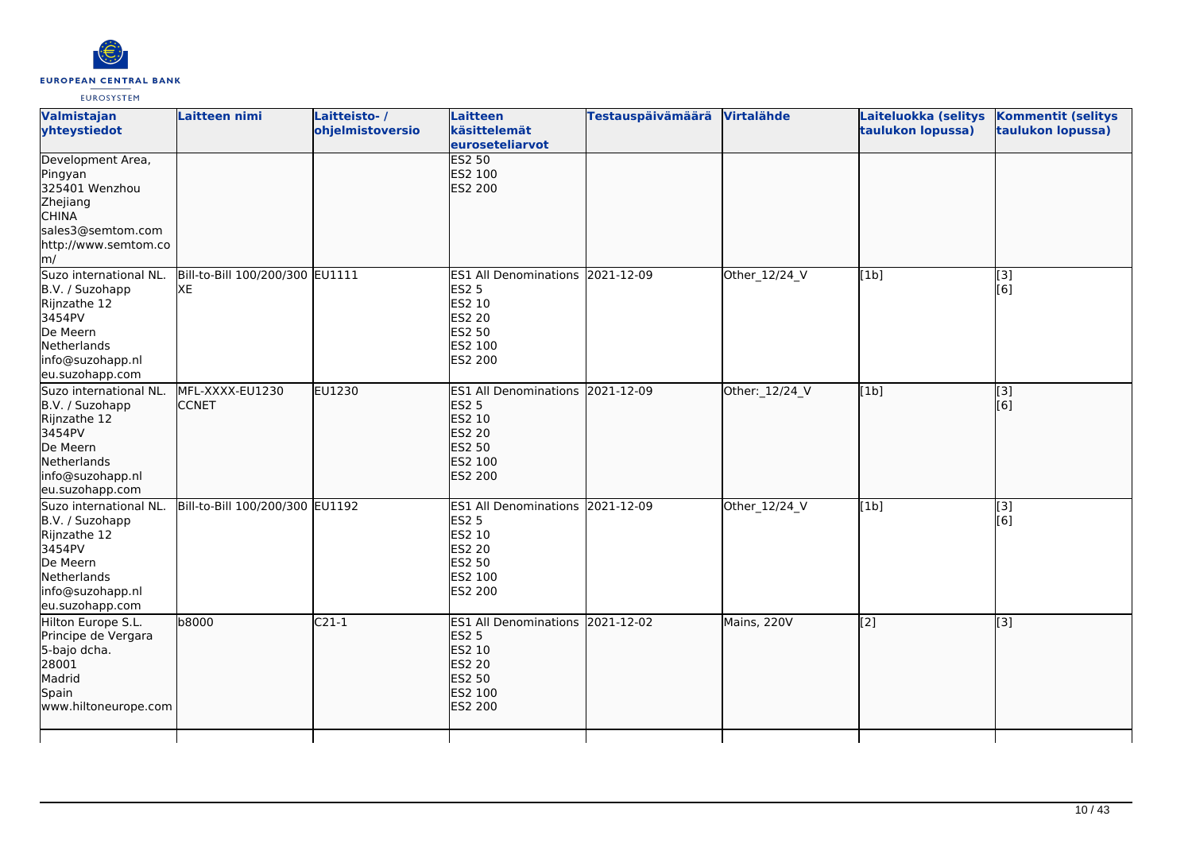| Valmistajan yhteystiedot | Laitteen nimi | Laitteisto- / ohjelmistoversio | Laitteen käsittelemät euroseteliarvot | Testauspäivämäärä | Virtalähde | Laiteluokka (selitys taulukon lopussa) | Kommentit (selitys taulukon lopussa) |
|---|---|---|---|---|---|---|---|
| Development Area, Pingyan 325401 Wenzhou Zhejiang CHINA sales3@semtom.com http://www.semtom.com/ | | | ES2 50 ES2 100 ES2 200 | | | | |
| Suzo international NL. B.V. / Suzohapp Rijnzathe 12 3454PV De Meern Netherlands info@suzohapp.nl eu.suzohapp.com | Bill-to-Bill 100/200/300 XE | EU1111 | ES1 All Denominations ES2 5 ES2 10 ES2 20 ES2 50 ES2 100 ES2 200 | 2021-12-09 | Other_12/24_V | [1b] | [3] [6] |
| Suzo international NL. B.V. / Suzohapp Rijnzathe 12 3454PV De Meern Netherlands info@suzohapp.nl eu.suzohapp.com | MFL-XXXX-EU1230 CCNET | EU1230 | ES1 All Denominations ES2 5 ES2 10 ES2 20 ES2 50 ES2 100 ES2 200 | 2021-12-09 | Other:_12/24_V | [1b] | [3] [6] |
| Suzo international NL. B.V. / Suzohapp Rijnzathe 12 3454PV De Meern Netherlands info@suzohapp.nl eu.suzohapp.com | Bill-to-Bill 100/200/300 | EU1192 | ES1 All Denominations ES2 5 ES2 10 ES2 20 ES2 50 ES2 100 ES2 200 | 2021-12-09 | Other_12/24_V | [1b] | [3] [6] |
| Hilton Europe S.L. Principe de Vergara 5-bajo dcha. 28001 Madrid Spain www.hiltoneurope.com | b8000 | C21-1 | ES1 All Denominations ES2 5 ES2 10 ES2 20 ES2 50 ES2 100 ES2 200 | 2021-12-02 | Mains, 220V | [2] | [3] |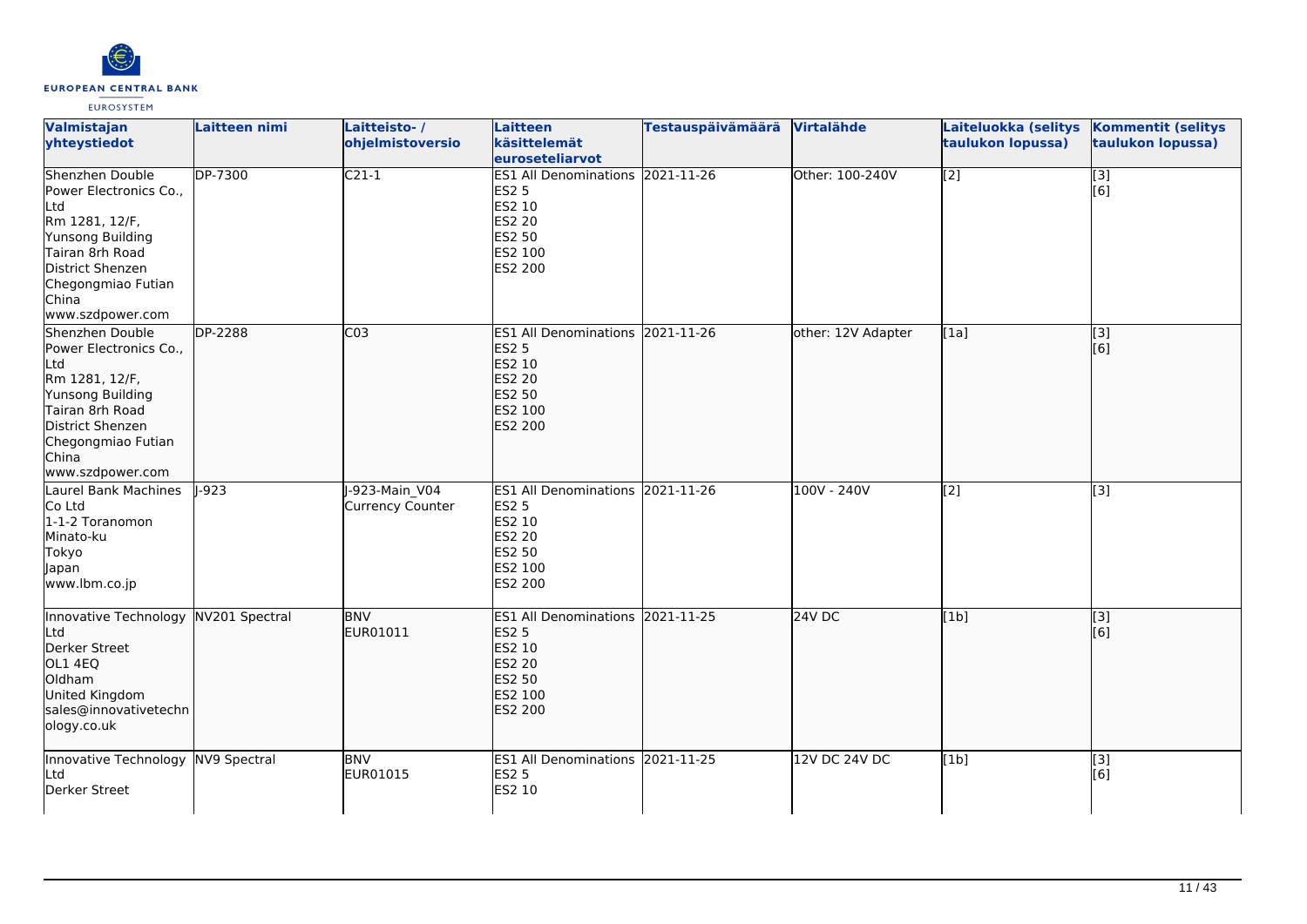| Valmistajan yhteystiedot | Laitteen nimi | Laitteisto- / ohjelmistoversio | Laitteen käsittelemät euroseteliarvot | Testauspäivämäärä | Virtalähde | Laiteluokka (selitys taulukon lopussa) | Kommentit (selitys taulukon lopussa) |
|---|---|---|---|---|---|---|---|
| Shenzhen Double Power Electronics Co., Ltd<br>Rm 1281, 12/F,<br>Yunsong Building<br>Tairan 8rh Road<br>District Shenzen<br>Chegongmiao Futian<br>China<br>www.szdpower.com | DP-7300 | C21-1 | ES1 All Denominations<br>ES2 5<br>ES2 10<br>ES2 20<br>ES2 50<br>ES2 100<br>ES2 200 | 2021-11-26 | Other: 100-240V | [2] | [3]<br>[6] |
| Shenzhen Double Power Electronics Co., Ltd<br>Rm 1281, 12/F,<br>Yunsong Building<br>Tairan 8rh Road<br>District Shenzen<br>Chegongmiao Futian<br>China<br>www.szdpower.com | DP-2288 | C03 | ES1 All Denominations<br>ES2 5<br>ES2 10<br>ES2 20<br>ES2 50<br>ES2 100<br>ES2 200 | 2021-11-26 | other: 12V Adapter | [1a] | [3]<br>[6] |
| Laurel Bank Machines Co Ltd<br>1-1-2 Toranomon<br>Minato-ku<br>Tokyo<br>Japan<br>www.lbm.co.jp | J-923 | J-923-Main_V04 Currency Counter | ES1 All Denominations<br>ES2 5<br>ES2 10<br>ES2 20<br>ES2 50<br>ES2 100<br>ES2 200 | 2021-11-26 | 100V - 240V | [2] | [3] |
| Innovative Technology Ltd<br>Derker Street<br>OL1 4EQ<br>Oldham<br>United Kingdom<br>sales@innovativetechnology.co.uk | NV201 Spectral | BNV<br>EUR01011 | ES1 All Denominations<br>ES2 5<br>ES2 10<br>ES2 20<br>ES2 50<br>ES2 100<br>ES2 200 | 2021-11-25 | 24V DC | [1b] | [3]<br>[6] |
| Innovative Technology Ltd<br>Derker Street | NV9 Spectral | BNV<br>EUR01015 | ES1 All Denominations<br>ES2 5<br>ES2 10 | 2021-11-25 | 12V DC 24V DC | [1b] | [3]<br>[6] |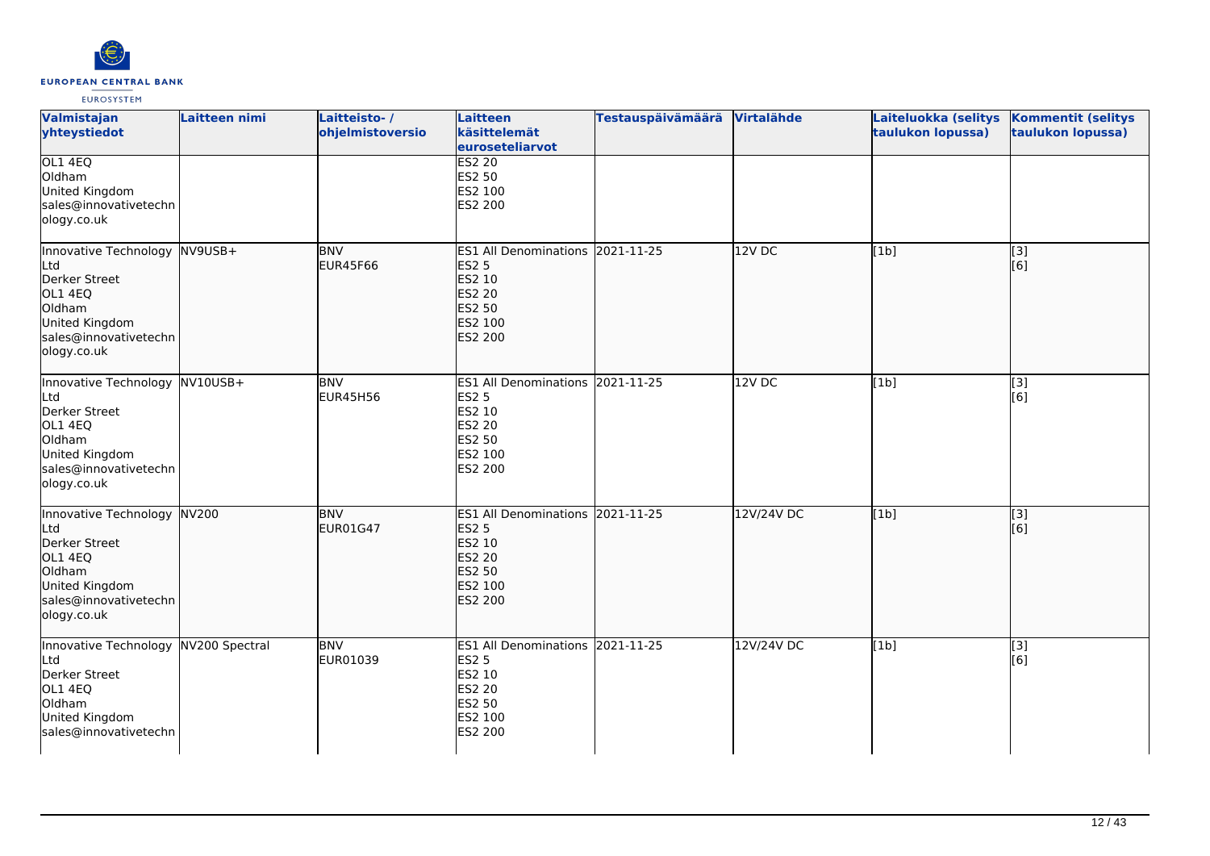| Valmistajan yhteystiedot | Laitteen nimi | Laitteisto- / ohjelmistoversio | Laitteen käsittelemät euroseteliarvot | Testauspäivämäärä | Virtalähde | Laiteluokka (selitys taulukon lopussa) | Kommentit (selitys taulukon lopussa) |
|---|---|---|---|---|---|---|---|
| OL1 4EQ<br>Oldham<br>United Kingdom<br>sales@innovativetechnology.co.uk | | | ES2 20<br>ES2 50<br>ES2 100<br>ES2 200 | | | | |
| Innovative Technology Ltd<br>Derker Street<br>OL1 4EQ<br>Oldham<br>United Kingdom<br>sales@innovativetechnology.co.uk | NV9USB+ | BNV<br>EUR45F66 | ES1 All Denominations<br>ES2 5<br>ES2 10<br>ES2 20<br>ES2 50<br>ES2 100<br>ES2 200 | 2021-11-25 | 12V DC | [1b] | [3]<br>[6] |
| Innovative Technology Ltd<br>Derker Street<br>OL1 4EQ<br>Oldham<br>United Kingdom<br>sales@innovativetechnology.co.uk | NV10USB+ | BNV<br>EUR45H56 | ES1 All Denominations<br>ES2 5<br>ES2 10<br>ES2 20<br>ES2 50<br>ES2 100<br>ES2 200 | 2021-11-25 | 12V DC | [1b] | [3]<br>[6] |
| Innovative Technology Ltd<br>Derker Street<br>OL1 4EQ<br>Oldham<br>United Kingdom<br>sales@innovativetechnology.co.uk | NV200 | BNV<br>EUR01G47 | ES1 All Denominations<br>ES2 5<br>ES2 10<br>ES2 20<br>ES2 50<br>ES2 100<br>ES2 200 | 2021-11-25 | 12V/24V DC | [1b] | [3]<br>[6] |
| Innovative Technology Ltd<br>Derker Street<br>OL1 4EQ<br>Oldham<br>United Kingdom<br>sales@innovativetechn | NV200 Spectral | BNV<br>EUR01039 | ES1 All Denominations<br>ES2 5<br>ES2 10<br>ES2 20<br>ES2 50<br>ES2 100<br>ES2 200 | 2021-11-25 | 12V/24V DC | [1b] | [3]<br>[6] |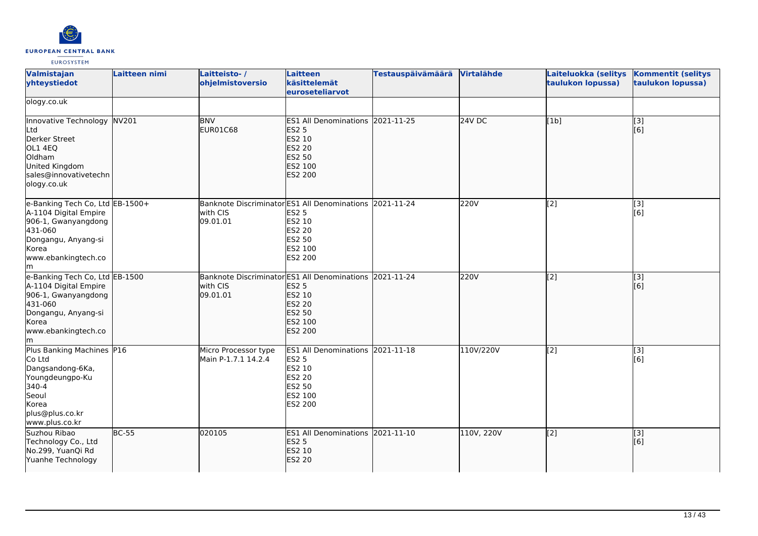| Valmistajan yhteystiedot | Laitteen nimi | Laitteisto- / ohjelmistoversio | Laitteen käsittelemät euroseteliarvot | Testauspäivämäärä | Virtalähde | Laiteluokka (selitys taulukon lopussa) | Kommentit (selitys taulukon lopussa) |
|---|---|---|---|---|---|---|---|
| ology.co.uk | | | | | | | |
| Innovative Technology Ltd<br>Derker Street<br>OL1 4EQ<br>Oldham<br>United Kingdom<br>sales@innovativetechnology.co.uk | NV201 | BNV<br>EUR01C68 | ES1 All Denominations<br>ES2 5<br>ES2 10<br>ES2 20<br>ES2 50<br>ES2 100<br>ES2 200 | 2021-11-25 | 24V DC | [1b] | [3]<br>[6] |
| e-Banking Tech Co, Ltd<br>A-1104 Digital Empire<br>906-1, Gwanyangdong<br>431-060<br>Dongangu, Anyang-si<br>Korea<br>www.ebankingtech.com | EB-1500+ | Banknote Discriminator with CIS<br>09.01.01 | ES1 All Denominations<br>ES2 5<br>ES2 10<br>ES2 20<br>ES2 50<br>ES2 100<br>ES2 200 | 2021-11-24 | 220V | [2] | [3]<br>[6] |
| e-Banking Tech Co, Ltd<br>A-1104 Digital Empire<br>906-1, Gwanyangdong<br>431-060<br>Dongangu, Anyang-si<br>Korea<br>www.ebankingtech.com | EB-1500 | Banknote Discriminator with CIS<br>09.01.01 | ES1 All Denominations<br>ES2 5<br>ES2 10<br>ES2 20<br>ES2 50<br>ES2 100<br>ES2 200 | 2021-11-24 | 220V | [2] | [3]<br>[6] |
| Plus Banking Machines Co Ltd<br>Dangsandong-6Ka,<br>Youngdeungpo-Ku<br>340-4<br>Seoul<br>Korea<br>plus@plus.co.kr<br>www.plus.co.kr | P16 | Micro Processor type<br>Main P-1.7.1 14.2.4 | ES1 All Denominations<br>ES2 5<br>ES2 10<br>ES2 20<br>ES2 50<br>ES2 100<br>ES2 200 | 2021-11-18 | 110V/220V | [2] | [3]<br>[6] |
| Suzhou Ribao Technology Co., Ltd<br>No.299, YuanQi Rd<br>Yuanhe Technology | BC-55 | 020105 | ES1 All Denominations<br>ES2 5<br>ES2 10<br>ES2 20 | 2021-11-10 | 110V, 220V | [2] | [3]<br>[6] |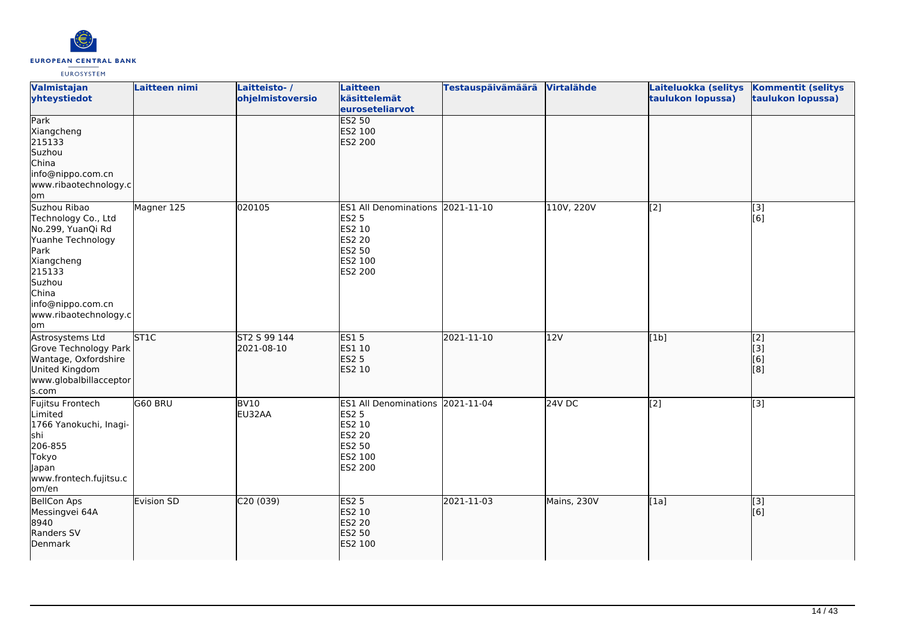| Valmistajan yhteystiedot | Laitteen nimi | Laitteisto- / ohjelmistoversio | Laitteen käsittelemät euroseteliarvot | Testauspäivämäärä | Virtalähde | Laiteluokka (selitys taulukon lopussa) | Kommentit (selitys taulukon lopussa) |
|---|---|---|---|---|---|---|---|
| Park<br>Xiangcheng<br>215133<br>Suzhou<br>China<br>info@nippo.com.cn<br>www.ribaotechnology.com | | | ES2 50<br>ES2 100<br>ES2 200 | | | | |
| Suzhou Ribao Technology Co., Ltd<br>No.299, YuanQi Rd<br>Yuanhe Technology Park<br>Xiangcheng<br>215133<br>Suzhou<br>China<br>info@nippo.com.cn<br>www.ribaotechnology.com | Magner 125 | 020105 | ES1 All Denominations<br>ES2 5<br>ES2 10<br>ES2 20<br>ES2 50<br>ES2 100<br>ES2 200 | 2021-11-10 | 110V, 220V | [2] | [3]<br>[6] |
| Astrosystems Ltd<br>Grove Technology Park<br>Wantage, Oxfordshire<br>United Kingdom<br>www.globalbillacceptors.com | ST1C | ST2 S 99 144<br>2021-08-10 | ES1 5<br>ES1 10<br>ES2 5<br>ES2 10 | 2021-11-10 | 12V | [1b] | [2]<br>[3]<br>[6]<br>[8] |
| Fujitsu Frontech Limited<br>1766 Yanokuchi, Inagi-shi<br>206-855<br>Tokyo<br>Japan<br>www.frontech.fujitsu.com/en | G60 BRU | BV10<br>EU32AA | ES1 All Denominations<br>ES2 5<br>ES2 10<br>ES2 20<br>ES2 50<br>ES2 100<br>ES2 200 | 2021-11-04 | 24V DC | [2] | [3] |
| BellCon Aps<br>Messingvei 64A<br>8940<br>Randers SV<br>Denmark | Evision SD | C20 (039) | ES2 5<br>ES2 10<br>ES2 20<br>ES2 50<br>ES2 100 | 2021-11-03 | Mains, 230V | [1a] | [3]<br>[6] |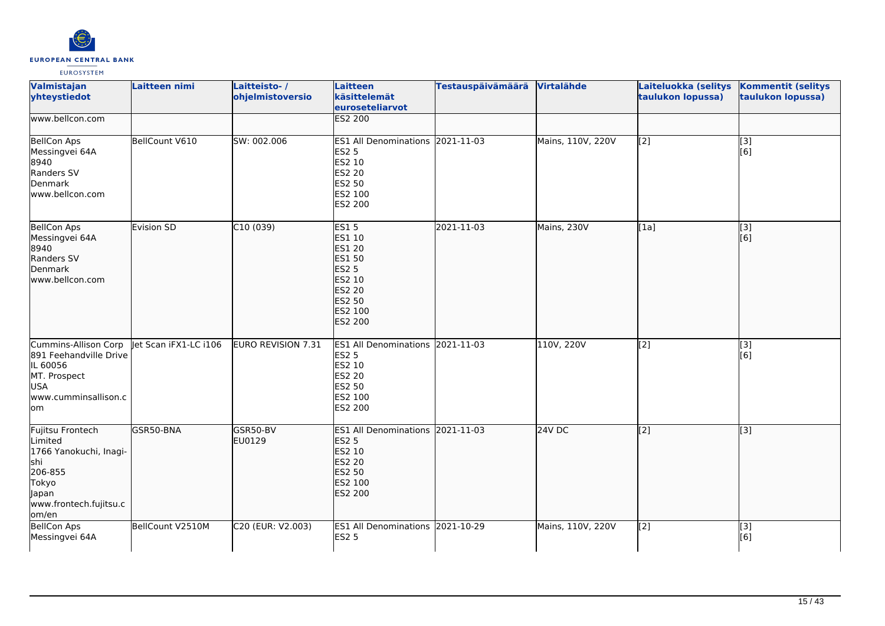| Valmistajan yhteystiedot | Laitteen nimi | Laitteisto- / ohjelmistoversio | Laitteen käsittelemät euroseteliarvot | Testauspäivämäärä | Virtalähde | Laiteluokka (selitys taulukon lopussa) | Kommentit (selitys taulukon lopussa) |
|---|---|---|---|---|---|---|---|
| www.bellcon.com | | | ES2 200 | | | | |
| BellCon Aps<br>Messingvei 64A<br>8940<br>Randers SV<br>Denmark<br>www.bellcon.com | BellCount V610 | SW: 002.006 | ES1 All Denominations<br>ES2 5<br>ES2 10<br>ES2 20<br>ES2 50<br>ES2 100<br>ES2 200 | 2021-11-03 | Mains, 110V, 220V | [2] | [3]<br>[6] |
| BellCon Aps<br>Messingvei 64A<br>8940<br>Randers SV<br>Denmark<br>www.bellcon.com | Evision SD | C10 (039) | ES1 5<br>ES1 10<br>ES1 20<br>ES1 50<br>ES2 5<br>ES2 10<br>ES2 20<br>ES2 50<br>ES2 100<br>ES2 200 | 2021-11-03 | Mains, 230V | [1a] | [3]<br>[6] |
| Cummins-Allison Corp<br>891 Feehandville Drive<br>IL 60056<br>MT. Prospect<br>USA<br>www.cumminsallison.com | Jet Scan iFX1-LC i106 | EURO REVISION 7.31 | ES1 All Denominations<br>ES2 5<br>ES2 10<br>ES2 20<br>ES2 50<br>ES2 100<br>ES2 200 | 2021-11-03 | 110V, 220V | [2] | [3]<br>[6] |
| Fujitsu Frontech Limited<br>1766 Yanokuchi, Inagi-shi<br>206-855<br>Tokyo<br>Japan<br>www.frontech.fujitsu.com/en | GSR50-BNA | GSR50-BV<br>EU0129 | ES1 All Denominations<br>ES2 5<br>ES2 10<br>ES2 20<br>ES2 50<br>ES2 100<br>ES2 200 | 2021-11-03 | 24V DC | [2] | [3] |
| BellCon Aps<br>Messingvei 64A | BellCount V2510M | C20 (EUR: V2.003) | ES1 All Denominations<br>ES2 5 | 2021-10-29 | Mains, 110V, 220V | [2] | [3]<br>[6] |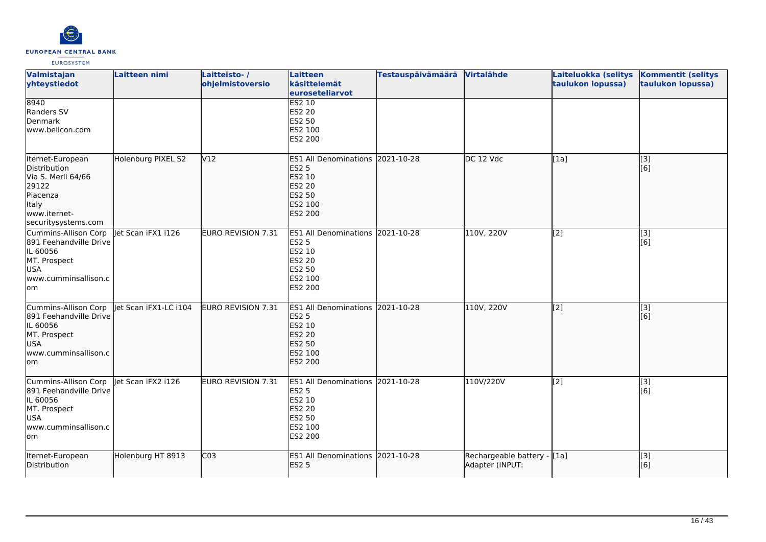| Valmistajan yhteystiedot | Laitteen nimi | Laitteisto- / ohjelmistoversio | Laitteen käsittelemät euroseteliarvot | Testauspäivämäärä | Virtalähde | Laiteluokka (selitys taulukon lopussa) | Kommentit (selitys taulukon lopussa) |
|---|---|---|---|---|---|---|---|
| 8940<br>Randers SV<br>Denmark<br>www.bellcon.com | | | ES2 10<br>ES2 20<br>ES2 50<br>ES2 100<br>ES2 200 | | | | |
| Iternet-European Distribution<br>Via S. Merli 64/66<br>29122<br>Piacenza<br>Italy<br>www.iternet-securitysystems.com | Holenburg PIXEL S2 | V12 | ES1 All Denominations<br>ES2 5<br>ES2 10<br>ES2 20<br>ES2 50<br>ES2 100<br>ES2 200 | 2021-10-28 | DC 12 Vdc | [1a] | [3]<br>[6] |
| Cummins-Allison Corp<br>891 Feehandville Drive<br>IL 60056<br>MT. Prospect<br>USA<br>www.cumminsallison.com | Jet Scan iFX1 i126 | EURO REVISION 7.31 | ES1 All Denominations<br>ES2 5<br>ES2 10<br>ES2 20<br>ES2 50<br>ES2 100<br>ES2 200 | 2021-10-28 | 110V, 220V | [2] | [3]<br>[6] |
| Cummins-Allison Corp<br>891 Feehandville Drive<br>IL 60056<br>MT. Prospect<br>USA<br>www.cumminsallison.com | Jet Scan iFX1-LC i104 | EURO REVISION 7.31 | ES1 All Denominations<br>ES2 5<br>ES2 10<br>ES2 20<br>ES2 50<br>ES2 100<br>ES2 200 | 2021-10-28 | 110V, 220V | [2] | [3]<br>[6] |
| Cummins-Allison Corp<br>891 Feehandville Drive<br>IL 60056<br>MT. Prospect<br>USA<br>www.cumminsallison.com | Jet Scan iFX2 i126 | EURO REVISION 7.31 | ES1 All Denominations<br>ES2 5<br>ES2 10<br>ES2 20<br>ES2 50<br>ES2 100<br>ES2 200 | 2021-10-28 | 110V/220V | [2] | [3]<br>[6] |
| Iternet-European Distribution | Holenburg HT 8913 | C03 | ES1 All Denominations<br>ES2 5 | 2021-10-28 | Rechargeable battery - Adapter (INPUT: | [1a] | [3]<br>[6] |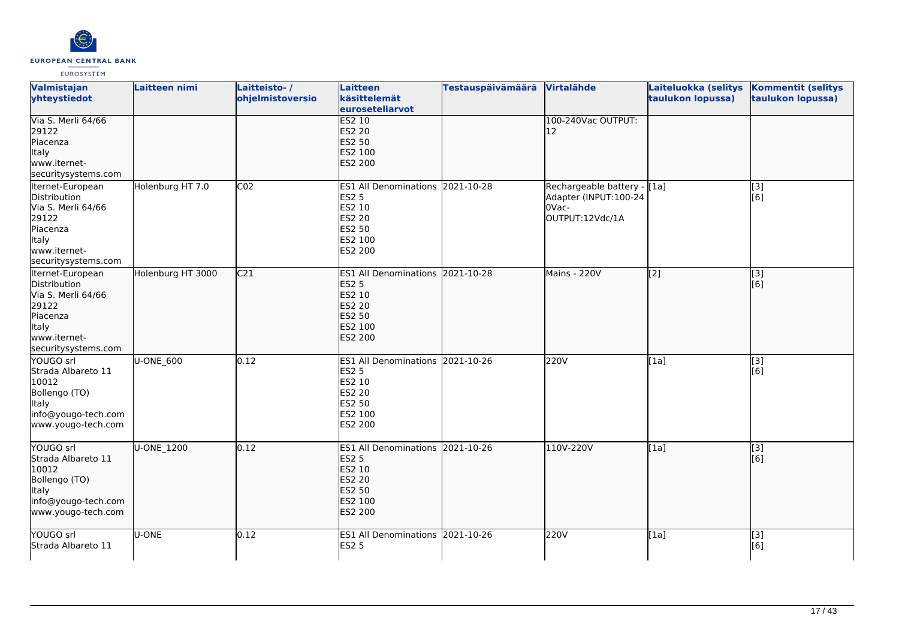| Valmistajan yhteystiedot | Laitteen nimi | Laitteisto- / ohjelmistoversio | Laitteen käsittelemät euroseteliarvot | Testauspäivämäärä | Virtalähde | Laiteluokka (selitys taulukon lopussa) | Kommentit (selitys taulukon lopussa) |
|---|---|---|---|---|---|---|---|
| Via S. Merli 64/66<br>29122<br>Piacenza<br>Italy<br>www.iternet-securitysystems.com | | | ES2 10<br>ES2 20<br>ES2 50<br>ES2 100<br>ES2 200 | | 100-240Vac OUTPUT: 12 | | |
| Iternet-European Distribution<br>Via S. Merli 64/66<br>29122<br>Piacenza<br>Italy<br>www.iternet-securitysystems.com | Holenburg HT 7.0 | C02 | ES1 All Denominations<br>ES2 5<br>ES2 10<br>ES2 20<br>ES2 50<br>ES2 100<br>ES2 200 | 2021-10-28 | Rechargeable battery - Adapter (INPUT:100-240Vac-OUTPUT:12Vdc/1A | [1a] | [3]<br>[6] |
| Iternet-European Distribution<br>Via S. Merli 64/66<br>29122<br>Piacenza<br>Italy<br>www.iternet-securitysystems.com | Holenburg HT 3000 | C21 | ES1 All Denominations<br>ES2 5<br>ES2 10<br>ES2 20<br>ES2 50<br>ES2 100<br>ES2 200 | 2021-10-28 | Mains - 220V | [2] | [3]<br>[6] |
| YOUGO srl<br>Strada Albareto 11<br>10012<br>Bollengo (TO)<br>Italy<br>info@yougo-tech.com<br>www.yougo-tech.com | U-ONE_600 | 0.12 | ES1 All Denominations<br>ES2 5<br>ES2 10<br>ES2 20<br>ES2 50<br>ES2 100<br>ES2 200 | 2021-10-26 | 220V | [1a] | [3]<br>[6] |
| YOUGO srl<br>Strada Albareto 11<br>10012<br>Bollengo (TO)<br>Italy<br>info@yougo-tech.com<br>www.yougo-tech.com | U-ONE_1200 | 0.12 | ES1 All Denominations<br>ES2 5<br>ES2 10<br>ES2 20<br>ES2 50<br>ES2 100<br>ES2 200 | 2021-10-26 | 110V-220V | [1a] | [3]<br>[6] |
| YOUGO srl<br>Strada Albareto 11 | U-ONE | 0.12 | ES1 All Denominations<br>ES2 5 | 2021-10-26 | 220V | [1a] | [3]<br>[6] |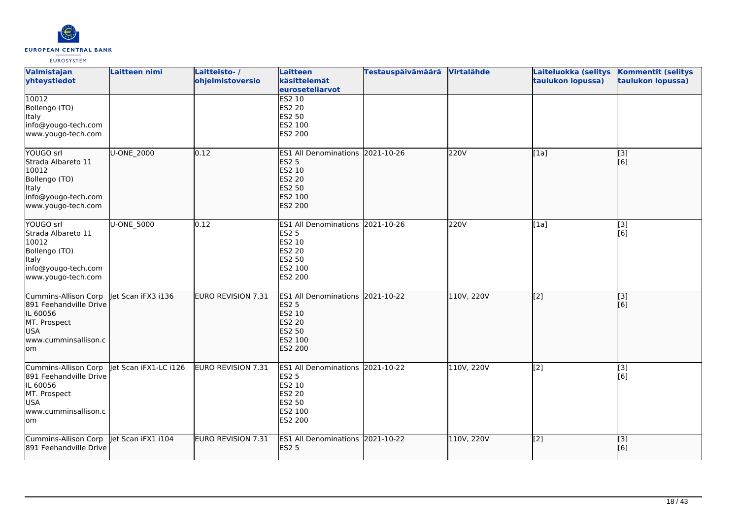| Valmistajan yhteystiedot | Laitteen nimi | Laitteisto- / ohjelmistoversio | Laitteen käsittelemät euroseteliarvot | Testauspäivämäärä | Virtalähde | Laiteluokka (selitys taulukon lopussa) | Kommentit (selitys taulukon lopussa) |
|---|---|---|---|---|---|---|---|
| 10012<br>Bollengo (TO)<br>Italy<br>info@yougo-tech.com<br>www.yougo-tech.com | | | ES2 10<br>ES2 20<br>ES2 50<br>ES2 100<br>ES2 200 | | | | |
| YOUGO srl<br>Strada Albareto 11<br>10012<br>Bollengo (TO)<br>Italy<br>info@yougo-tech.com<br>www.yougo-tech.com | U-ONE_2000 | 0.12 | ES1 All Denominations<br>ES2 5<br>ES2 10<br>ES2 20<br>ES2 50<br>ES2 100<br>ES2 200 | 2021-10-26 | 220V | [1a] | [3]<br>[6] |
| YOUGO srl<br>Strada Albareto 11<br>10012<br>Bollengo (TO)<br>Italy<br>info@yougo-tech.com<br>www.yougo-tech.com | U-ONE_5000 | 0.12 | ES1 All Denominations<br>ES2 5<br>ES2 10<br>ES2 20<br>ES2 50<br>ES2 100<br>ES2 200 | 2021-10-26 | 220V | [1a] | [3]<br>[6] |
| Cummins-Allison Corp<br>891 Feehandville Drive<br>IL 60056<br>MT. Prospect<br>USA<br>www.cumminsallison.com | Jet Scan iFX3 i136 | EURO REVISION 7.31 | ES1 All Denominations<br>ES2 5<br>ES2 10<br>ES2 20<br>ES2 50<br>ES2 100<br>ES2 200 | 2021-10-22 | 110V, 220V | [2] | [3]<br>[6] |
| Cummins-Allison Corp<br>891 Feehandville Drive<br>IL 60056<br>MT. Prospect<br>USA<br>www.cumminsallison.com | Jet Scan iFX1-LC i126 | EURO REVISION 7.31 | ES1 All Denominations<br>ES2 5<br>ES2 10<br>ES2 20<br>ES2 50<br>ES2 100<br>ES2 200 | 2021-10-22 | 110V, 220V | [2] | [3]<br>[6] |
| Cummins-Allison Corp<br>891 Feehandville Drive | Jet Scan iFX1 i104 | EURO REVISION 7.31 | ES1 All Denominations<br>ES2 5 | 2021-10-22 | 110V, 220V | [2] | [3]<br>[6] |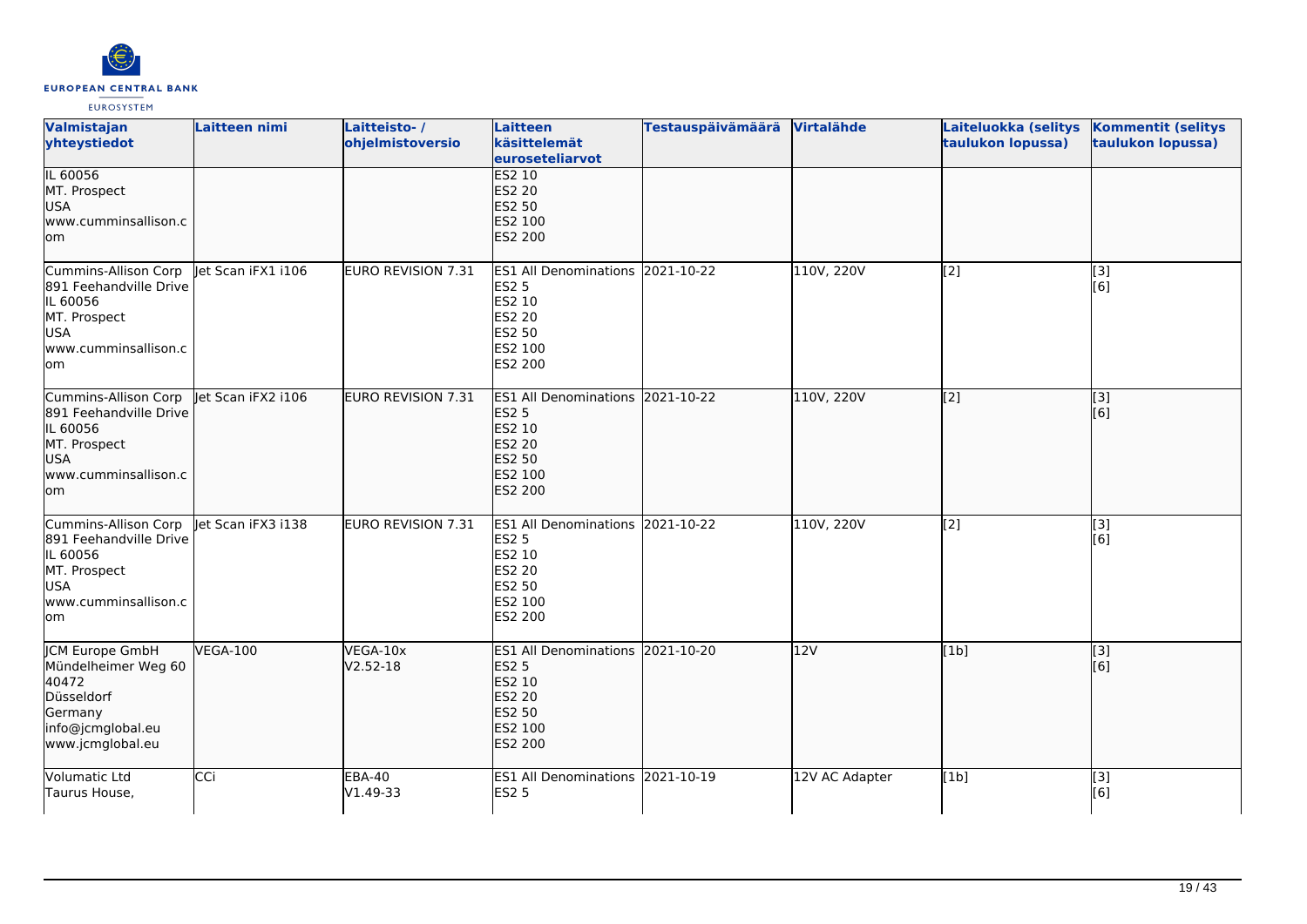| Valmistajan yhteystiedot | Laitteen nimi | Laitteisto- / ohjelmistoversio | Laitteen käsittelemät euroseteliarvot | Testauspäivämäärä | Virtalähde | Laiteluokka (selitys taulukon lopussa) | Kommentit (selitys taulukon lopussa) |
|---|---|---|---|---|---|---|---|
| IL 60056<br>MT. Prospect<br>USA<br>www.cumminsallison.com | | | ES2 10<br>ES2 20<br>ES2 50<br>ES2 100<br>ES2 200 | | | | |
| Cummins-Allison Corp<br>891 Feehandville Drive<br>IL 60056<br>MT. Prospect<br>USA<br>www.cumminsallison.com | Jet Scan iFX1 i106 | EURO REVISION 7.31 | ES1 All Denominations<br>ES2 5<br>ES2 10<br>ES2 20<br>ES2 50<br>ES2 100<br>ES2 200 | 2021-10-22 | 110V, 220V | [2] | [3]<br>[6] |
| Cummins-Allison Corp<br>891 Feehandville Drive<br>IL 60056<br>MT. Prospect<br>USA<br>www.cumminsallison.com | Jet Scan iFX2 i106 | EURO REVISION 7.31 | ES1 All Denominations<br>ES2 5<br>ES2 10<br>ES2 20<br>ES2 50<br>ES2 100<br>ES2 200 | 2021-10-22 | 110V, 220V | [2] | [3]<br>[6] |
| Cummins-Allison Corp<br>891 Feehandville Drive<br>IL 60056<br>MT. Prospect<br>USA<br>www.cumminsallison.com | Jet Scan iFX3 i138 | EURO REVISION 7.31 | ES1 All Denominations<br>ES2 5<br>ES2 10<br>ES2 20<br>ES2 50<br>ES2 100<br>ES2 200 | 2021-10-22 | 110V, 220V | [2] | [3]<br>[6] |
| JCM Europe GmbH<br>Mündelheimer Weg 60<br>40472<br>Düsseldorf<br>Germany<br>info@jcmglobal.eu<br>www.jcmglobal.eu | VEGA-100 | VEGA-10x<br>V2.52-18 | ES1 All Denominations<br>ES2 5<br>ES2 10<br>ES2 20<br>ES2 50<br>ES2 100<br>ES2 200 | 2021-10-20 | 12V | [1b] | [3]<br>[6] |
| Volumatic Ltd<br>Taurus House, | CCi | EBA-40<br>V1.49-33 | ES1 All Denominations<br>ES2 5 | 2021-10-19 | 12V AC Adapter | [1b] | [3]<br>[6] |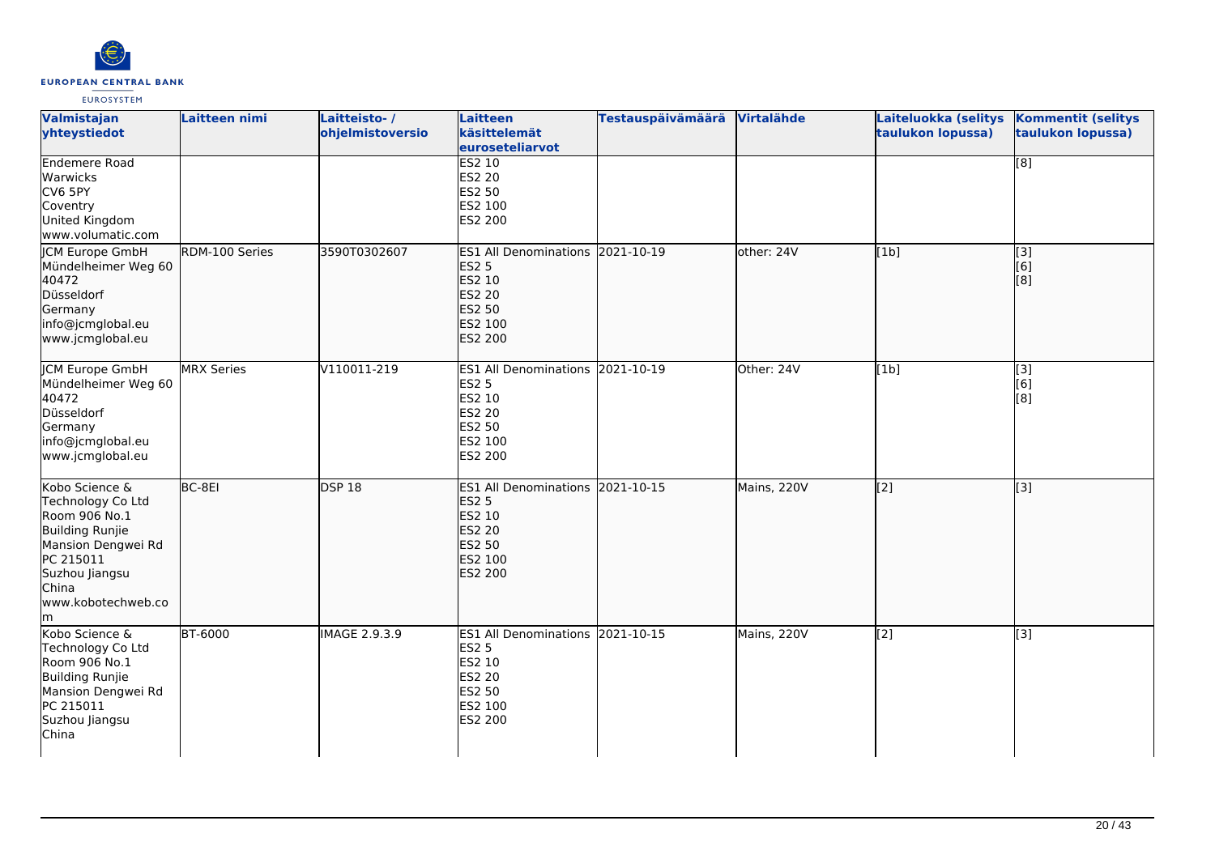| Valmistajan yhteystiedot | Laitteen nimi | Laitteisto- / ohjelmistoversio | Laitteen käsittelemät euroseteliarvot | Testauspäivämäärä | Virtalähde | Laiteluokka (selitys taulukon lopussa) | Kommentit (selitys taulukon lopussa) |
| --- | --- | --- | --- | --- | --- | --- | --- |
| Endemere Road<br>Warwicks<br>CV6 5PY<br>Coventry<br>United Kingdom<br>www.volumatic.com | | | ES2 10<br>ES2 20<br>ES2 50<br>ES2 100<br>ES2 200 | | | | [8] |
| JCM Europe GmbH<br>Mündelheimer Weg 60<br>40472<br>Düsseldorf<br>Germany<br>info@jcmglobal.eu<br>www.jcmglobal.eu | RDM-100 Series | 3590T0302607 | ES1 All Denominations<br>ES2 5<br>ES2 10<br>ES2 20<br>ES2 50<br>ES2 100<br>ES2 200 | 2021-10-19 | other: 24V | [1b] | [3]<br>[6]<br>[8] |
| JCM Europe GmbH<br>Mündelheimer Weg 60<br>40472<br>Düsseldorf<br>Germany<br>info@jcmglobal.eu<br>www.jcmglobal.eu | MRX Series | V110011-219 | ES1 All Denominations<br>ES2 5<br>ES2 10<br>ES2 20<br>ES2 50<br>ES2 100<br>ES2 200 | 2021-10-19 | Other: 24V | [1b] | [3]<br>[6]<br>[8] |
| Kobo Science & Technology Co Ltd<br>Room 906 No.1<br>Building Runjie<br>Mansion Dengwei Rd<br>PC 215011<br>Suzhou Jiangsu<br>China<br>www.kobotechweb.com | BC-8EI | DSP 18 | ES1 All Denominations<br>ES2 5<br>ES2 10<br>ES2 20<br>ES2 50<br>ES2 100<br>ES2 200 | 2021-10-15 | Mains, 220V | [2] | [3] |
| Kobo Science & Technology Co Ltd<br>Room 906 No.1<br>Building Runjie<br>Mansion Dengwei Rd<br>PC 215011<br>Suzhou Jiangsu<br>China | BT-6000 | IMAGE 2.9.3.9 | ES1 All Denominations<br>ES2 5<br>ES2 10<br>ES2 20<br>ES2 50<br>ES2 100<br>ES2 200 | 2021-10-15 | Mains, 220V | [2] | [3] |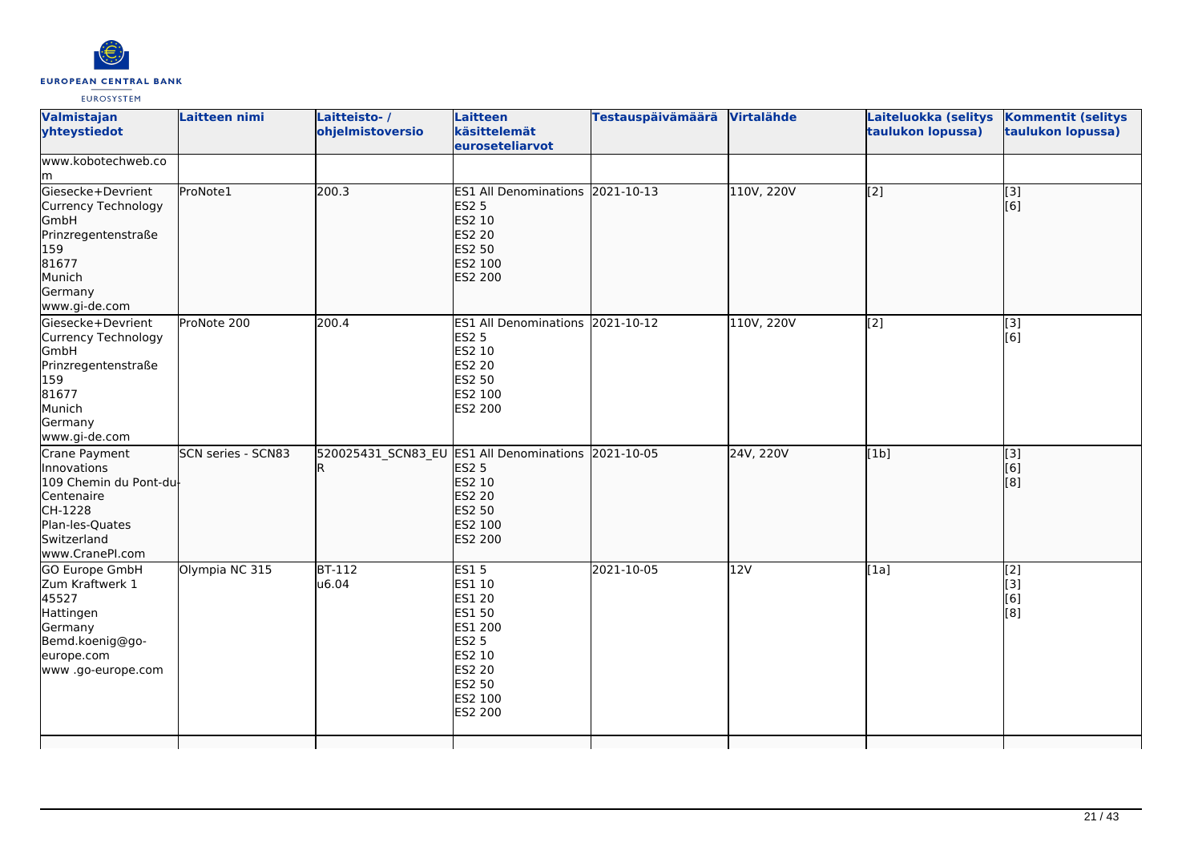| Valmistajan yhteystiedot | Laitteen nimi | Laitteisto- / ohjelmistoversio | Laitteen käsittelemät euroseteliarvot | Testauspäivämäärä | Virtalähde | Laiteluokka (selitys taulukon lopussa) | Kommentit (selitys taulukon lopussa) |
|---|---|---|---|---|---|---|---|
| www.kobotechweb.com | | | | | | | |
| Giesecke+Devrient Currency Technology GmbH Prinzregentenstraße 159 81677 Munich Germany www.gi-de.com | ProNote1 | 200.3 | ES1 All Denominations ES2 5 ES2 10 ES2 20 ES2 50 ES2 100 ES2 200 | 2021-10-13 | 110V, 220V | [2] | [3] [6] |
| Giesecke+Devrient Currency Technology GmbH Prinzregentenstraße 159 81677 Munich Germany www.gi-de.com | ProNote 200 | 200.4 | ES1 All Denominations ES2 5 ES2 10 ES2 20 ES2 50 ES2 100 ES2 200 | 2021-10-12 | 110V, 220V | [2] | [3] [6] |
| Crane Payment Innovations 109 Chemin du Pont-du-Centenaire CH-1228 Plan-les-Quates Switzerland www.CranePI.com | SCN series - SCN83 | 520025431_SCN83_EUR | ES1 All Denominations ES2 5 ES2 10 ES2 20 ES2 50 ES2 100 ES2 200 | 2021-10-05 | 24V, 220V | [1b] | [3] [6] [8] |
| GO Europe GmbH Zum Kraftwerk 1 45527 Hattingen Germany Bemd.koenig@go-europe.com www .go-europe.com | Olympia NC 315 | BT-112 u6.04 | ES1 5 ES1 10 ES1 20 ES1 50 ES1 200 ES2 5 ES2 10 ES2 20 ES2 50 ES2 100 ES2 200 | 2021-10-05 | 12V | [1a] | [2] [3] [6] [8] |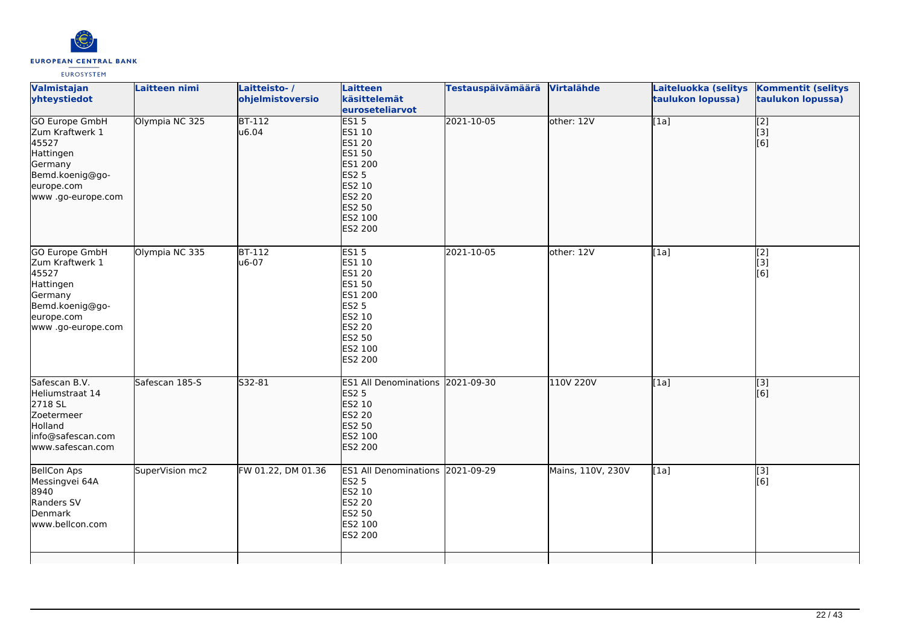| Valmistajan yhteystiedot | Laitteen nimi | Laitteisto- / ohjelmistoversio | Laitteen käsittelemät euroseteliarvot | Testauspäivämäärä | Virtalähde | Laiteluokka (selitys taulukon lopussa) | Kommentit (selitys taulukon lopussa) |
| --- | --- | --- | --- | --- | --- | --- | --- |
| GO Europe GmbH<br>Zum Kraftwerk 1<br>45527<br>Hattingen<br>Germany<br>Bemd.koenig@go-europe.com<br>www .go-europe.com | Olympia NC 325 | BT-112<br>u6.04 | ES1 5<br>ES1 10<br>ES1 20<br>ES1 50<br>ES1 200<br>ES2 5<br>ES2 10<br>ES2 20<br>ES2 50<br>ES2 100<br>ES2 200 | 2021-10-05 | other: 12V | [1a] | [2]<br>[3]<br>[6] |
| GO Europe GmbH<br>Zum Kraftwerk 1<br>45527<br>Hattingen<br>Germany<br>Bemd.koenig@go-europe.com<br>www .go-europe.com | Olympia NC 335 | BT-112<br>u6-07 | ES1 5<br>ES1 10<br>ES1 20<br>ES1 50<br>ES1 200<br>ES2 5<br>ES2 10<br>ES2 20<br>ES2 50<br>ES2 100<br>ES2 200 | 2021-10-05 | other: 12V | [1a] | [2]<br>[3]<br>[6] |
| Safescan B.V.<br>Heliumstraat 14<br>2718 SL<br>Zoetermeer<br>Holland<br>info@safescan.com<br>www.safescan.com | Safescan 185-S | S32-81 | ES1 All Denominations<br>ES2 5<br>ES2 10<br>ES2 20<br>ES2 50<br>ES2 100<br>ES2 200 | 2021-09-30 | 110V 220V | [1a] | [3]<br>[6] |
| BellCon Aps<br>Messingvei 64A<br>8940<br>Randers SV<br>Denmark<br>www.bellcon.com | SuperVision mc2 | FW 01.22, DM 01.36 | ES1 All Denominations<br>ES2 5<br>ES2 10<br>ES2 20<br>ES2 50<br>ES2 100<br>ES2 200 | 2021-09-29 | Mains, 110V, 230V | [1a] | [3]<br>[6] |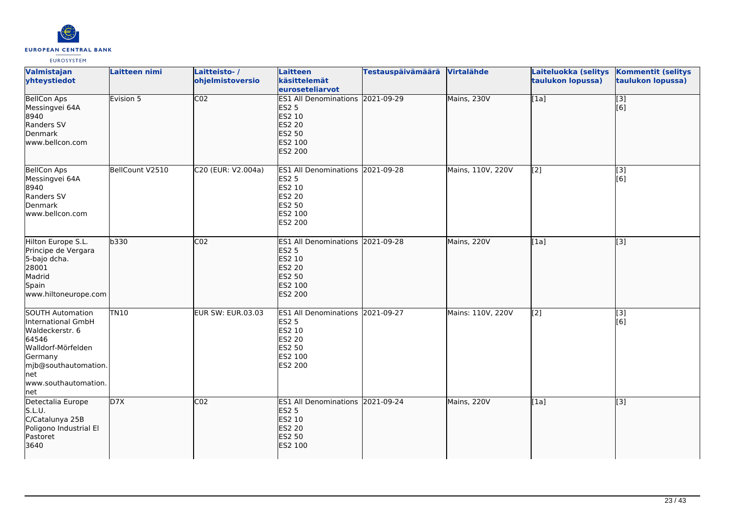| Valmistajan yhteystiedot | Laitteen nimi | Laitteisto- / ohjelmistoversio | Laitteen käsittelemät euroseteliarvot | Testauspäivämäärä | Virtalähde | Laiteluokka (selitys taulukon lopussa) | Kommentit (selitys taulukon lopussa) |
| --- | --- | --- | --- | --- | --- | --- | --- |
| BellCon Aps<br>Messingvei 64A<br>8940<br>Randers SV<br>Denmark<br>www.bellcon.com | Evision 5 | C02 | ES1 All Denominations<br>ES2 5<br>ES2 10<br>ES2 20<br>ES2 50<br>ES2 100<br>ES2 200 | 2021-09-29 | Mains, 230V | [1a] | [3]<br>[6] |
| BellCon Aps<br>Messingvei 64A<br>8940<br>Randers SV<br>Denmark<br>www.bellcon.com | BellCount V2510 | C20 (EUR: V2.004a) | ES1 All Denominations<br>ES2 5<br>ES2 10<br>ES2 20<br>ES2 50<br>ES2 100<br>ES2 200 | 2021-09-28 | Mains, 110V, 220V | [2] | [3]<br>[6] |
| Hilton Europe S.L.<br>Principe de Vergara<br>5-bajo dcha.<br>28001<br>Madrid<br>Spain<br>www.hiltoneurope.com | b330 | C02 | ES1 All Denominations<br>ES2 5<br>ES2 10<br>ES2 20<br>ES2 50<br>ES2 100<br>ES2 200 | 2021-09-28 | Mains, 220V | [1a] | [3] |
| SOUTH Automation International GmbH<br>Waldeckerstr. 6<br>64546<br>Walldorf-Mörfelden<br>Germany<br>mjb@southautomation.net<br>www.southautomation.net | TN10 | EUR SW: EUR.03.03 | ES1 All Denominations<br>ES2 5<br>ES2 10<br>ES2 20<br>ES2 50<br>ES2 100<br>ES2 200 | 2021-09-27 | Mains: 110V, 220V | [2] | [3]<br>[6] |
| Detectalia Europe S.L.U.<br>C/Catalunya 25B<br>Poligono Industrial El Pastoret<br>3640 | D7X | C02 | ES1 All Denominations<br>ES2 5<br>ES2 10<br>ES2 20<br>ES2 50<br>ES2 100 | 2021-09-24 | Mains, 220V | [1a] | [3] |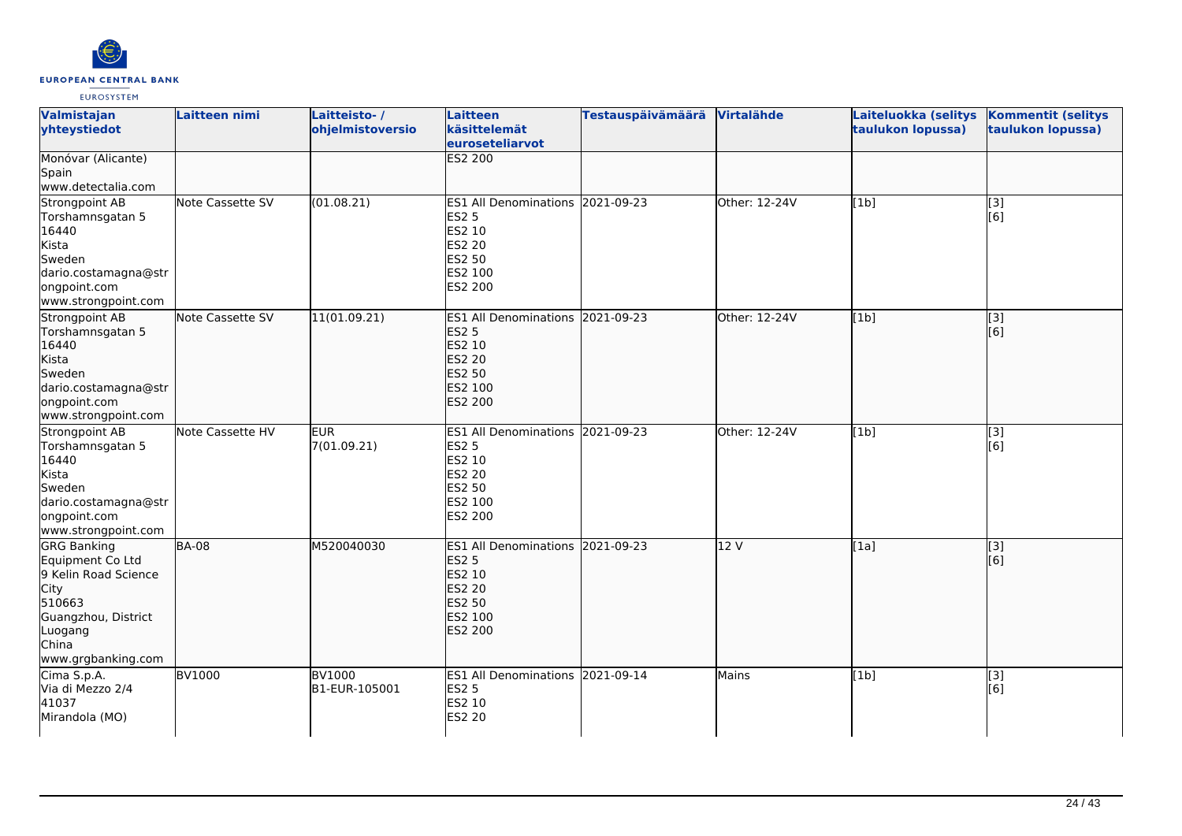| Valmistajan yhteystiedot | Laitteen nimi | Laitteisto- / ohjelmistoversio | Laitteen käsittelemät euroseteliarvot | Testauspäivämäärä | Virtalähde | Laiteluokka (selitys taulukon lopussa) | Kommentit (selitys taulukon lopussa) |
|---|---|---|---|---|---|---|---|
| Monóvar (Alicante)<br>Spain<br>www.detectalia.com | | | ES2 200 | | | | |
| Strongpoint AB<br>Torshamnsgatan 5<br>16440<br>Kista<br>Sweden<br>dario.costamagna@strongpoint.com<br>www.strongpoint.com | Note Cassette SV | (01.08.21) | ES1 All Denominations<br>ES2 5<br>ES2 10<br>ES2 20<br>ES2 50<br>ES2 100<br>ES2 200 | 2021-09-23 | Other: 12-24V | [1b] | [3]<br>[6] |
| Strongpoint AB<br>Torshamnsgatan 5<br>16440<br>Kista<br>Sweden<br>dario.costamagna@strongpoint.com<br>www.strongpoint.com | Note Cassette SV | 11(01.09.21) | ES1 All Denominations<br>ES2 5<br>ES2 10<br>ES2 20<br>ES2 50<br>ES2 100<br>ES2 200 | 2021-09-23 | Other: 12-24V | [1b] | [3]<br>[6] |
| Strongpoint AB<br>Torshamnsgatan 5<br>16440<br>Kista<br>Sweden<br>dario.costamagna@strongpoint.com<br>www.strongpoint.com | Note Cassette HV | EUR<br>7(01.09.21) | ES1 All Denominations<br>ES2 5<br>ES2 10<br>ES2 20<br>ES2 50<br>ES2 100<br>ES2 200 | 2021-09-23 | Other: 12-24V | [1b] | [3]<br>[6] |
| GRG Banking Equipment Co Ltd<br>9 Kelin Road Science City<br>510663<br>Guangzhou, District Luogang<br>China<br>www.grgbanking.com | BA-08 | M520040030 | ES1 All Denominations<br>ES2 5<br>ES2 10<br>ES2 20<br>ES2 50<br>ES2 100<br>ES2 200 | 2021-09-23 | 12 V | [1a] | [3]<br>[6] |
| Cima S.p.A.<br>Via di Mezzo 2/4<br>41037<br>Mirandola (MO) | BV1000 | BV1000<br>B1-EUR-105001 | ES1 All Denominations<br>ES2 5<br>ES2 10<br>ES2 20 | 2021-09-14 | Mains | [1b] | [3]<br>[6] |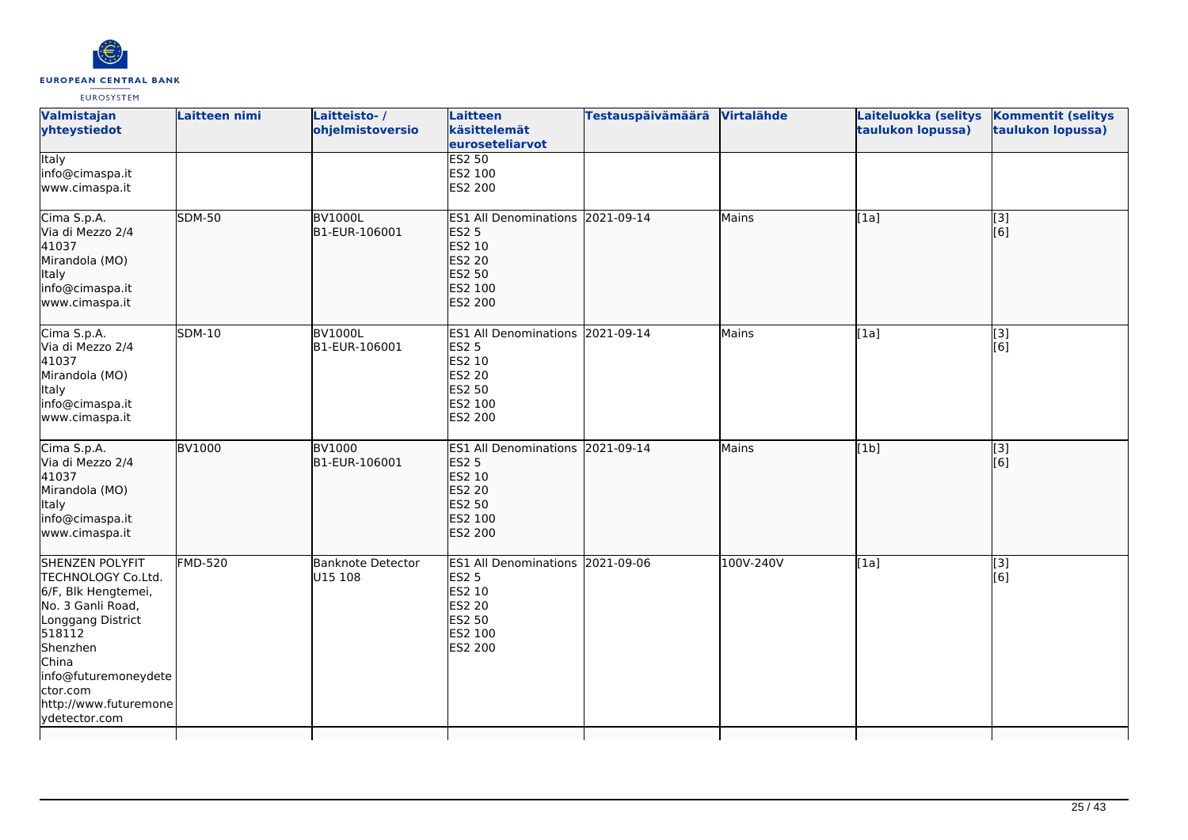| Valmistajan yhteystiedot | Laitteen nimi | Laitteisto- / ohjelmistoversio | Laitteen käsittelemät euroseteliarvot | Testauspäivämäärä | Virtalähde | Laiteluokka (selitys taulukon lopussa) | Kommentit (selitys taulukon lopussa) |
|---|---|---|---|---|---|---|---|
| Italy<br>info@cimaspa.it<br>www.cimaspa.it | | | ES2 50<br>ES2 100<br>ES2 200 | | | | |
| Cima S.p.A.<br>Via di Mezzo 2/4<br>41037<br>Mirandola (MO)<br>Italy<br>info@cimaspa.it<br>www.cimaspa.it | SDM-50 | BV1000L<br>B1-EUR-106001 | ES1 All Denominations<br>ES2 5<br>ES2 10<br>ES2 20<br>ES2 50<br>ES2 100<br>ES2 200 | 2021-09-14 | Mains | [1a] | [3]<br>[6] |
| Cima S.p.A.<br>Via di Mezzo 2/4<br>41037<br>Mirandola (MO)<br>Italy<br>info@cimaspa.it<br>www.cimaspa.it | SDM-10 | BV1000L<br>B1-EUR-106001 | ES1 All Denominations<br>ES2 5<br>ES2 10<br>ES2 20<br>ES2 50<br>ES2 100<br>ES2 200 | 2021-09-14 | Mains | [1a] | [3]<br>[6] |
| Cima S.p.A.<br>Via di Mezzo 2/4<br>41037<br>Mirandola (MO)<br>Italy<br>info@cimaspa.it<br>www.cimaspa.it | BV1000 | BV1000<br>B1-EUR-106001 | ES1 All Denominations<br>ES2 5<br>ES2 10<br>ES2 20<br>ES2 50<br>ES2 100<br>ES2 200 | 2021-09-14 | Mains | [1b] | [3]<br>[6] |
| SHENZEN POLYFIT TECHNOLOGY Co.Ltd.<br>6/F, Blk Hengtemei,<br>No. 3 Ganli Road,<br>Longgang District<br>518112<br>Shenzhen<br>China<br>info@futuremoneydetector.com<br>http://www.futuremoneydetector.com | FMD-520 | Banknote Detector<br>U15 108 | ES1 All Denominations<br>ES2 5<br>ES2 10<br>ES2 20<br>ES2 50<br>ES2 100<br>ES2 200 | 2021-09-06 | 100V-240V | [1a] | [3]<br>[6] |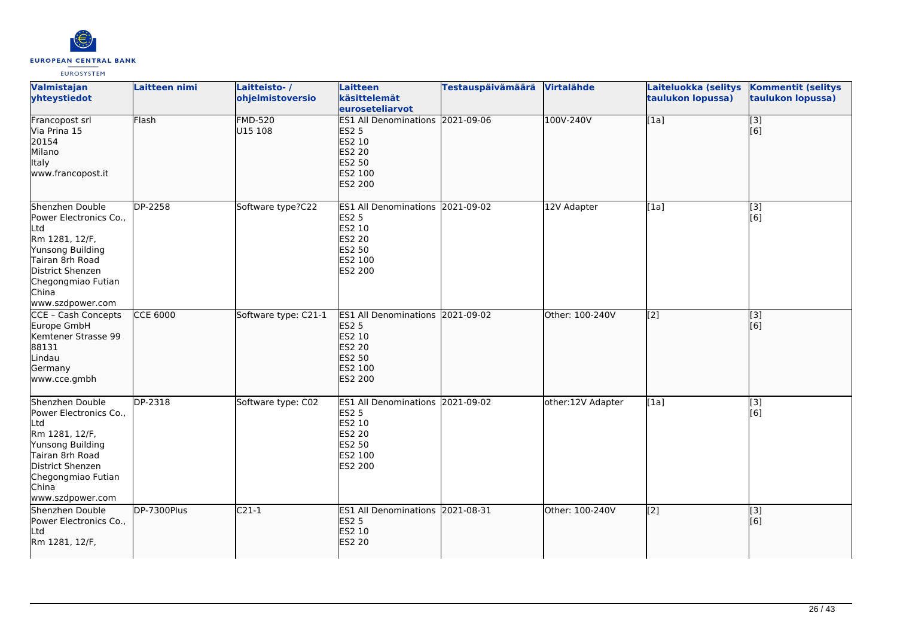| Valmistajan yhteystiedot | Laitteen nimi | Laitteisto- / ohjelmistoversio | Laitteen käsittelemät euroseteliarvot | Testauspäivämäärä | Virtalähde | Laiteluokka (selitys taulukon lopussa) | Kommentit (selitys taulukon lopussa) |
| --- | --- | --- | --- | --- | --- | --- | --- |
| Francopost srl<br>Via Prina 15<br>20154<br>Milano<br>Italy<br>www.francopost.it | Flash | FMD-520<br>U15 108 | ES1 All Denominations<br>ES2 5<br>ES2 10<br>ES2 20<br>ES2 50<br>ES2 100<br>ES2 200 | 2021-09-06 | 100V-240V | [1a] | [3]<br>[6] |
| Shenzhen Double Power Electronics Co., Ltd<br>Rm 1281, 12/F,<br>Yunsong Building<br>Tairan 8rh Road<br>District Shenzen<br>Chegongmiao Futian<br>China<br>www.szdpower.com | DP-2258 | Software type?C22 | ES1 All Denominations<br>ES2 5<br>ES2 10<br>ES2 20<br>ES2 50<br>ES2 100<br>ES2 200 | 2021-09-02 | 12V Adapter | [1a] | [3]<br>[6] |
| CCE – Cash Concepts Europe GmbH<br>Kemtener Strasse 99<br>88131<br>Lindau<br>Germany<br>www.cce.gmbh | CCE 6000 | Software type: C21-1 | ES1 All Denominations<br>ES2 5<br>ES2 10<br>ES2 20<br>ES2 50<br>ES2 100<br>ES2 200 | 2021-09-02 | Other: 100-240V | [2] | [3]<br>[6] |
| Shenzhen Double Power Electronics Co., Ltd<br>Rm 1281, 12/F,<br>Yunsong Building<br>Tairan 8rh Road<br>District Shenzen<br>Chegongmiao Futian<br>China<br>www.szdpower.com | DP-2318 | Software type: C02 | ES1 All Denominations<br>ES2 5<br>ES2 10<br>ES2 20<br>ES2 50<br>ES2 100<br>ES2 200 | 2021-09-02 | other:12V Adapter | [1a] | [3]<br>[6] |
| Shenzhen Double Power Electronics Co., Ltd<br>Rm 1281, 12/F, | DP-7300Plus | C21-1 | ES1 All Denominations<br>ES2 5<br>ES2 10<br>ES2 20 | 2021-08-31 | Other: 100-240V | [2] | [3]<br>[6] |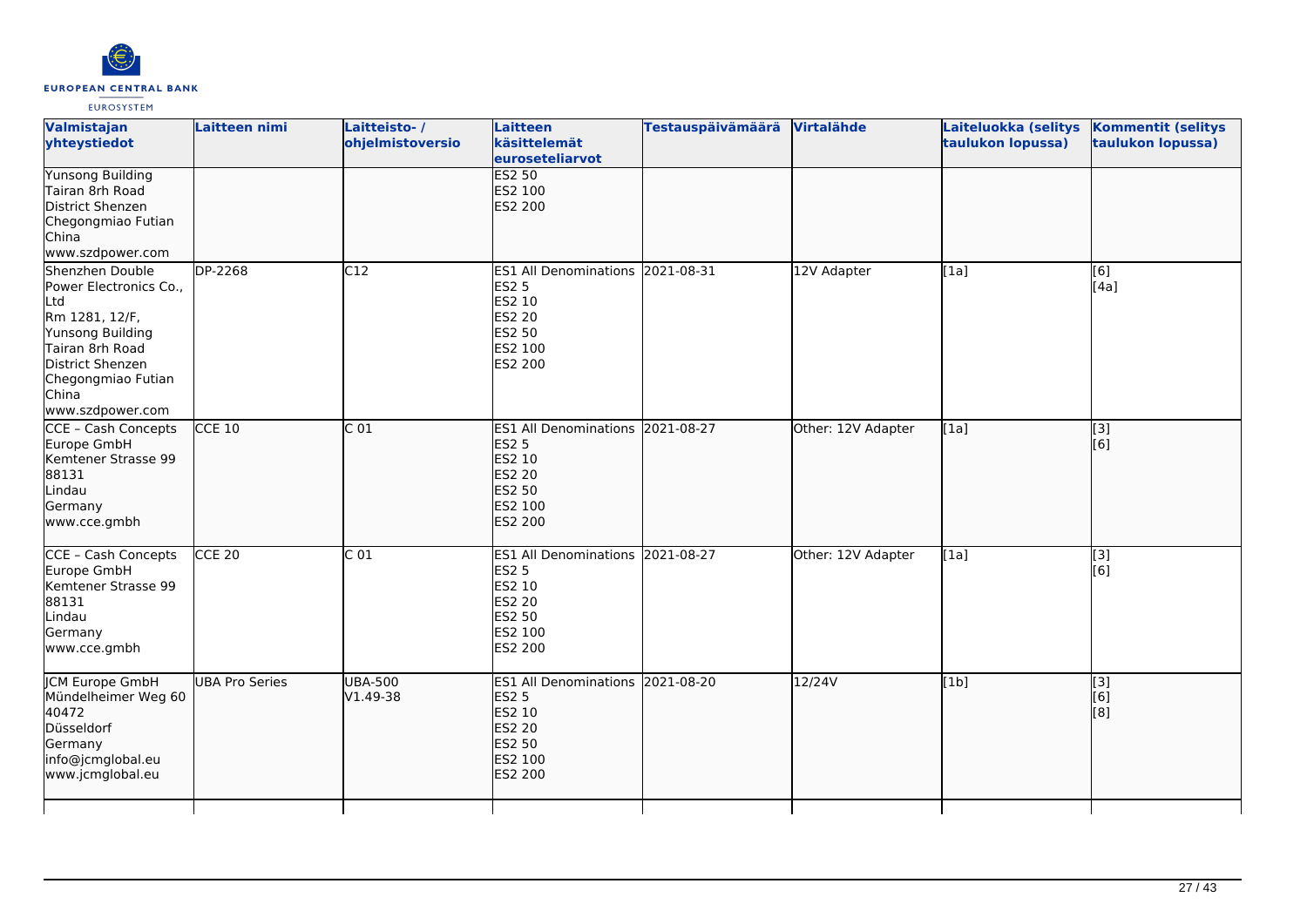| Valmistajan yhteystiedot | Laitteen nimi | Laitteisto- / ohjelmistoversio | Laitteen käsittelemät euroseteliarvot | Testauspäivämäärä | Virtalähde | Laiteluokka (selitys taulukon lopussa) | Kommentit (selitys taulukon lopussa) |
|---|---|---|---|---|---|---|---|
| Yunsong Building<br>Tairan 8rh Road<br>District Shenzen<br>Chegongmiao Futian<br>China<br>www.szdpower.com | | | ES2 50<br>ES2 100<br>ES2 200 | | | | |
| Shenzhen Double Power Electronics Co., Ltd<br>Rm 1281, 12/F,<br>Yunsong Building<br>Tairan 8rh Road<br>District Shenzen<br>Chegongmiao Futian<br>China<br>www.szdpower.com | DP-2268 | C12 | ES1 All Denominations<br>ES2 5<br>ES2 10<br>ES2 20<br>ES2 50<br>ES2 100<br>ES2 200 | 2021-08-31 | 12V Adapter | [1a] | [6]<br>[4a] |
| CCE – Cash Concepts Europe GmbH<br>Kemtener Strasse 99<br>88131<br>Lindau<br>Germany<br>www.cce.gmbh | CCE 10 | C 01 | ES1 All Denominations<br>ES2 5<br>ES2 10<br>ES2 20<br>ES2 50<br>ES2 100<br>ES2 200 | 2021-08-27 | Other: 12V Adapter | [1a] | [3]<br>[6] |
| CCE – Cash Concepts Europe GmbH<br>Kemtener Strasse 99<br>88131<br>Lindau<br>Germany<br>www.cce.gmbh | CCE 20 | C 01 | ES1 All Denominations<br>ES2 5<br>ES2 10<br>ES2 20<br>ES2 50<br>ES2 100<br>ES2 200 | 2021-08-27 | Other: 12V Adapter | [1a] | [3]<br>[6] |
| JCM Europe GmbH<br>Mündelheimer Weg 60<br>40472<br>Düsseldorf<br>Germany<br>info@jcmglobal.eu<br>www.jcmglobal.eu | UBA Pro Series | UBA-500<br>V1.49-38 | ES1 All Denominations<br>ES2 5<br>ES2 10<br>ES2 20<br>ES2 50<br>ES2 100<br>ES2 200 | 2021-08-20 | 12/24V | [1b] | [3]<br>[6]<br>[8] |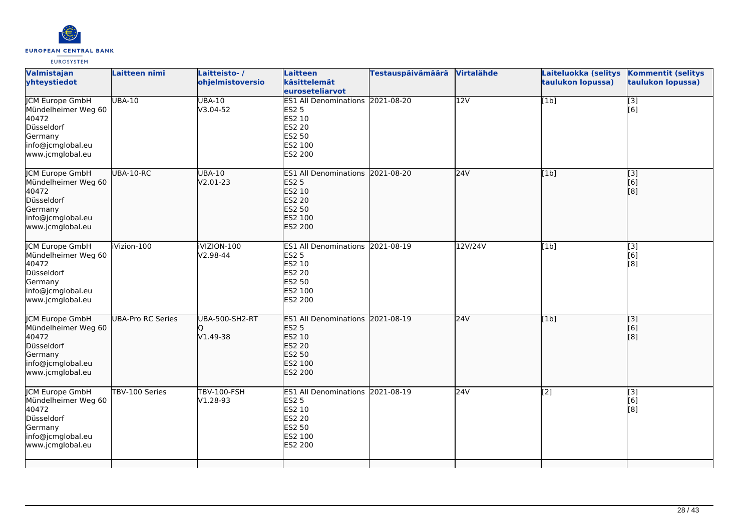| Valmistajan yhteystiedot | Laitteen nimi | Laitteisto- / ohjelmistoversio | Laitteen käsittelemät euroseteliarvot | Testauspäivämäärä | Virtalähde | Laiteluokka (selitys taulukon lopussa) | Kommentit (selitys taulukon lopussa) |
|---|---|---|---|---|---|---|---|
| JCM Europe GmbH<br>Mündelheimer Weg 60<br>40472<br>Düsseldorf<br>Germany<br>info@jcmglobal.eu<br>www.jcmglobal.eu | UBA-10 | UBA-10<br>V3.04-52 | ES1 All Denominations<br>ES2 5<br>ES2 10<br>ES2 20<br>ES2 50<br>ES2 100<br>ES2 200 | 2021-08-20 | 12V | [1b] | [3]<br>[6] |
| JCM Europe GmbH<br>Mündelheimer Weg 60<br>40472<br>Düsseldorf<br>Germany<br>info@jcmglobal.eu<br>www.jcmglobal.eu | UBA-10-RC | UBA-10<br>V2.01-23 | ES1 All Denominations<br>ES2 5<br>ES2 10<br>ES2 20<br>ES2 50<br>ES2 100<br>ES2 200 | 2021-08-20 | 24V | [1b] | [3]<br>[6]<br>[8] |
| JCM Europe GmbH<br>Mündelheimer Weg 60<br>40472<br>Düsseldorf<br>Germany<br>info@jcmglobal.eu<br>www.jcmglobal.eu | iVizion-100 | iVIZION-100<br>V2.98-44 | ES1 All Denominations<br>ES2 5<br>ES2 10<br>ES2 20<br>ES2 50<br>ES2 100<br>ES2 200 | 2021-08-19 | 12V/24V | [1b] | [3]<br>[6]<br>[8] |
| JCM Europe GmbH<br>Mündelheimer Weg 60<br>40472<br>Düsseldorf<br>Germany<br>info@jcmglobal.eu<br>www.jcmglobal.eu | UBA-Pro RC Series | UBA-500-SH2-RT<br>Q<br>V1.49-38 | ES1 All Denominations<br>ES2 5<br>ES2 10<br>ES2 20<br>ES2 50<br>ES2 100<br>ES2 200 | 2021-08-19 | 24V | [1b] | [3]<br>[6]<br>[8] |
| JCM Europe GmbH<br>Mündelheimer Weg 60<br>40472<br>Düsseldorf<br>Germany<br>info@jcmglobal.eu<br>www.jcmglobal.eu | TBV-100 Series | TBV-100-FSH<br>V1.28-93 | ES1 All Denominations<br>ES2 5<br>ES2 10<br>ES2 20<br>ES2 50<br>ES2 100<br>ES2 200 | 2021-08-19 | 24V | [2] | [3]<br>[6]<br>[8] |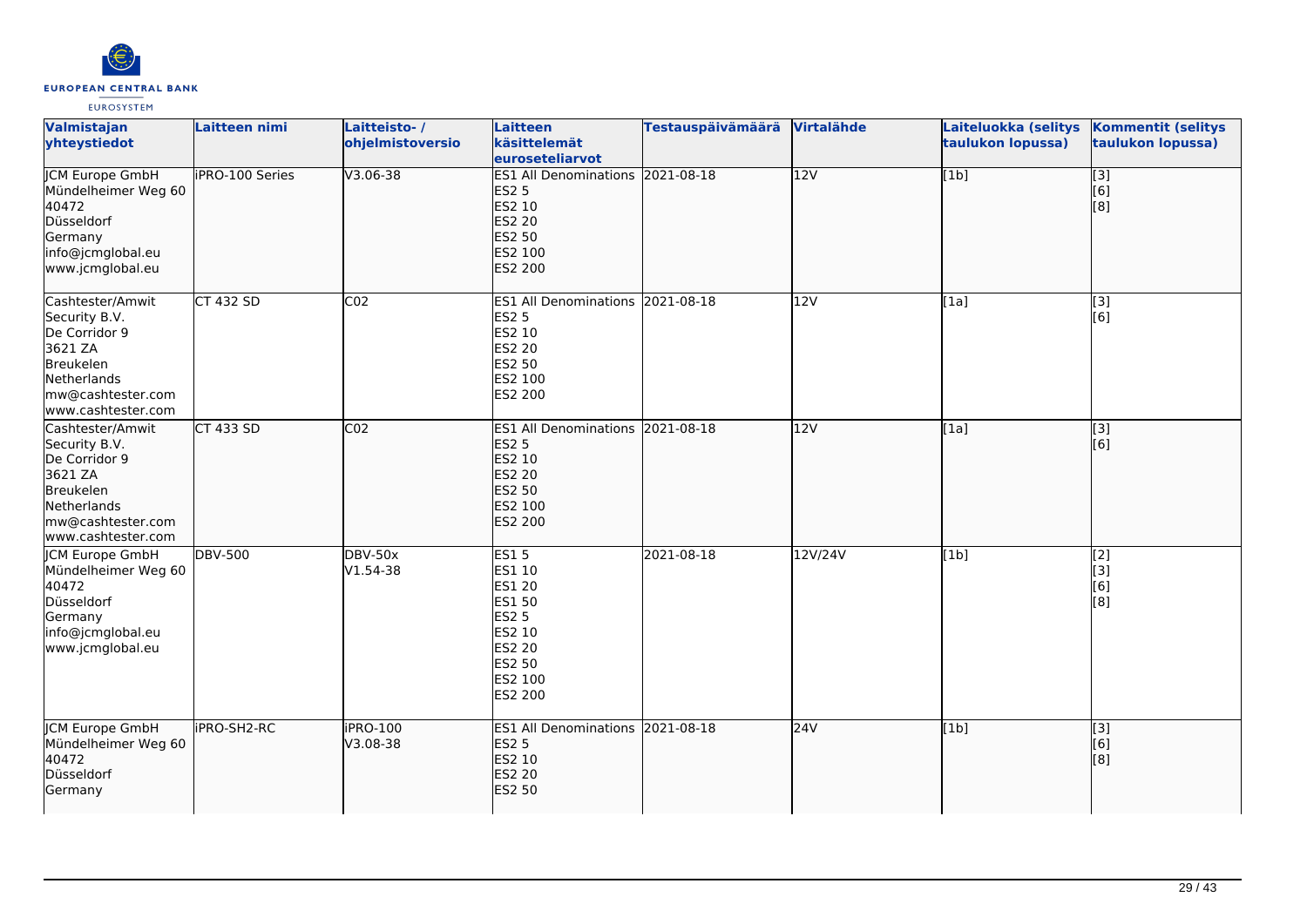| Valmistajan yhteystiedot | Laitteen nimi | Laitteisto- / ohjelmistoversio | Laitteen käsittelemät euroseteliarvot | Testauspäivämäärä | Virtalähde | Laiteluokka (selitys taulukon lopussa) | Kommentit (selitys taulukon lopussa) |
|---|---|---|---|---|---|---|---|
| JCM Europe GmbH<br>Mündelheimer Weg 60<br>40472<br>Düsseldorf<br>Germany<br>info@jcmglobal.eu<br>www.jcmglobal.eu | iPRO-100 Series | V3.06-38 | ES1 All Denominations<br>ES2 5<br>ES2 10<br>ES2 20<br>ES2 50<br>ES2 100<br>ES2 200 | 2021-08-18 | 12V | [1b] | [3]<br>[6]<br>[8] |
| Cashtester/Amwit Security B.V.<br>De Corridor 9<br>3621 ZA<br>Breukelen<br>Netherlands<br>mw@cashtester.com<br>www.cashtester.com | CT 432 SD | C02 | ES1 All Denominations<br>ES2 5<br>ES2 10<br>ES2 20<br>ES2 50<br>ES2 100<br>ES2 200 | 2021-08-18 | 12V | [1a] | [3]<br>[6] |
| Cashtester/Amwit Security B.V.<br>De Corridor 9<br>3621 ZA<br>Breukelen<br>Netherlands<br>mw@cashtester.com<br>www.cashtester.com | CT 433 SD | C02 | ES1 All Denominations<br>ES2 5<br>ES2 10<br>ES2 20<br>ES2 50<br>ES2 100<br>ES2 200 | 2021-08-18 | 12V | [1a] | [3]<br>[6] |
| JCM Europe GmbH<br>Mündelheimer Weg 60<br>40472<br>Düsseldorf<br>Germany<br>info@jcmglobal.eu<br>www.jcmglobal.eu | DBV-500 | DBV-50x<br>V1.54-38 | ES1 5<br>ES1 10<br>ES1 20<br>ES1 50<br>ES2 5<br>ES2 10<br>ES2 20<br>ES2 50<br>ES2 100<br>ES2 200 | 2021-08-18 | 12V/24V | [1b] | [2]<br>[3]<br>[6]<br>[8] |
| JCM Europe GmbH<br>Mündelheimer Weg 60<br>40472<br>Düsseldorf<br>Germany | iPRO-SH2-RC | iPRO-100<br>V3.08-38 | ES1 All Denominations<br>ES2 5<br>ES2 10<br>ES2 20<br>ES2 50 | 2021-08-18 | 24V | [1b] | [3]<br>[6]<br>[8] |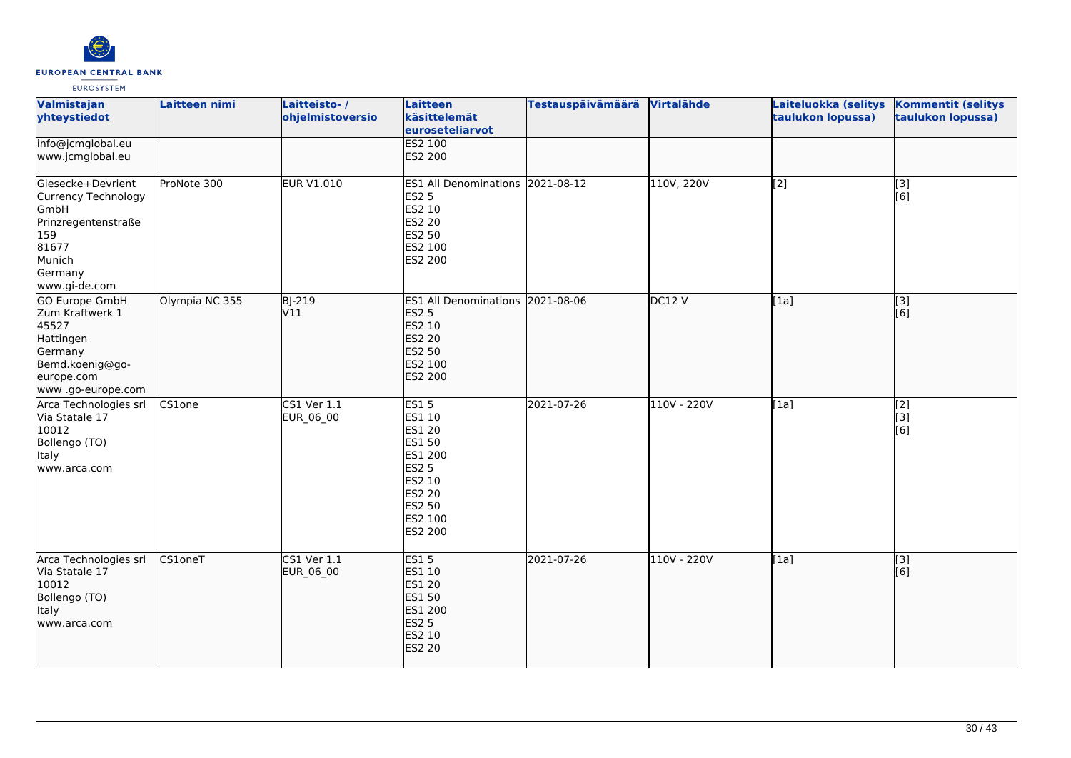| Valmistajan yhteystiedot | Laitteen nimi | Laitteisto- / ohjelmistoversio | Laitteen käsittelemät euroseteliarvot | Testauspäivämäärä | Virtalähde | Laiteluokka (selitys taulukon lopussa) | Kommentit (selitys taulukon lopussa) |
|---|---|---|---|---|---|---|---|
| info@jcmglobal.eu<br>www.jcmglobal.eu | | | ES2 100<br>ES2 200 | | | | |
| Giesecke+Devrient Currency Technology GmbH<br>Prinzregentenstraße 159<br>81677<br>Munich<br>Germany<br>www.gi-de.com | ProNote 300 | EUR V1.010 | ES1 All Denominations<br>ES2 5<br>ES2 10<br>ES2 20<br>ES2 50<br>ES2 100<br>ES2 200 | 2021-08-12 | 110V, 220V | [2] | [3]<br>[6] |
| GO Europe GmbH<br>Zum Kraftwerk 1<br>45527<br>Hattingen<br>Germany<br>Bemd.koenig@go-europe.com<br>www .go-europe.com | Olympia NC 355 | BJ-219<br>V11 | ES1 All Denominations<br>ES2 5<br>ES2 10<br>ES2 20<br>ES2 50<br>ES2 100<br>ES2 200 | 2021-08-06 | DC12 V | [1a] | [3]<br>[6] |
| Arca Technologies srl<br>Via Statale 17<br>10012<br>Bollengo (TO)<br>Italy<br>www.arca.com | CS1one | CS1 Ver 1.1<br>EUR_06_00 | ES1 5<br>ES1 10<br>ES1 20<br>ES1 50<br>ES1 200<br>ES2 5<br>ES2 10<br>ES2 20<br>ES2 50<br>ES2 100<br>ES2 200 | 2021-07-26 | 110V - 220V | [1a] | [2]<br>[3]<br>[6] |
| Arca Technologies srl<br>Via Statale 17<br>10012<br>Bollengo (TO)<br>Italy<br>www.arca.com | CS1oneT | CS1 Ver 1.1<br>EUR_06_00 | ES1 5<br>ES1 10<br>ES1 20<br>ES1 50<br>ES1 200<br>ES2 5<br>ES2 10<br>ES2 20 | 2021-07-26 | 110V - 220V | [1a] | [3]<br>[6] |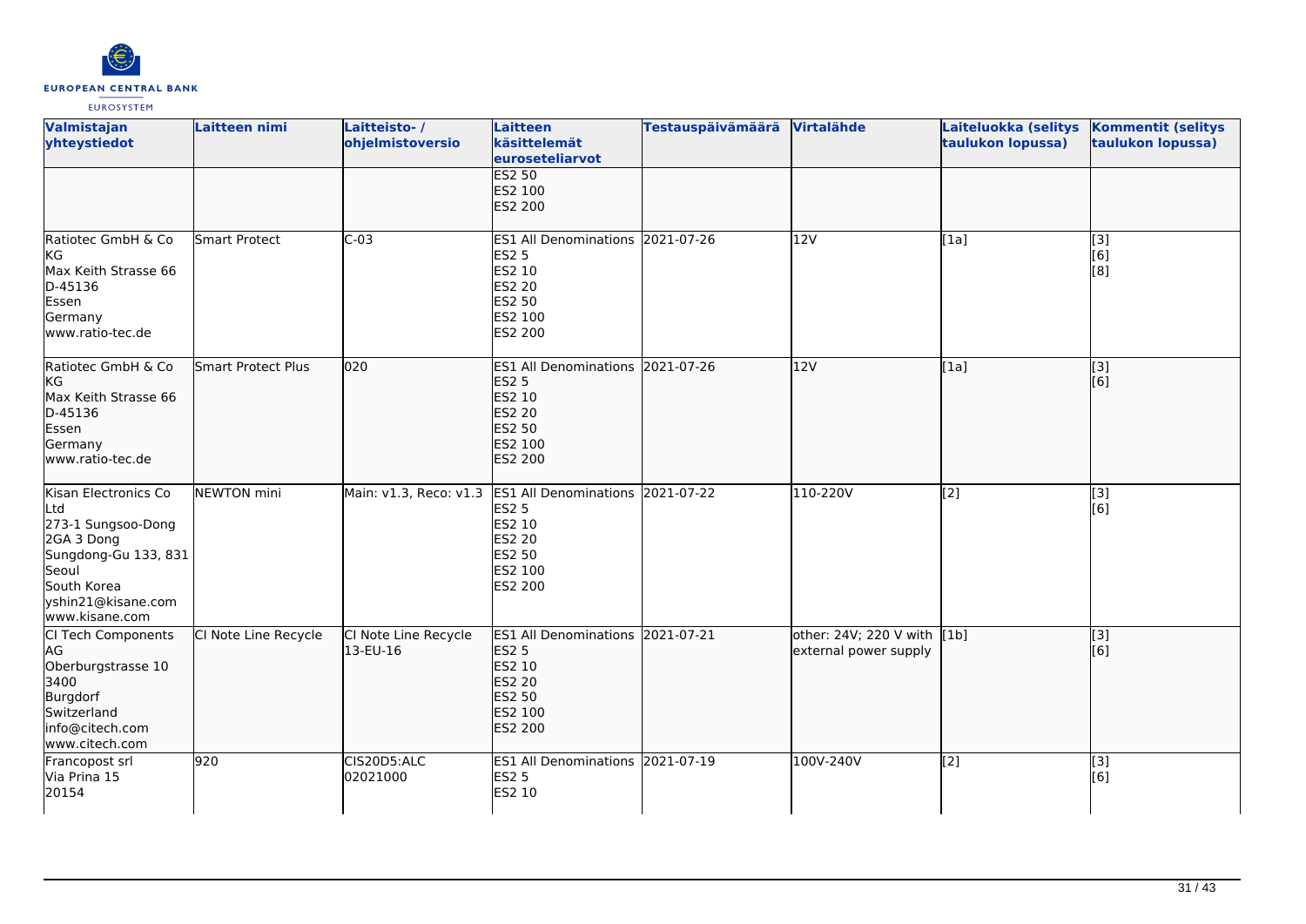| Valmistajan yhteystiedot | Laitteen nimi | Laitteisto- / ohjelmistoversio | Laitteen käsittelemät euroseteliarvot | Testauspäivämäärä | Virtalähde | Laiteluokka (selitys taulukon lopussa) | Kommentit (selitys taulukon lopussa) |
|---|---|---|---|---|---|---|---|
| | | | ES2 50<br>ES2 100<br>ES2 200 | | | | |
| Ratiotec GmbH & Co KG<br>Max Keith Strasse 66<br>D-45136<br>Essen<br>Germany<br>www.ratio-tec.de | Smart Protect | C-03 | ES1 All Denominations<br>ES2 5<br>ES2 10<br>ES2 20<br>ES2 50<br>ES2 100<br>ES2 200 | 2021-07-26 | 12V | [1a] | [3]<br>[6]<br>[8] |
| Ratiotec GmbH & Co KG<br>Max Keith Strasse 66<br>D-45136<br>Essen<br>Germany<br>www.ratio-tec.de | Smart Protect Plus | 020 | ES1 All Denominations<br>ES2 5<br>ES2 10<br>ES2 20<br>ES2 50<br>ES2 100<br>ES2 200 | 2021-07-26 | 12V | [1a] | [3]<br>[6] |
| Kisan Electronics Co Ltd<br>273-1 Sungsoo-Dong 2GA 3 Dong<br>Sungdong-Gu 133, 831<br>Seoul<br>South Korea<br>yshin21@kisane.com<br>www.kisane.com | NEWTON mini | Main: v1.3, Reco: v1.3 | ES1 All Denominations<br>ES2 5<br>ES2 10<br>ES2 20<br>ES2 50<br>ES2 100<br>ES2 200 | 2021-07-22 | 110-220V | [2] | [3]<br>[6] |
| CI Tech Components AG<br>Oberburgstrasse 10<br>3400<br>Burgdorf<br>Switzerland<br>info@citech.com<br>www.citech.com | CI Note Line Recycle | CI Note Line Recycle 13-EU-16 | ES1 All Denominations<br>ES2 5<br>ES2 10<br>ES2 20<br>ES2 50<br>ES2 100<br>ES2 200 | 2021-07-21 | other: 24V; 220 V with external power supply | [1b] | [3]<br>[6] |
| Francopost srl<br>Via Prina 15<br>20154 | 920 | CIS20D5:ALC 02021000 | ES1 All Denominations<br>ES2 5<br>ES2 10 | 2021-07-19 | 100V-240V | [2] | [3]<br>[6] |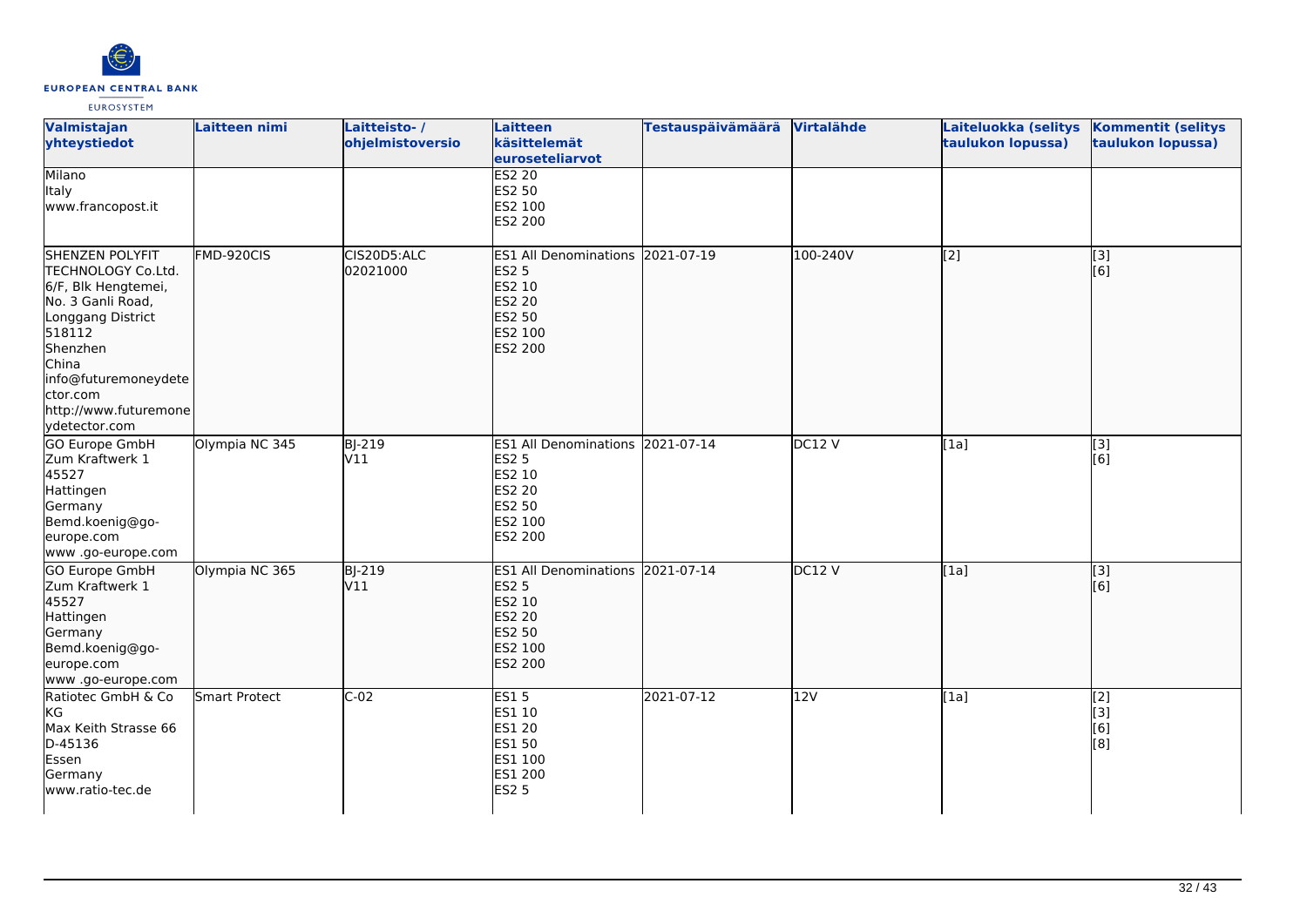| Valmistajan yhteystiedot | Laitteen nimi | Laitteisto- / ohjelmistoversio | Laitteen käsittelemät euroseteliarvot | Testauspäivämäärä | Virtalähde | Laiteluokka (selitys taulukon lopussa) | Kommentit (selitys taulukon lopussa) |
|---|---|---|---|---|---|---|---|
| Milano<br>Italy<br>www.francopost.it | | | ES2 20<br>ES2 50<br>ES2 100<br>ES2 200 | | | | |
| SHENZEN POLYFIT TECHNOLOGY Co.Ltd.<br>6/F, Blk Hengtemei, No. 3 Ganli Road, Longgang District<br>518112<br>Shenzhen<br>China<br>info@futuremoneydetector.com<br>http://www.futuremoneydetector.com | FMD-920CIS | CIS20D5:ALC<br>02021000 | ES1 All Denominations<br>ES2 5<br>ES2 10<br>ES2 20<br>ES2 50<br>ES2 100<br>ES2 200 | 2021-07-19 | 100-240V | [2] | [3]<br>[6] |
| GO Europe GmbH<br>Zum Kraftwerk 1<br>45527<br>Hattingen<br>Germany<br>Bemd.koenig@go-europe.com<br>www .go-europe.com | Olympia NC 345 | BJ-219<br>V11 | ES1 All Denominations<br>ES2 5<br>ES2 10<br>ES2 20<br>ES2 50<br>ES2 100<br>ES2 200 | 2021-07-14 | DC12 V | [1a] | [3]<br>[6] |
| GO Europe GmbH<br>Zum Kraftwerk 1<br>45527<br>Hattingen<br>Germany<br>Bemd.koenig@go-europe.com<br>www .go-europe.com | Olympia NC 365 | BJ-219<br>V11 | ES1 All Denominations<br>ES2 5<br>ES2 10<br>ES2 20<br>ES2 50<br>ES2 100<br>ES2 200 | 2021-07-14 | DC12 V | [1a] | [3]<br>[6] |
| Ratiotec GmbH & Co KG<br>Max Keith Strasse 66<br>D-45136<br>Essen<br>Germany<br>www.ratio-tec.de | Smart Protect | C-02 | ES1 5<br>ES1 10<br>ES1 20<br>ES1 50<br>ES1 100<br>ES1 200<br>ES2 5 | 2021-07-12 | 12V | [1a] | [2]<br>[3]<br>[6]<br>[8] |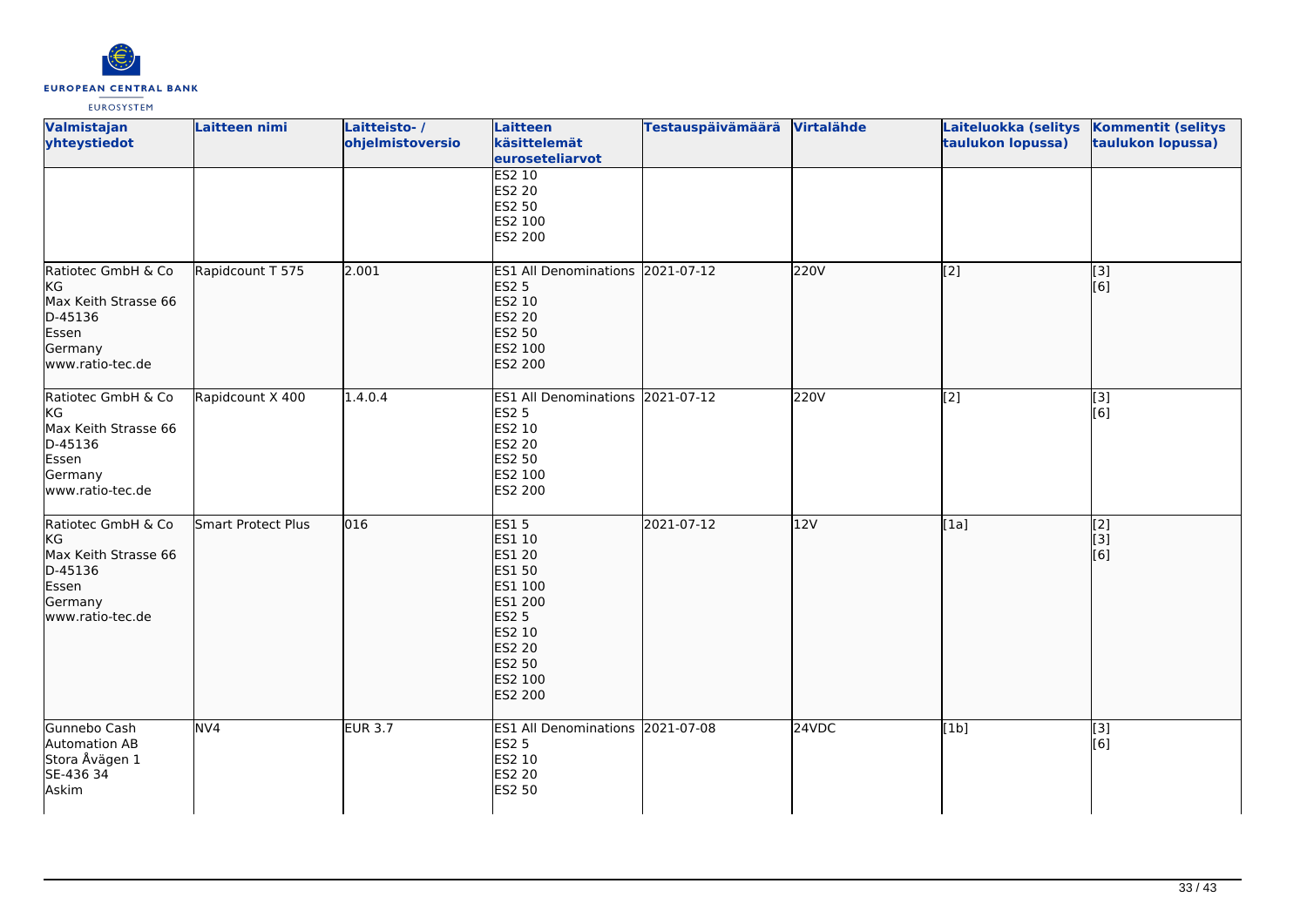| Valmistajan yhteystiedot | Laitteen nimi | Laitteisto- / ohjelmistoversio | Laitteen käsittelemät euroseteliarvot | Testauspäivämäärä | Virtalähde | Laiteluokka (selitys taulukon lopussa) | Kommentit (selitys taulukon lopussa) |
|---|---|---|---|---|---|---|---|
| | | | ES2 10<br>ES2 20<br>ES2 50<br>ES2 100<br>ES2 200 | | | | |
| Ratiotec GmbH & Co KG<br>Max Keith Strasse 66<br>D-45136<br>Essen<br>Germany<br>www.ratio-tec.de | Rapidcount T 575 | 2.001 | ES1 All Denominations<br>ES2 5<br>ES2 10<br>ES2 20<br>ES2 50<br>ES2 100<br>ES2 200 | 2021-07-12 | 220V | [2] | [3]<br>[6] |
| Ratiotec GmbH & Co KG<br>Max Keith Strasse 66<br>D-45136<br>Essen<br>Germany<br>www.ratio-tec.de | Rapidcount X 400 | 1.4.0.4 | ES1 All Denominations<br>ES2 5<br>ES2 10<br>ES2 20<br>ES2 50<br>ES2 100<br>ES2 200 | 2021-07-12 | 220V | [2] | [3]<br>[6] |
| Ratiotec GmbH & Co KG<br>Max Keith Strasse 66<br>D-45136<br>Essen<br>Germany<br>www.ratio-tec.de | Smart Protect Plus | 016 | ES1 5<br>ES1 10<br>ES1 20<br>ES1 50<br>ES1 100<br>ES1 200<br>ES2 5<br>ES2 10<br>ES2 20<br>ES2 50<br>ES2 100<br>ES2 200 | 2021-07-12 | 12V | [1a] | [2]<br>[3]<br>[6] |
| Gunnebo Cash Automation AB<br>Stora Åvägen 1<br>SE-436 34<br>Askim | NV4 | EUR 3.7 | ES1 All Denominations<br>ES2 5<br>ES2 10<br>ES2 20<br>ES2 50 | 2021-07-08 | 24VDC | [1b] | [3]<br>[6] |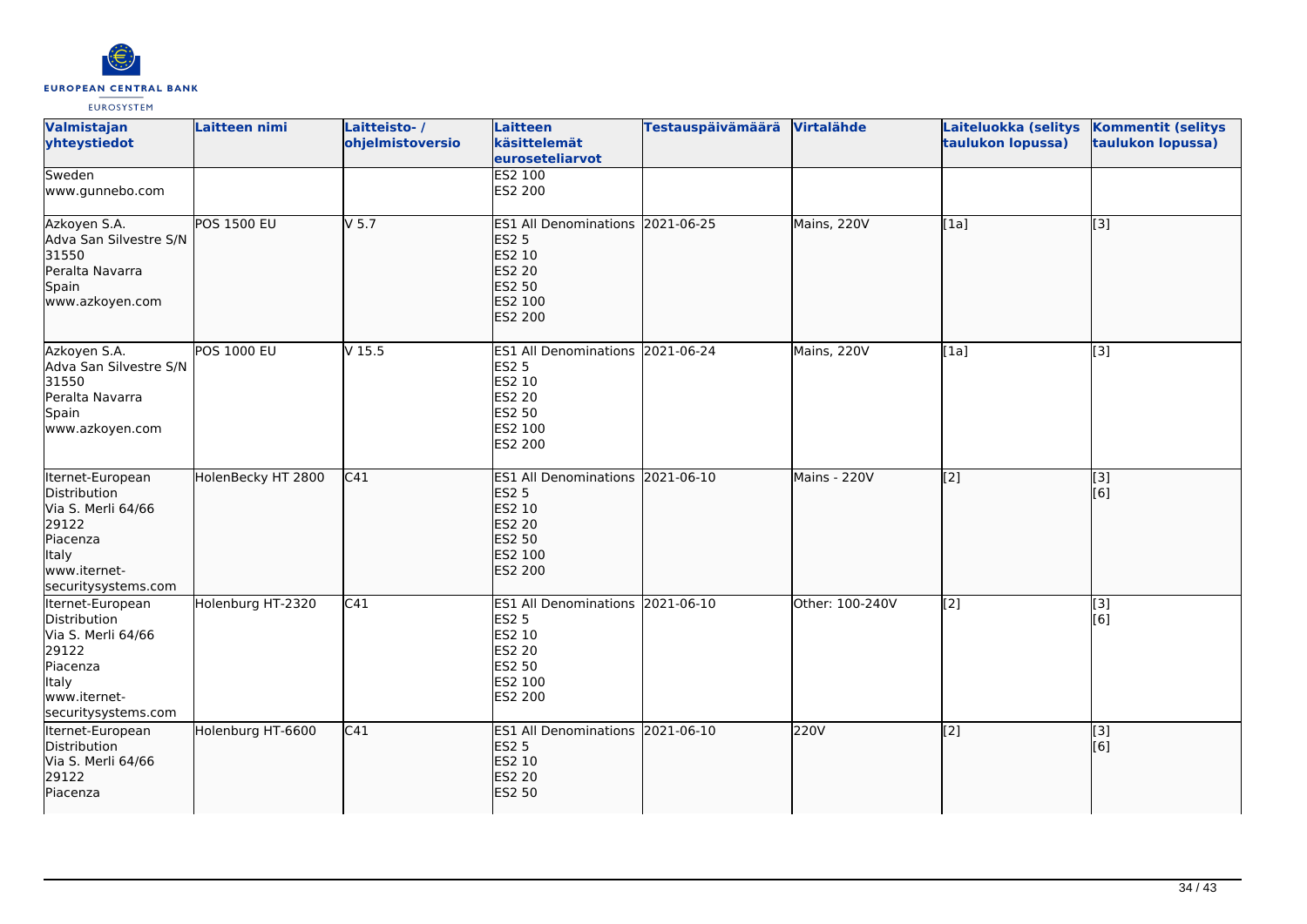| Valmistajan yhteystiedot | Laitteen nimi | Laitteisto- / ohjelmistoversio | Laitteen käsittelemät euroseteliarvot | Testauspäivämäärä | Virtalähde | Laiteluokka (selitys taulukon lopussa) | Kommentit (selitys taulukon lopussa) |
|---|---|---|---|---|---|---|---|
| Sweden<br>www.gunnebo.com | | | ES2 100<br>ES2 200 | | | | |
| Azkoyen S.A.<br>Adva San Silvestre S/N<br>31550<br>Peralta Navarra<br>Spain<br>www.azkoyen.com | POS 1500 EU | V 5.7 | ES1 All Denominations<br>ES2 5<br>ES2 10<br>ES2 20<br>ES2 50<br>ES2 100<br>ES2 200 | 2021-06-25 | Mains, 220V | [1a] | [3] |
| Azkoyen S.A.<br>Adva San Silvestre S/N<br>31550<br>Peralta Navarra<br>Spain<br>www.azkoyen.com | POS 1000 EU | V 15.5 | ES1 All Denominations<br>ES2 5<br>ES2 10<br>ES2 20<br>ES2 50<br>ES2 100<br>ES2 200 | 2021-06-24 | Mains, 220V | [1a] | [3] |
| Iternet-European Distribution<br>Via S. Merli 64/66<br>29122<br>Piacenza<br>Italy<br>www.iternet-securitysystems.com | HolenBecky HT 2800 | C41 | ES1 All Denominations<br>ES2 5<br>ES2 10<br>ES2 20<br>ES2 50<br>ES2 100<br>ES2 200 | 2021-06-10 | Mains - 220V | [2] | [3]<br>[6] |
| Iternet-European Distribution<br>Via S. Merli 64/66<br>29122<br>Piacenza<br>Italy<br>www.iternet-securitysystems.com | Holenburg HT-2320 | C41 | ES1 All Denominations<br>ES2 5<br>ES2 10<br>ES2 20<br>ES2 50<br>ES2 100<br>ES2 200 | 2021-06-10 | Other: 100-240V | [2] | [3]<br>[6] |
| Iternet-European Distribution<br>Via S. Merli 64/66<br>29122<br>Piacenza | Holenburg HT-6600 | C41 | ES1 All Denominations<br>ES2 5<br>ES2 10<br>ES2 20<br>ES2 50 | 2021-06-10 | 220V | [2] | [3]<br>[6] |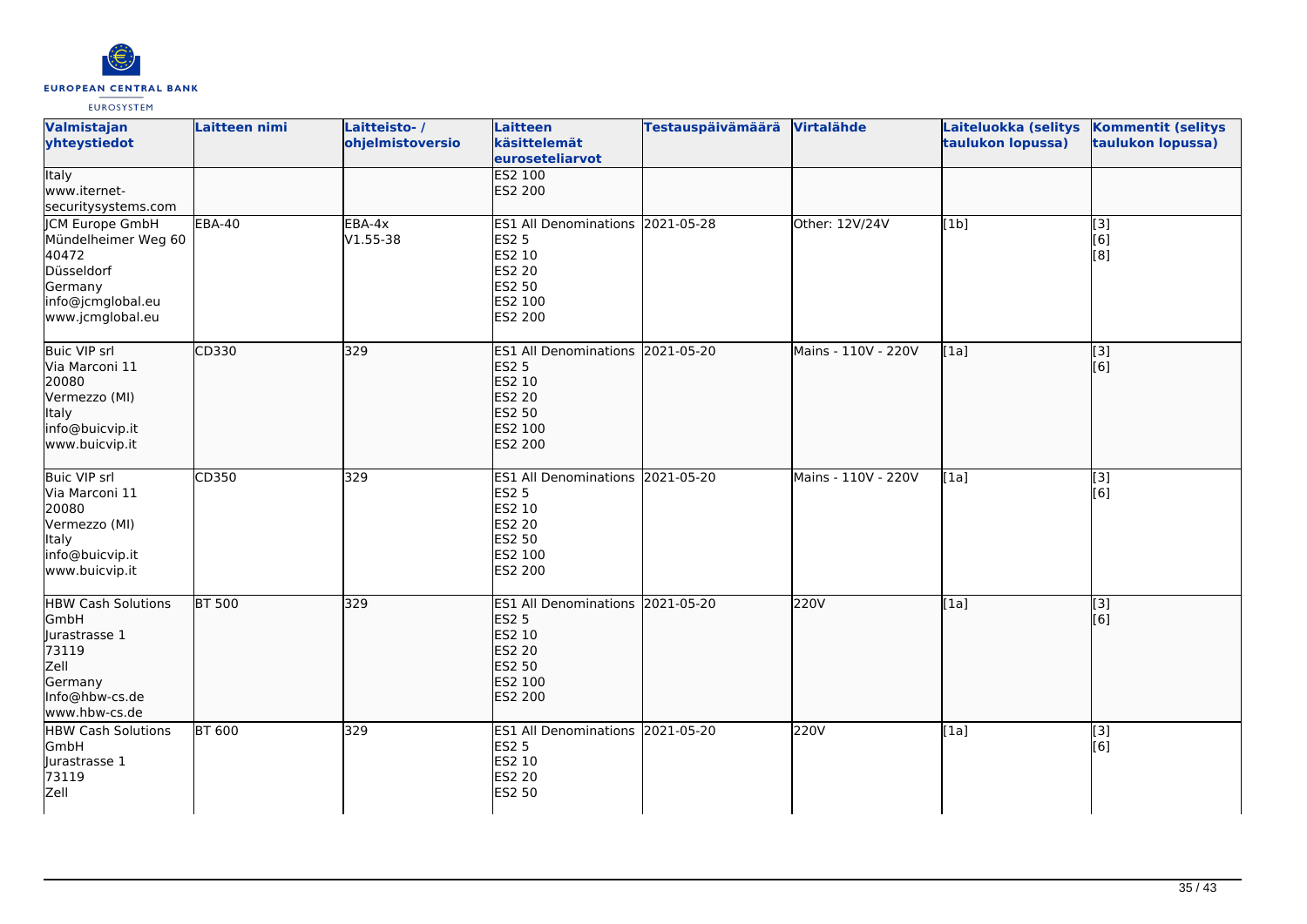| Valmistajan yhteystiedot | Laitteen nimi | Laitteisto- / ohjelmistoversio | Laitteen käsittelemät euroseteliarvot | Testauspäivämäärä | Virtalähde | Laiteluokka (selitys taulukon lopussa) | Kommentit (selitys taulukon lopussa) |
|---|---|---|---|---|---|---|---|
| Italy<br>www.iternet-securitysystems.com | | | ES2 100<br>ES2 200 | | | | |
| JCM Europe GmbH<br>Mündelheimer Weg 60<br>40472<br>Düsseldorf<br>Germany<br>info@jcmglobal.eu<br>www.jcmglobal.eu | EBA-40 | EBA-4x<br>V1.55-38 | ES1 All Denominations<br>ES2 5<br>ES2 10<br>ES2 20<br>ES2 50<br>ES2 100<br>ES2 200 | 2021-05-28 | Other: 12V/24V | [1b] | [3]<br>[6]<br>[8] |
| Buic VIP srl<br>Via Marconi 11<br>20080<br>Vermezzo (MI)<br>Italy<br>info@buicvip.it<br>www.buicvip.it | CD330 | 329 | ES1 All Denominations<br>ES2 5<br>ES2 10<br>ES2 20<br>ES2 50<br>ES2 100<br>ES2 200 | 2021-05-20 | Mains - 110V - 220V | [1a] | [3]<br>[6] |
| Buic VIP srl<br>Via Marconi 11<br>20080<br>Vermezzo (MI)<br>Italy<br>info@buicvip.it<br>www.buicvip.it | CD350 | 329 | ES1 All Denominations<br>ES2 5<br>ES2 10<br>ES2 20<br>ES2 50<br>ES2 100<br>ES2 200 | 2021-05-20 | Mains - 110V - 220V | [1a] | [3]<br>[6] |
| HBW Cash Solutions GmbH<br>Jurastrasse 1<br>73119<br>Zell<br>Germany<br>Info@hbw-cs.de<br>www.hbw-cs.de | BT 500 | 329 | ES1 All Denominations<br>ES2 5<br>ES2 10<br>ES2 20<br>ES2 50<br>ES2 100<br>ES2 200 | 2021-05-20 | 220V | [1a] | [3]<br>[6] |
| HBW Cash Solutions GmbH<br>Jurastrasse 1<br>73119<br>Zell | BT 600 | 329 | ES1 All Denominations<br>ES2 5<br>ES2 10<br>ES2 20<br>ES2 50 | 2021-05-20 | 220V | [1a] | [3]<br>[6] |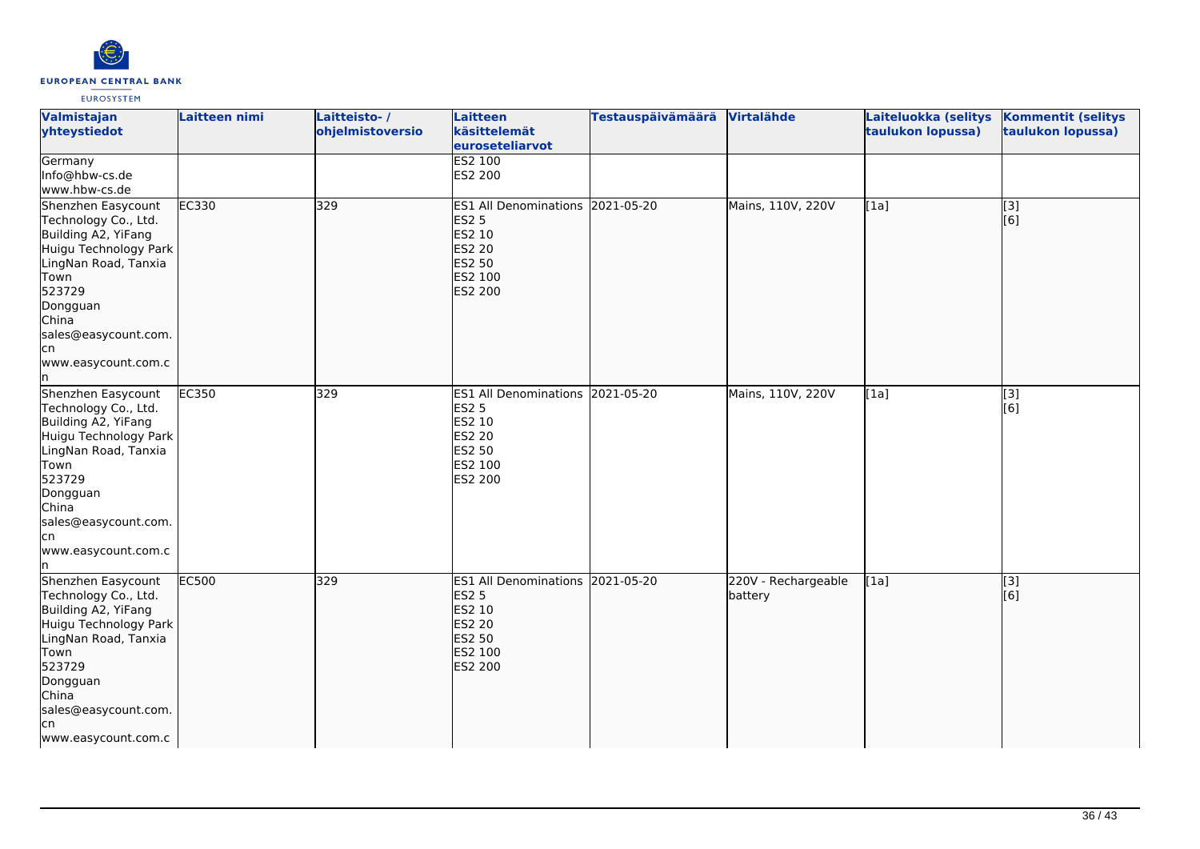| Valmistajan yhteystiedot | Laitteen nimi | Laitteisto- / ohjelmistoversio | Laitteen käsittelemät euroseteliarvot | Testauspäivämäärä | Virtalähde | Laiteluokka (selitys taulukon lopussa) | Kommentit (selitys taulukon lopussa) |
|---|---|---|---|---|---|---|---|
| Germany<br>Info@hbw-cs.de<br>www.hbw-cs.de | | | ES2 100<br>ES2 200 | | | | |
| Shenzhen Easycount Technology Co., Ltd.<br>Building A2, YiFang Huigu Technology Park LingNan Road, Tanxia Town<br>523729<br>Dongguan<br>China<br>sales@easycount.com.cn<br>www.easycount.com.cn | EC330 | 329 | ES1 All Denominations<br>ES2 5<br>ES2 10<br>ES2 20<br>ES2 50<br>ES2 100<br>ES2 200 | 2021-05-20 | Mains, 110V, 220V | [1a] | [3]<br>[6] |
| Shenzhen Easycount Technology Co., Ltd.<br>Building A2, YiFang Huigu Technology Park LingNan Road, Tanxia Town<br>523729<br>Dongguan<br>China<br>sales@easycount.com.cn<br>www.easycount.com.cn | EC350 | 329 | ES1 All Denominations<br>ES2 5<br>ES2 10<br>ES2 20<br>ES2 50<br>ES2 100<br>ES2 200 | 2021-05-20 | Mains, 110V, 220V | [1a] | [3]<br>[6] |
| Shenzhen Easycount Technology Co., Ltd.<br>Building A2, YiFang Huigu Technology Park LingNan Road, Tanxia Town<br>523729<br>Dongguan<br>China<br>sales@easycount.com.cn<br>www.easycount.com.c | EC500 | 329 | ES1 All Denominations<br>ES2 5<br>ES2 10<br>ES2 20<br>ES2 50<br>ES2 100<br>ES2 200 | 2021-05-20 | 220V - Rechargeable battery | [1a] | [3]<br>[6] |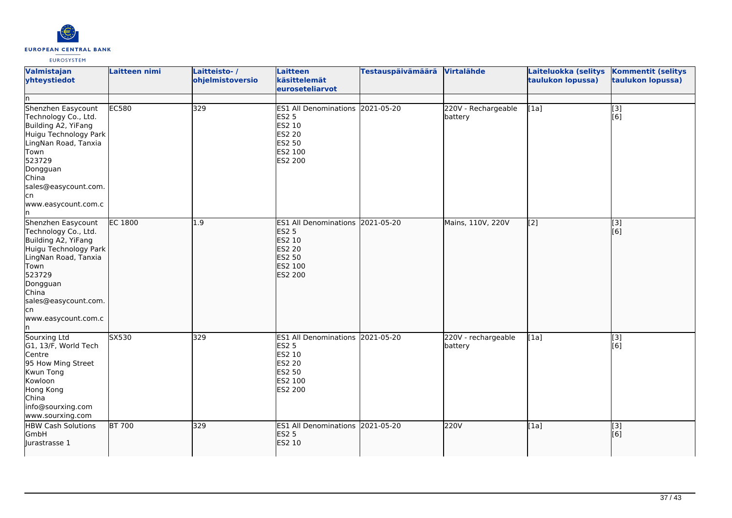| Valmistajan yhteystiedot | Laitteen nimi | Laitteisto- / ohjelmistoversio | Laitteen käsittelemät euroseteliarvot | Testauspäivämäärä | Virtalähde | Laiteluokka (selitys taulukon lopussa) | Kommentit (selitys taulukon lopussa) |
|---|---|---|---|---|---|---|---|
| n | | | | | | | |
| Shenzhen Easycount Technology Co., Ltd.<br>Building A2, YiFang Huigu Technology Park LingNan Road, Tanxia Town<br>523729<br>Dongguan<br>China<br>sales@easycount.com.cn<br>www.easycount.com.cn | EC580 | 329 | ES1 All Denominations<br>ES2 5<br>ES2 10<br>ES2 20<br>ES2 50<br>ES2 100<br>ES2 200 | 2021-05-20 | 220V - Rechargeable battery | [1a] | [3]<br>[6] |
| Shenzhen Easycount Technology Co., Ltd.<br>Building A2, YiFang Huigu Technology Park LingNan Road, Tanxia Town<br>523729<br>Dongguan<br>China<br>sales@easycount.com.cn<br>www.easycount.com.cn | EC 1800 | 1.9 | ES1 All Denominations<br>ES2 5<br>ES2 10<br>ES2 20<br>ES2 50<br>ES2 100<br>ES2 200 | 2021-05-20 | Mains, 110V, 220V | [2] | [3]<br>[6] |
| Sourxing Ltd<br>G1, 13/F, World Tech Centre<br>95 How Ming Street<br>Kwun Tong<br>Kowloon<br>Hong Kong<br>China<br>info@sourxing.com<br>www.sourxing.com | SX530 | 329 | ES1 All Denominations<br>ES2 5<br>ES2 10<br>ES2 20<br>ES2 50<br>ES2 100<br>ES2 200 | 2021-05-20 | 220V - rechargeable battery | [1a] | [3]<br>[6] |
| HBW Cash Solutions GmbH<br>Jurastrasse 1 | BT 700 | 329 | ES1 All Denominations<br>ES2 5<br>ES2 10 | 2021-05-20 | 220V | [1a] | [3]<br>[6] |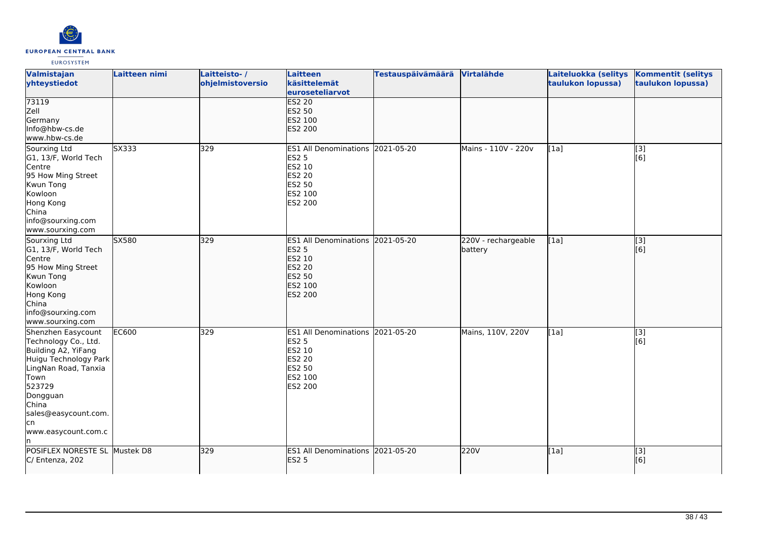| Valmistajan yhteystiedot | Laitteen nimi | Laitteisto- / ohjelmistoversio | Laitteen käsittelemät euroseteliarvot | Testauspäivämäärä | Virtalähde | Laiteluokka (selitys taulukon lopussa) | Kommentit (selitys taulukon lopussa) |
|---|---|---|---|---|---|---|---|
| 73119<br>Zell<br>Germany<br>Info@hbw-cs.de<br>www.hbw-cs.de | | | ES2 20<br>ES2 50<br>ES2 100<br>ES2 200 | | | | |
| Sourxing Ltd<br>G1, 13/F, World Tech Centre<br>95 How Ming Street<br>Kwun Tong<br>Kowloon<br>Hong Kong<br>China<br>info@sourxing.com<br>www.sourxing.com | SX333 | 329 | ES1 All Denominations<br>ES2 5<br>ES2 10<br>ES2 20<br>ES2 50<br>ES2 100<br>ES2 200 | 2021-05-20 | Mains - 110V - 220v | [1a] | [3]<br>[6] |
| Sourxing Ltd<br>G1, 13/F, World Tech Centre<br>95 How Ming Street<br>Kwun Tong<br>Kowloon<br>Hong Kong<br>China<br>info@sourxing.com<br>www.sourxing.com | SX580 | 329 | ES1 All Denominations<br>ES2 5<br>ES2 10<br>ES2 20<br>ES2 50<br>ES2 100<br>ES2 200 | 2021-05-20 | 220V - rechargeable battery | [1a] | [3]<br>[6] |
| Shenzhen Easycount Technology Co., Ltd.<br>Building A2, YiFang Huigu Technology Park<br>LingNan Road, Tanxia Town<br>523729<br>Dongguan<br>China<br>sales@easycount.com.cn<br>www.easycount.com.cn | EC600 | 329 | ES1 All Denominations<br>ES2 5<br>ES2 10<br>ES2 20<br>ES2 50<br>ES2 100<br>ES2 200 | 2021-05-20 | Mains, 110V, 220V | [1a] | [3]<br>[6] |
| POSIFLEX NORESTE SL<br>C/ Entenza, 202 | Mustek D8 | 329 | ES1 All Denominations<br>ES2 5 | 2021-05-20 | 220V | [1a] | [3]<br>[6] |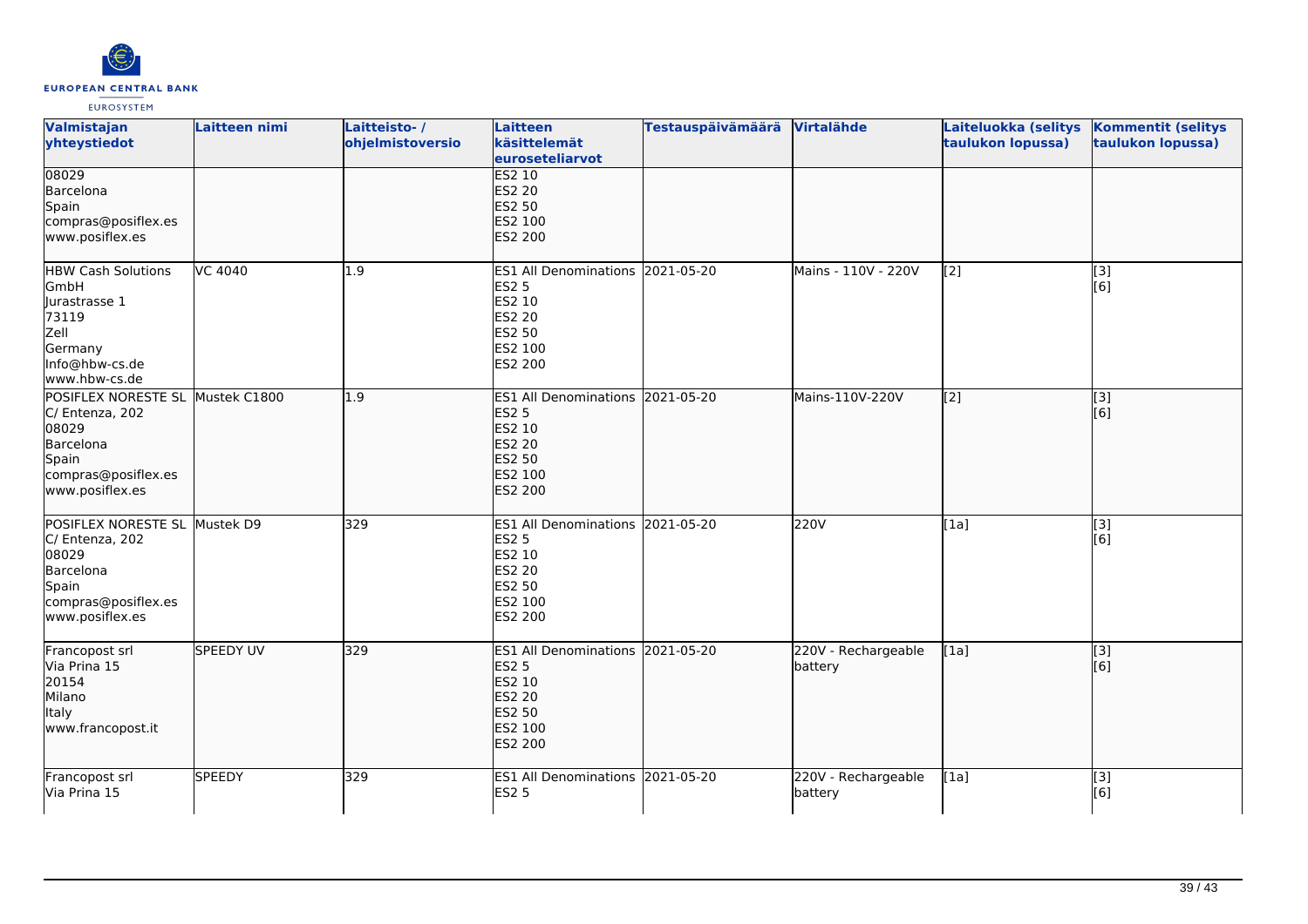| Valmistajan yhteystiedot | Laitteen nimi | Laitteisto- / ohjelmistoversio | Laitteen käsittelemät euroseteliarvot | Testauspäivämäärä | Virtalähde | Laiteluokka (selitys taulukon lopussa) | Kommentit (selitys taulukon lopussa) |
|---|---|---|---|---|---|---|---|
| 08029<br>Barcelona<br>Spain<br>compras@posiflex.es<br>www.posiflex.es | | | ES2 10<br>ES2 20<br>ES2 50<br>ES2 100<br>ES2 200 | | | | |
| HBW Cash Solutions GmbH<br>Jurastrasse 1<br>73119<br>Zell<br>Germany<br>Info@hbw-cs.de<br>www.hbw-cs.de | VC 4040 | 1.9 | ES1 All Denominations<br>ES2 5<br>ES2 10<br>ES2 20<br>ES2 50<br>ES2 100<br>ES2 200 | 2021-05-20 | Mains - 110V - 220V | [2] | [3]<br>[6] |
| POSIFLEX NORESTE SL<br>C/ Entenza, 202<br>08029<br>Barcelona<br>Spain<br>compras@posiflex.es<br>www.posiflex.es | Mustek C1800 | 1.9 | ES1 All Denominations<br>ES2 5<br>ES2 10<br>ES2 20<br>ES2 50<br>ES2 100<br>ES2 200 | 2021-05-20 | Mains-110V-220V | [2] | [3]<br>[6] |
| POSIFLEX NORESTE SL<br>C/ Entenza, 202<br>08029<br>Barcelona<br>Spain<br>compras@posiflex.es<br>www.posiflex.es | Mustek D9 | 329 | ES1 All Denominations<br>ES2 5<br>ES2 10<br>ES2 20<br>ES2 50<br>ES2 100<br>ES2 200 | 2021-05-20 | 220V | [1a] | [3]<br>[6] |
| Francopost srl<br>Via Prina 15<br>20154<br>Milano<br>Italy<br>www.francopost.it | SPEEDY UV | 329 | ES1 All Denominations<br>ES2 5<br>ES2 10<br>ES2 20<br>ES2 50<br>ES2 100<br>ES2 200 | 2021-05-20 | 220V - Rechargeable battery | [1a] | [3]<br>[6] |
| Francopost srl<br>Via Prina 15 | SPEEDY | 329 | ES1 All Denominations<br>ES2 5 | 2021-05-20 | 220V - Rechargeable battery | [1a] | [3]<br>[6] |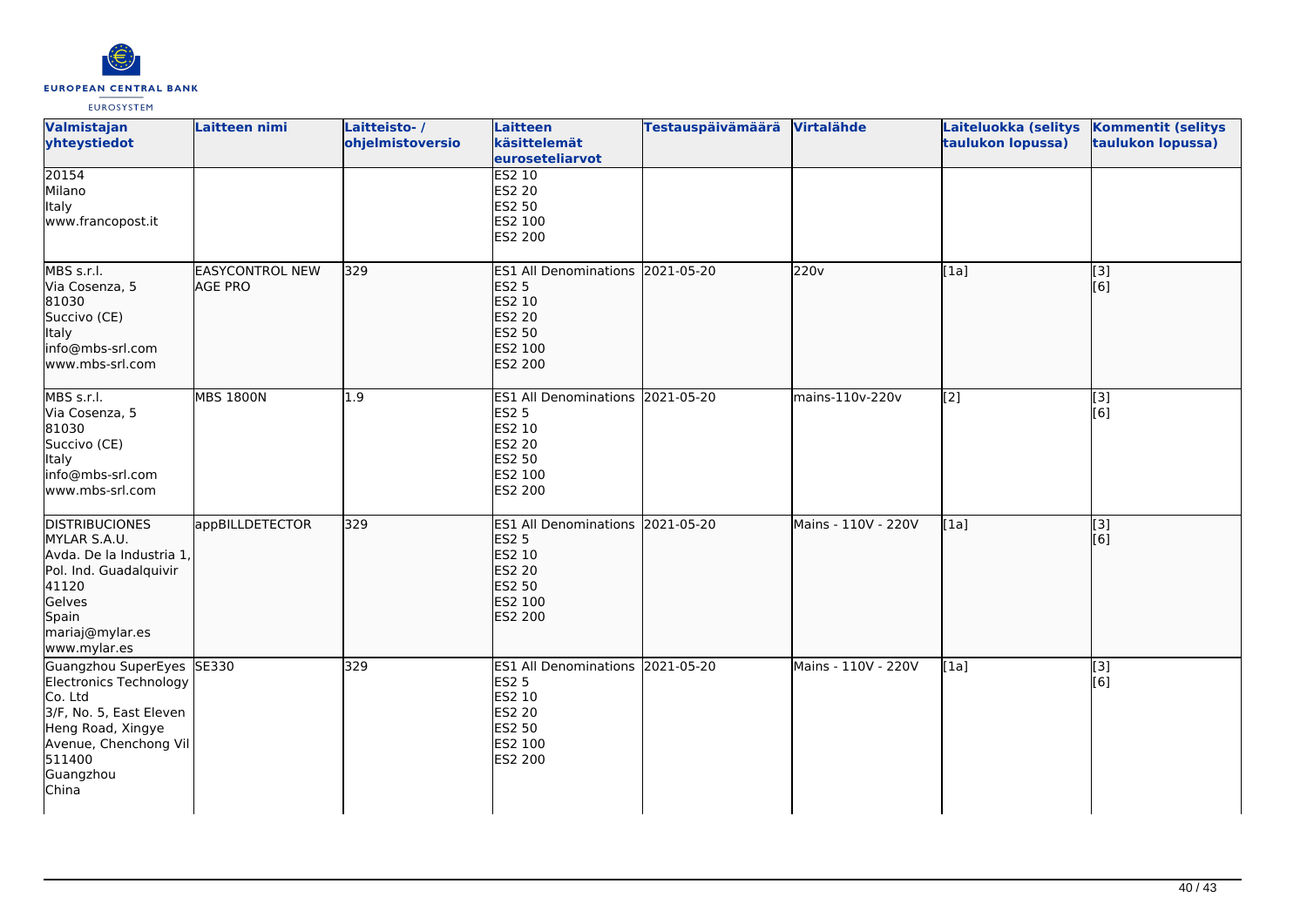| Valmistajan yhteystiedot | Laitteen nimi | Laitteisto- / ohjelmistoversio | Laitteen käsittelemät euroseteliarvot | Testauspäivämäärä | Virtalähde | Laiteluokka (selitys taulukon lopussa) | Kommentit (selitys taulukon lopussa) |
|---|---|---|---|---|---|---|---|
| 20154<br>Milano<br>Italy<br>www.francopost.it | | | ES2 10<br>ES2 20<br>ES2 50<br>ES2 100<br>ES2 200 | | | | |
| MBS s.r.l.<br>Via Cosenza, 5<br>81030<br>Succivo (CE)<br>Italy<br>info@mbs-srl.com<br>www.mbs-srl.com | EASYCONTROL NEW AGE PRO | 329 | ES1 All Denominations<br>ES2 5<br>ES2 10<br>ES2 20<br>ES2 50<br>ES2 100<br>ES2 200 | 2021-05-20 | 220v | [1a] | [3]<br>[6] |
| MBS s.r.l.<br>Via Cosenza, 5<br>81030<br>Succivo (CE)<br>Italy<br>info@mbs-srl.com<br>www.mbs-srl.com | MBS 1800N | 1.9 | ES1 All Denominations<br>ES2 5<br>ES2 10<br>ES2 20<br>ES2 50<br>ES2 100<br>ES2 200 | 2021-05-20 | mains-110v-220v | [2] | [3]<br>[6] |
| DISTRIBUCIONES MYLAR S.A.U.<br>Avda. De la Industria 1, Pol. Ind. Guadalquivir<br>41120<br>Gelves<br>Spain<br>mariaj@mylar.es<br>www.mylar.es | appBILLDETECTOR | 329 | ES1 All Denominations<br>ES2 5<br>ES2 10<br>ES2 20<br>ES2 50<br>ES2 100<br>ES2 200 | 2021-05-20 | Mains - 110V - 220V | [1a] | [3]<br>[6] |
| Guangzhou SuperEyes Electronics Technology Co. Ltd<br>3/F, No. 5, East Eleven Heng Road, Xingye Avenue, Chenchong Vil<br>511400<br>Guangzhou<br>China | SE330 | 329 | ES1 All Denominations<br>ES2 5<br>ES2 10<br>ES2 20<br>ES2 50<br>ES2 100<br>ES2 200 | 2021-05-20 | Mains - 110V - 220V | [1a] | [3]<br>[6] |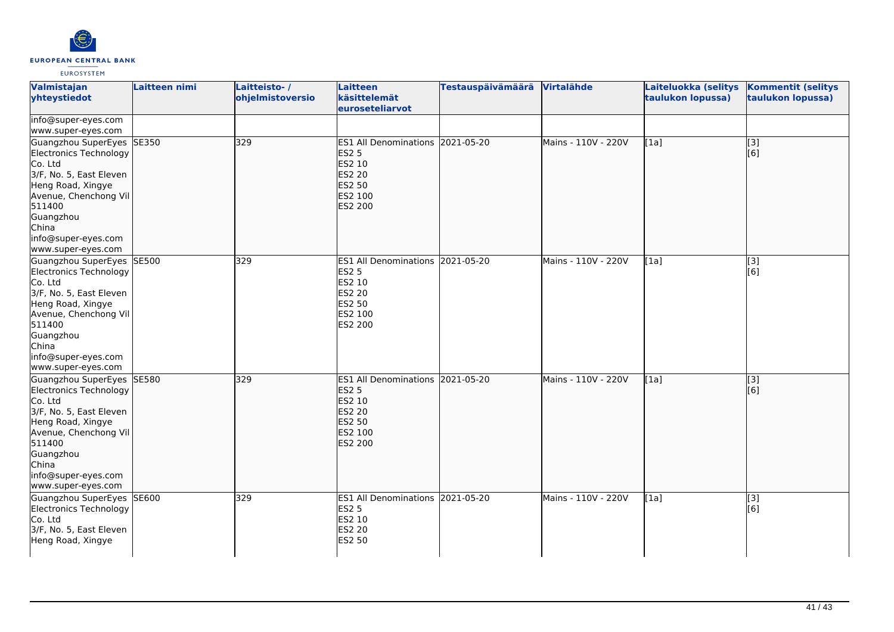| Valmistajan yhteystiedot | Laitteen nimi | Laitteisto- / ohjelmistoversio | Laitteen käsittelemät euroseteliarvot | Testauspäivämäärä | Virtalähde | Laiteluokka (selitys taulukon lopussa) | Kommentit (selitys taulukon lopussa) |
|---|---|---|---|---|---|---|---|
| info@super-eyes.com<br>www.super-eyes.com | | | | | | | |
| Guangzhou SuperEyes Electronics Technology Co. Ltd<br>3/F, No. 5, East Eleven Heng Road, Xingye Avenue, Chenchong Vil<br>511400<br>Guangzhou<br>China<br>info@super-eyes.com<br>www.super-eyes.com | SE350 | 329 | ES1 All Denominations<br>ES2 5<br>ES2 10<br>ES2 20<br>ES2 50<br>ES2 100<br>ES2 200 | 2021-05-20 | Mains - 110V - 220V | [1a] | [3]<br>[6] |
| Guangzhou SuperEyes Electronics Technology Co. Ltd<br>3/F, No. 5, East Eleven Heng Road, Xingye Avenue, Chenchong Vil<br>511400<br>Guangzhou<br>China<br>info@super-eyes.com<br>www.super-eyes.com | SE500 | 329 | ES1 All Denominations<br>ES2 5<br>ES2 10<br>ES2 20<br>ES2 50<br>ES2 100<br>ES2 200 | 2021-05-20 | Mains - 110V - 220V | [1a] | [3]<br>[6] |
| Guangzhou SuperEyes Electronics Technology Co. Ltd<br>3/F, No. 5, East Eleven Heng Road, Xingye Avenue, Chenchong Vil<br>511400<br>Guangzhou<br>China<br>info@super-eyes.com<br>www.super-eyes.com | SE580 | 329 | ES1 All Denominations<br>ES2 5<br>ES2 10<br>ES2 20<br>ES2 50<br>ES2 100<br>ES2 200 | 2021-05-20 | Mains - 110V - 220V | [1a] | [3]<br>[6] |
| Guangzhou SuperEyes Electronics Technology Co. Ltd<br>3/F, No. 5, East Eleven Heng Road, Xingye | SE600 | 329 | ES1 All Denominations<br>ES2 5<br>ES2 10<br>ES2 20<br>ES2 50 | 2021-05-20 | Mains - 110V - 220V | [1a] | [3]<br>[6] |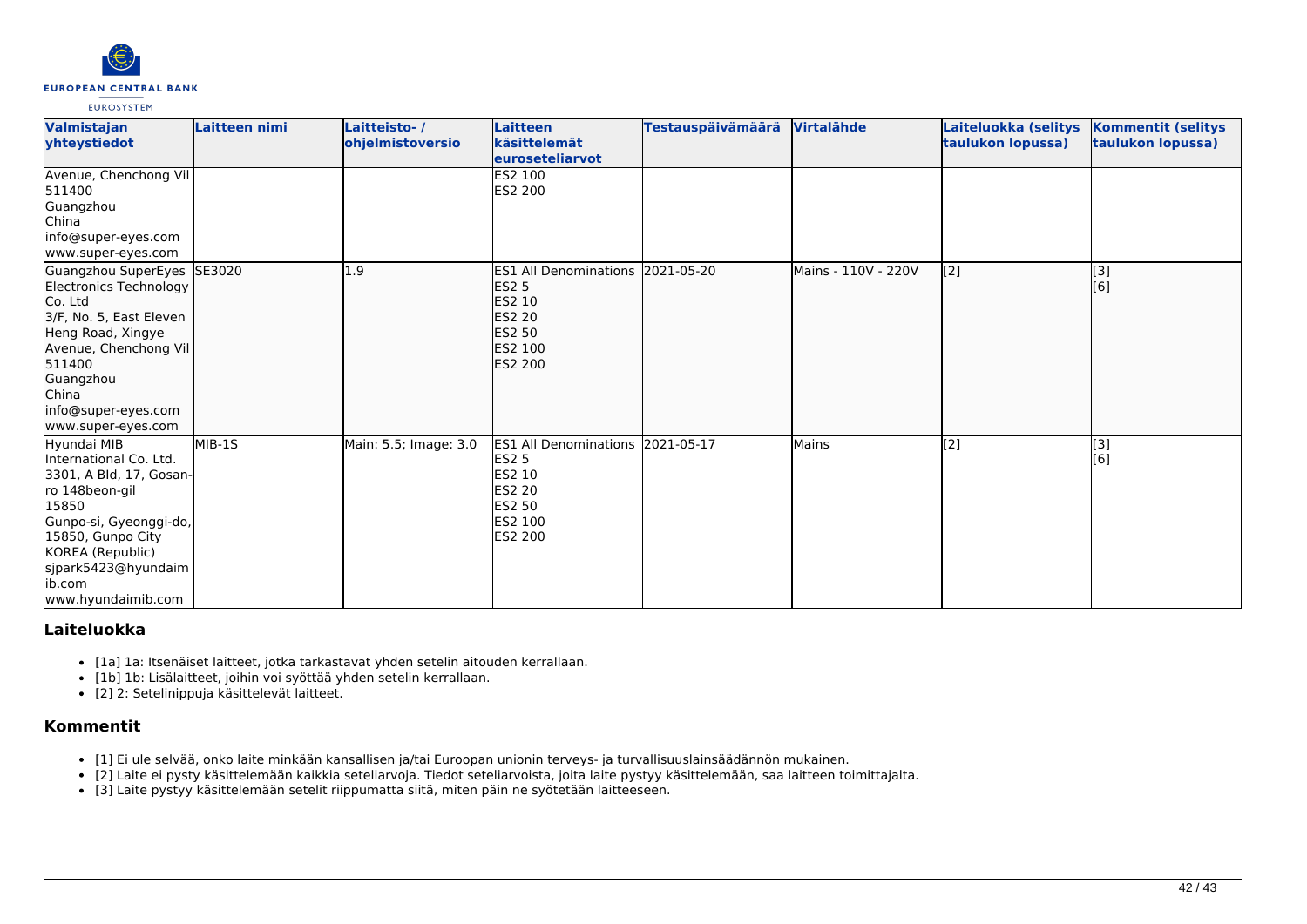| Valmistajan yhteystiedot | Laitteen nimi | Laitteisto- / ohjelmistoversio | Laitteen käsittelemät euroseteliarvot | Testauspäivämäärä | Virtalähde | Laiteluokka (selitys taulukon lopussa) | Kommentit (selitys taulukon lopussa) |
|---|---|---|---|---|---|---|---|
| Avenue, Chenchong Vil<br>511400<br>Guangzhou<br>China<br>info@super-eyes.com<br>www.super-eyes.com | | | ES2 100<br>ES2 200 | | | | |
| Guangzhou SuperEyes Electronics Technology Co. Ltd<br>3/F, No. 5, East Eleven Heng Road, Xingye Avenue, Chenchong Vil<br>511400<br>Guangzhou<br>China<br>info@super-eyes.com<br>www.super-eyes.com | SE3020 | 1.9 | ES1 All Denominations<br>ES2 5<br>ES2 10<br>ES2 20<br>ES2 50<br>ES2 100<br>ES2 200 | 2021-05-20 | Mains - 110V - 220V | [2] | [3]<br>[6] |
| Hyundai MIB International Co. Ltd.<br>3301, A Bld, 17, Gosan-ro 148beon-gil<br>15850<br>Gunpo-si, Gyeonggi-do, 15850, Gunpo City<br>KOREA (Republic)<br>sjpark5423@hyundaimib.com<br>www.hyundaimib.com | MIB-1S | Main: 5.5; Image: 3.0 | ES1 All Denominations<br>ES2 5<br>ES2 10<br>ES2 20<br>ES2 50<br>ES2 100<br>ES2 200 | 2021-05-17 | Mains | [2] | [3]<br>[6] |

## Laiteluokka

- [1a] 1a: Itsenäiset laitteet, jotka tarkastavat yhden setelin aitouden kerrallaan.
- [1b] 1b: Lisälaitteet, joihin voi syöttää yhden setelin kerrallaan.
- [2] 2: Setelinippuja käsittelevät laitteet.

## Kommentit

- [1] Ei ule selvää, onko laite minkään kansallisen ja/tai Euroopan unionin terveys- ja turvallisuuslainsäädännön mukainen.
- [2] Laite ei pysty käsittelemään kaikkia seteliarvoja. Tiedot seteliarvoista, joita laite pystyy käsittelemään, saa laitteen toimittajalta.
- [3] Laite pystyy käsittelemään setelit riippumatta siitä, miten päin ne syötetään laitteeseen.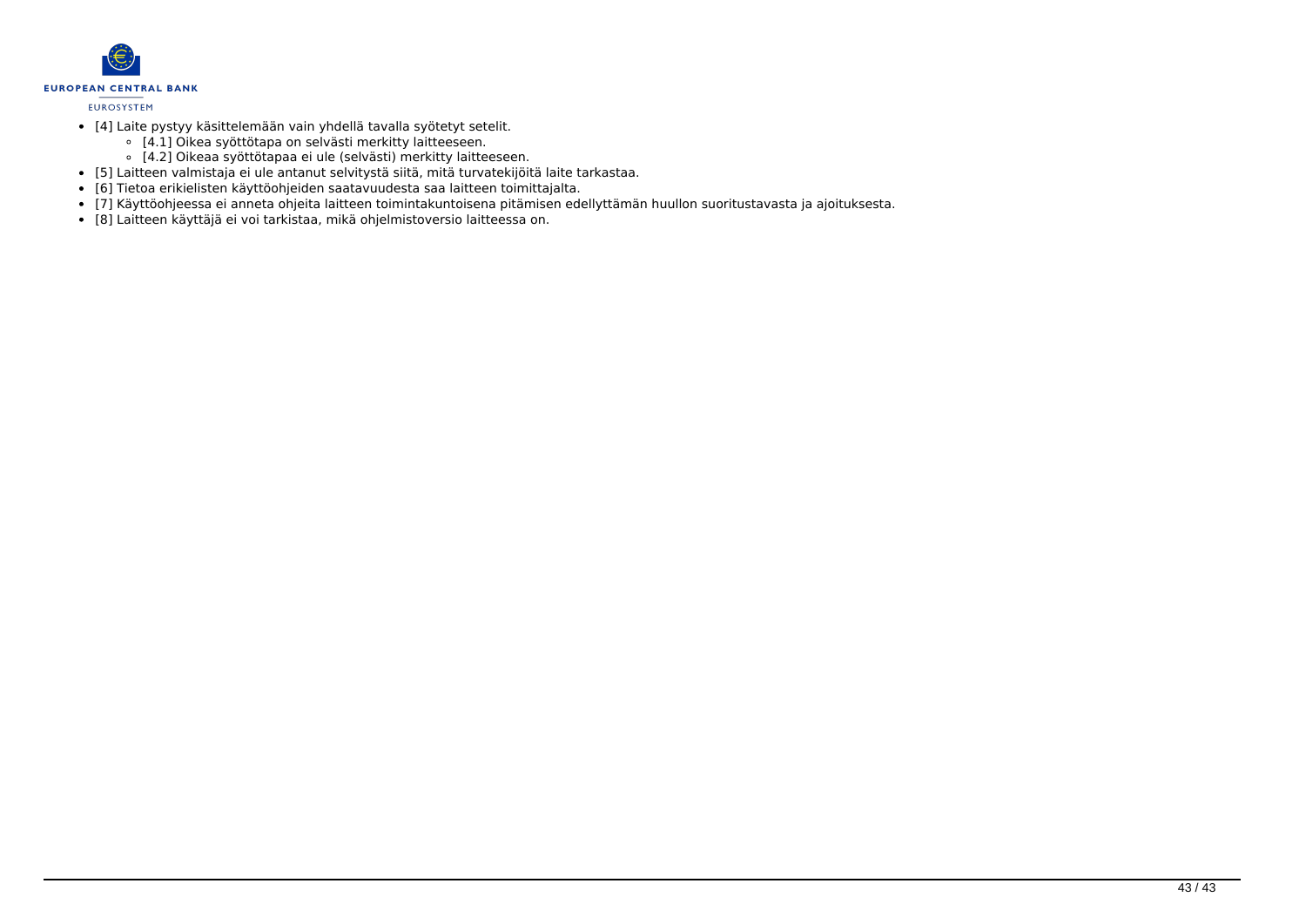- [4] Laite pystyy käsittelemään vain yhdellä tavalla syötetyt setelit.
    - [4.1] Oikea syöttötapa on selvästi merkitty laitteeseen.
    - [4.2] Oikeaa syöttötapaa ei ule (selvästi) merkitty laitteeseen.
- [5] Laitteen valmistaja ei ule antanut selvitystä siitä, mitä turvatekijöitä laite tarkastaa.
- [6] Tietoa erikielisten käyttöohjeiden saatavuudesta saa laitteen toimittajalta.
- [7] Käyttöohjeessa ei anneta ohjeita laitteen toimintakuntoisena pitämisen edellyttämän huullon suoritustavasta ja ajoituksesta.
- [8] Laitteen käyttäjä ei voi tarkistaa, mikä ohjelmistoversio laitteessa on.